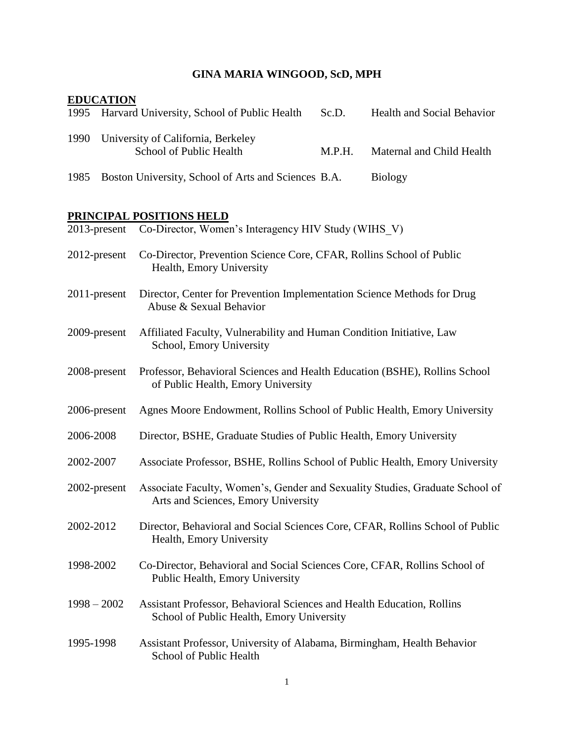# GINA MARIA WINGOOD, ScD, MPH

## EDUCATION

| | | | |
|---|---|---|---|
| 1995 | Harvard University, School of Public Health | Sc.D. | Health and Social Behavior |
| 1990 | University of California, Berkeley School of Public Health | M.P.H. | Maternal and Child Health |
| 1985 | Boston University, School of Arts and Sciences | B.A. | Biology |

## PRINCIPAL POSITIONS HELD

| | |
|---|---|
| 2013-present | Co-Director, Women's Interagency HIV Study (WIHS_V) |
| 2012-present | Co-Director, Prevention Science Core, CFAR, Rollins School of Public Health, Emory University |
| 2011-present | Director, Center for Prevention Implementation Science Methods for Drug Abuse & Sexual Behavior |
| 2009-present | Affiliated Faculty, Vulnerability and Human Condition Initiative, Law School, Emory University |
| 2008-present | Professor, Behavioral Sciences and Health Education (BSHE), Rollins School of Public Health, Emory University |
| 2006-present | Agnes Moore Endowment, Rollins School of Public Health, Emory University |
| 2006-2008 | Director, BSHE, Graduate Studies of Public Health, Emory University |
| 2002-2007 | Associate Professor, BSHE, Rollins School of Public Health, Emory University |
| 2002-present | Associate Faculty, Women's, Gender and Sexuality Studies, Graduate School of Arts and Sciences, Emory University |
| 2002-2012 | Director, Behavioral and Social Sciences Core, CFAR, Rollins School of Public Health, Emory University |
| 1998-2002 | Co-Director, Behavioral and Social Sciences Core, CFAR, Rollins School of Public Health, Emory University |
| 1998 – 2002 | Assistant Professor, Behavioral Sciences and Health Education, Rollins School of Public Health, Emory University |
| 1995-1998 | Assistant Professor, University of Alabama, Birmingham, Health Behavior School of Public Health |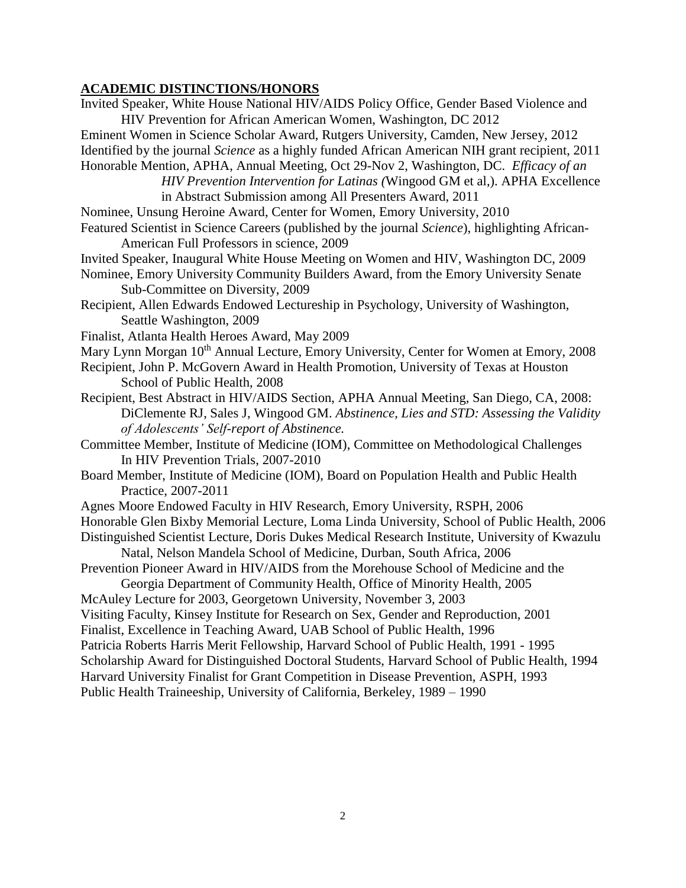## ACADEMIC DISTINCTIONS/HONORS

Invited Speaker, White House National HIV/AIDS Policy Office, Gender Based Violence and HIV Prevention for African American Women, Washington, DC 2012

Eminent Women in Science Scholar Award, Rutgers University, Camden, New Jersey, 2012

Identified by the journal *Science* as a highly funded African American NIH grant recipient, 2011

Honorable Mention, APHA, Annual Meeting, Oct 29-Nov 2, Washington, DC. *Efficacy of an HIV Prevention Intervention for Latinas (*Wingood GM et al,). APHA Excellence in Abstract Submission among All Presenters Award, 2011

Nominee, Unsung Heroine Award, Center for Women, Emory University, 2010

Featured Scientist in Science Careers (published by the journal *Science*), highlighting African-American Full Professors in science, 2009

Invited Speaker, Inaugural White House Meeting on Women and HIV, Washington DC, 2009

Nominee, Emory University Community Builders Award, from the Emory University Senate Sub-Committee on Diversity, 2009

Recipient, Allen Edwards Endowed Lectureship in Psychology, University of Washington, Seattle Washington, 2009

Finalist, Atlanta Health Heroes Award, May 2009

Mary Lynn Morgan 10th Annual Lecture, Emory University, Center for Women at Emory, 2008

Recipient, John P. McGovern Award in Health Promotion, University of Texas at Houston School of Public Health, 2008

Recipient, Best Abstract in HIV/AIDS Section, APHA Annual Meeting, San Diego, CA, 2008: DiClemente RJ, Sales J, Wingood GM. *Abstinence, Lies and STD: Assessing the Validity of Adolescents' Self-report of Abstinence.*

Committee Member, Institute of Medicine (IOM), Committee on Methodological Challenges In HIV Prevention Trials, 2007-2010

Board Member, Institute of Medicine (IOM), Board on Population Health and Public Health Practice, 2007-2011

Agnes Moore Endowed Faculty in HIV Research, Emory University, RSPH, 2006

Honorable Glen Bixby Memorial Lecture, Loma Linda University, School of Public Health, 2006

Distinguished Scientist Lecture, Doris Dukes Medical Research Institute, University of Kwazulu Natal, Nelson Mandela School of Medicine, Durban, South Africa, 2006

Prevention Pioneer Award in HIV/AIDS from the Morehouse School of Medicine and the Georgia Department of Community Health, Office of Minority Health, 2005

McAuley Lecture for 2003, Georgetown University, November 3, 2003

Visiting Faculty, Kinsey Institute for Research on Sex, Gender and Reproduction, 2001

Finalist, Excellence in Teaching Award, UAB School of Public Health, 1996

Patricia Roberts Harris Merit Fellowship, Harvard School of Public Health, 1991 - 1995

Scholarship Award for Distinguished Doctoral Students, Harvard School of Public Health, 1994

Harvard University Finalist for Grant Competition in Disease Prevention, ASPH, 1993

Public Health Traineeship, University of California, Berkeley, 1989 – 1990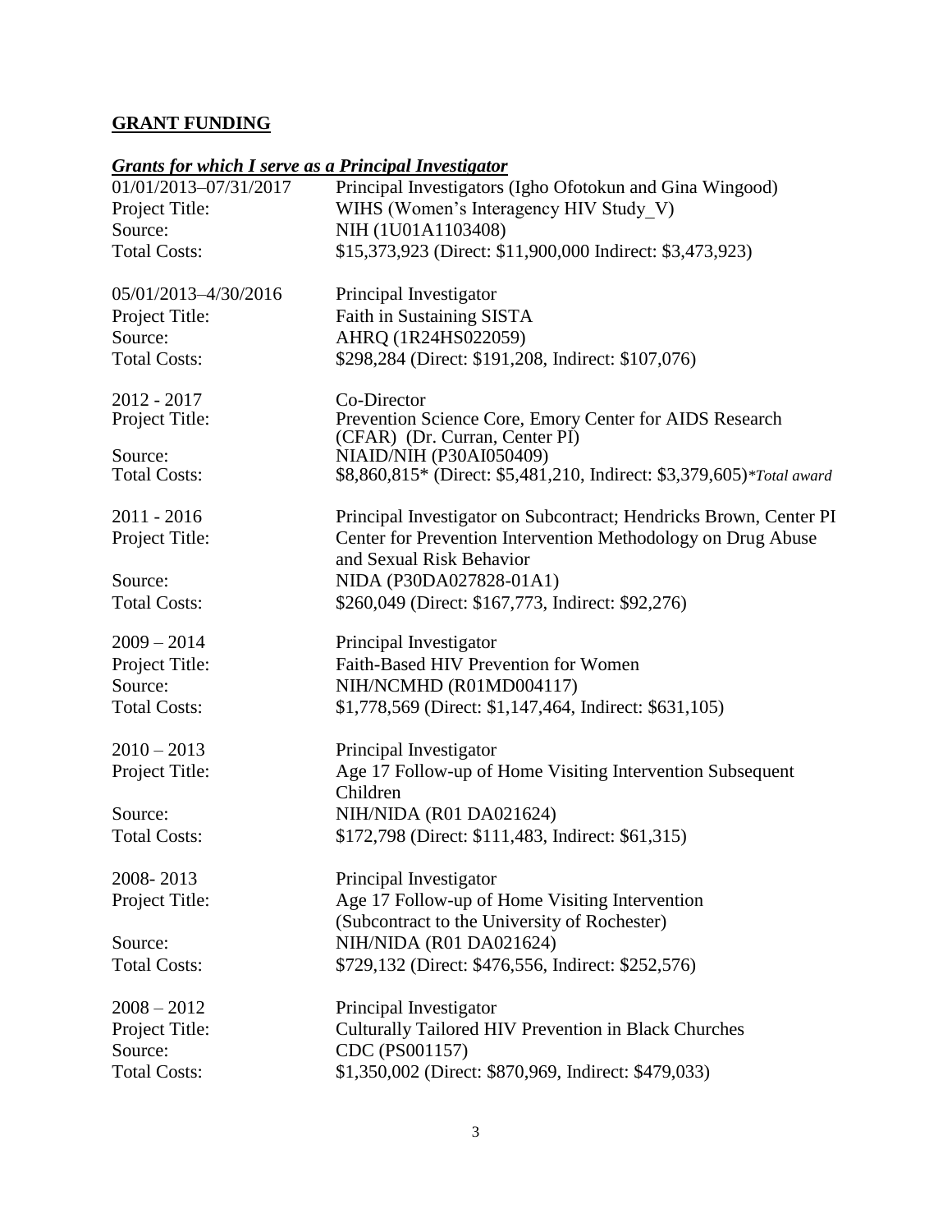## GRANT FUNDING

### *Grants for which I serve as a Principal Investigator*

| | |
|---|---|
| 01/01/2013–07/31/2017 | Principal Investigators (Igho Ofotokun and Gina Wingood) |
| Project Title: | WIHS (Women's Interagency HIV Study_V) |
| Source: | NIH (1U01A1103408) |
| Total Costs: | $15,373,923 (Direct: $11,900,000 Indirect: $3,473,923) |
| | |
| 05/01/2013–4/30/2016 | Principal Investigator |
| Project Title: | Faith in Sustaining SISTA |
| Source: | AHRQ (1R24HS022059) |
| Total Costs: | $298,284 (Direct: 191,208, Indirect: $107,076) |
| | |
| 2012 - 2017 | Co-Director |
| Project Title: | Prevention Science Core, Emory Center for AIDS Research (CFAR) (Dr. Curran, Center PI) |
| Source: | NIAID/NIH (P30AI050409) |
| Total Costs: | $8,860,815* (Direct: $5,481,210, Indirect: $3,379,605)**Total award* |
| | |
| 2011 - 2016 | Principal Investigator on Subcontract; Hendricks Brown, Center PI |
| Project Title: | Center for Prevention Intervention Methodology on Drug Abuse and Sexual Risk Behavior |
| Source: | NIDA (P30DA027828-01A1) |
| Total Costs: | $260,049 (Direct: $167,773, Indirect: $92,276) |
| | |
| 2009 – 2014 | Principal Investigator |
| Project Title: | Faith-Based HIV Prevention for Women |
| Source: | NIH/NCMHD (R01MD004117) |
| Total Costs: | $1,778,569 (Direct: $1,147,464, Indirect: $631,105) |
| | |
| 2010 – 2013 | Principal Investigator |
| Project Title: | Age 17 Follow-up of Home Visiting Intervention Subsequent Children |
| Source: | NIH/NIDA (R01 DA021624) |
| Total Costs: | $172,798 (Direct: $111,483, Indirect: $61,315) |
| | |
| 2008- 2013 | Principal Investigator |
| Project Title: | Age 17 Follow-up of Home Visiting Intervention (Subcontract to the University of Rochester) |
| Source: | NIH/NIDA (R01 DA021624) |
| Total Costs: | $729,132 (Direct: $476,556, Indirect: $252,576) |
| | |
| 2008 – 2012 | Principal Investigator |
| Project Title: | Culturally Tailored HIV Prevention in Black Churches |
| Source: | CDC (PS001157) |
| Total Costs: | $1,350,002 (Direct: $870,969, Indirect: $479,033) |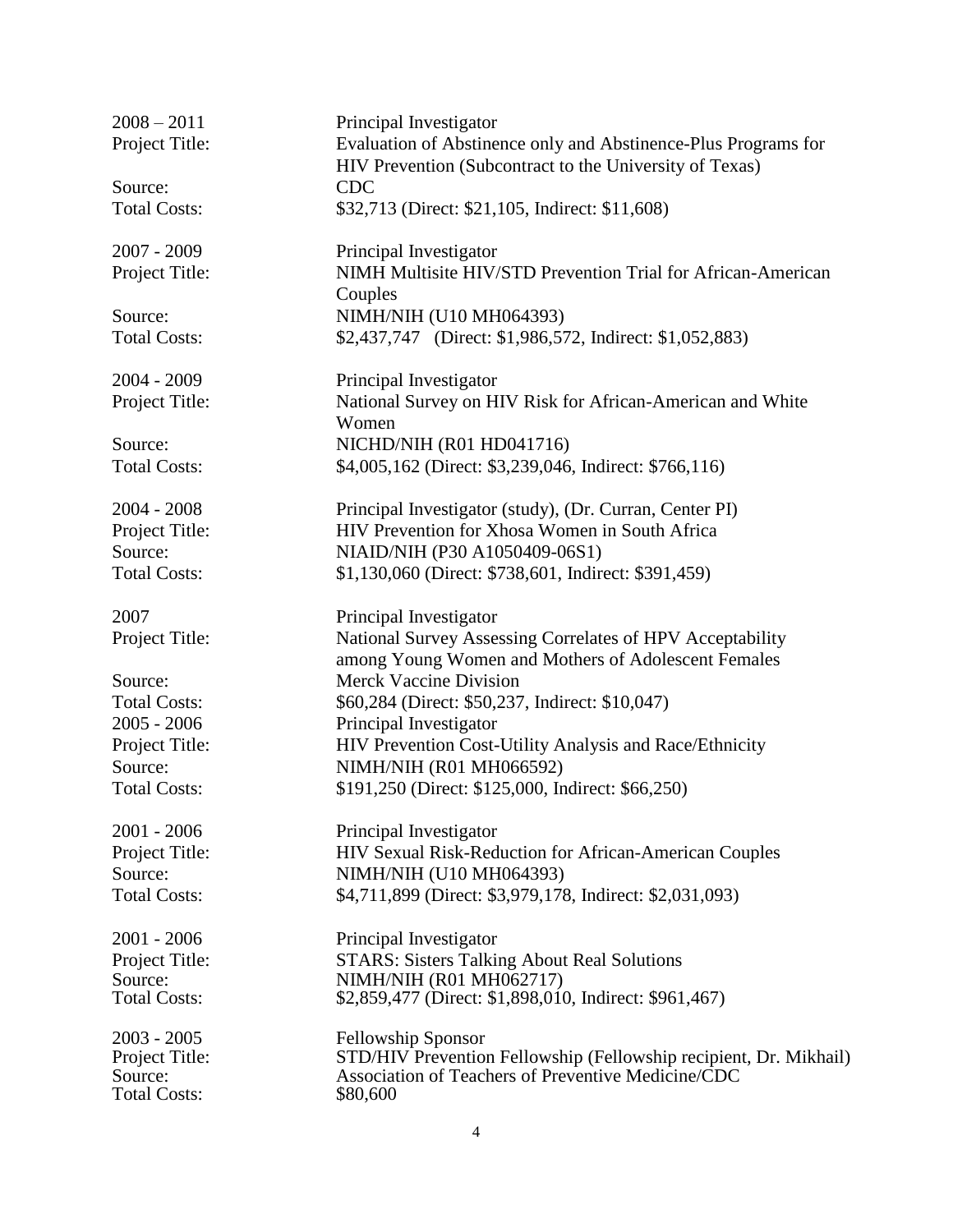2008 – 2011 Principal Investigator
Project Title: Evaluation of Abstinence only and Abstinence-Plus Programs for HIV Prevention (Subcontract to the University of Texas)
Source: CDC
Total Costs: $32,713 (Direct: $21,105, Indirect: $11,608)

2007 - 2009 Principal Investigator
Project Title: NIMH Multisite HIV/STD Prevention Trial for African-American Couples
Source: NIMH/NIH (U10 MH064393)
Total Costs: $2,437,747 (Direct: $1,986,572, Indirect: $1,052,883)

2004 - 2009 Principal Investigator
Project Title: National Survey on HIV Risk for African-American and White Women
Source: NICHD/NIH (R01 HD041716)
Total Costs: $4,005,162 (Direct: $3,239,046, Indirect: $766,116)

2004 - 2008 Principal Investigator (study), (Dr. Curran, Center PI)
Project Title: HIV Prevention for Xhosa Women in South Africa
Source: NIAID/NIH (P30 A1050409-06S1)
Total Costs: $1,130,060 (Direct: $738,601, Indirect: $391,459)

2007 Principal Investigator
Project Title: National Survey Assessing Correlates of HPV Acceptability among Young Women and Mothers of Adolescent Females
Source: Merck Vaccine Division
Total Costs: $60,284 (Direct: $50,237, Indirect: $10,047)

2005 - 2006 Principal Investigator
Project Title: HIV Prevention Cost-Utility Analysis and Race/Ethnicity
Source: NIMH/NIH (R01 MH066592)
Total Costs: $191,250 (Direct: $125,000, Indirect: $66,250)

2001 - 2006 Principal Investigator
Project Title: HIV Sexual Risk-Reduction for African-American Couples
Source: NIMH/NIH (U10 MH064393)
Total Costs: $4,711,899 (Direct: $3,979,178, Indirect: $2,031,093)

2001 - 2006 Principal Investigator
Project Title: STARS: Sisters Talking About Real Solutions
Source: NIMH/NIH (R01 MH062717)
Total Costs: $2,859,477 (Direct: $1,898,010, Indirect: $961,467)

2003 - 2005 Fellowship Sponsor
Project Title: STD/HIV Prevention Fellowship (Fellowship recipient, Dr. Mikhail)
Source: Association of Teachers of Preventive Medicine/CDC
Total Costs: $80,600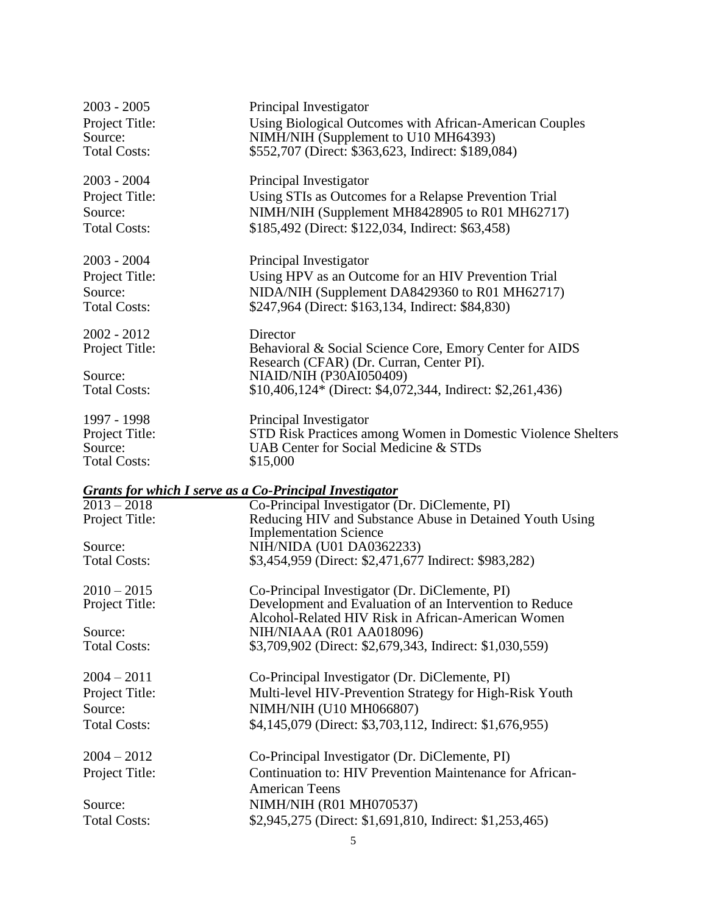2003 - 2005 Principal Investigator
Project Title: Using Biological Outcomes with African-American Couples
Source: NIMH/NIH (Supplement to U10 MH64393)
Total Costs: $552,707 (Direct: $363,623, Indirect: $189,084)

2003 - 2004 Principal Investigator
Project Title: Using STIs as Outcomes for a Relapse Prevention Trial
Source: NIMH/NIH (Supplement MH8428905 to R01 MH62717)
Total Costs: $185,492 (Direct: $122,034, Indirect: $63,458)

2003 - 2004 Principal Investigator
Project Title: Using HPV as an Outcome for an HIV Prevention Trial
Source: NIDA/NIH (Supplement DA8429360 to R01 MH62717)
Total Costs: $247,964 (Direct: $163,134, Indirect: $84,830)

2002 - 2012 Director
Project Title: Behavioral & Social Science Core, Emory Center for AIDS Research (CFAR) (Dr. Curran, Center PI).
Source: NIAID/NIH (P30AI050409)
Total Costs: $10,406,124* (Direct: $4,072,344, Indirect: $2,261,436)

1997 - 1998 Principal Investigator
Project Title: STD Risk Practices among Women in Domestic Violence Shelters
Source: UAB Center for Social Medicine & STDs
Total Costs: $15,000

***Grants for which I serve as a Co-Principal Investigator***

2013 – 2018 Co-Principal Investigator (Dr. DiClemente, PI)
Project Title: Reducing HIV and Substance Abuse in Detained Youth Using Implementation Science
Source: NIH/NIDA (U01 DA0362233)
Total Costs: $3,454,959 (Direct: $2,471,677 Indirect: $983,282)

2010 – 2015 Co-Principal Investigator (Dr. DiClemente, PI)
Project Title: Development and Evaluation of an Intervention to Reduce Alcohol-Related HIV Risk in African-American Women
Source: NIH/NIAAA (R01 AA018096)
Total Costs: $3,709,902 (Direct: $2,679,343, Indirect: $1,030,559)

2004 – 2011 Co-Principal Investigator (Dr. DiClemente, PI)
Project Title: Multi-level HIV-Prevention Strategy for High-Risk Youth
Source: NIMH/NIH (U10 MH066807)
Total Costs: $4,145,079 (Direct: $3,703,112, Indirect: $1,676,955)

2004 – 2012 Co-Principal Investigator (Dr. DiClemente, PI)
Project Title: Continuation to: HIV Prevention Maintenance for African-American Teens
Source: NIMH/NIH (R01 MH070537)
Total Costs: $2,945,275 (Direct: $1,691,810, Indirect: $1,253,465)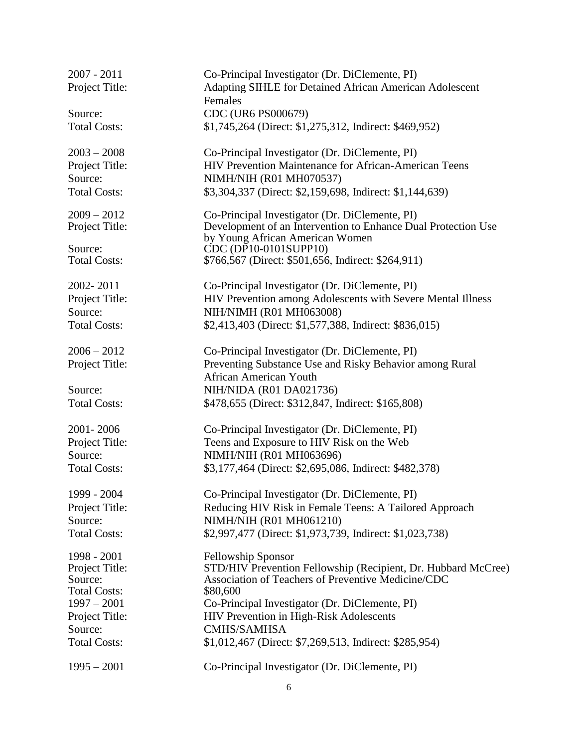2007 - 2011 Co-Principal Investigator (Dr. DiClemente, PI)
Project Title: Adapting SIHLE for Detained African American Adolescent Females
Source: CDC (UR6 PS000679)
Total Costs: $1,745,264 (Direct: $1,275,312, Indirect: $469,952)

2003 – 2008 Co-Principal Investigator (Dr. DiClemente, PI)
Project Title: HIV Prevention Maintenance for African-American Teens
Source: NIMH/NIH (R01 MH070537)
Total Costs: $3,304,337 (Direct: $2,159,698, Indirect: $1,144,639)

2009 – 2012 Co-Principal Investigator (Dr. DiClemente, PI)
Project Title: Development of an Intervention to Enhance Dual Protection Use by Young African American Women
Source: CDC (DP10-0101SUPP10)
Total Costs: $766,567 (Direct: $501,656, Indirect: $264,911)

2002- 2011 Co-Principal Investigator (Dr. DiClemente, PI)
Project Title: HIV Prevention among Adolescents with Severe Mental Illness
Source: NIH/NIMH (R01 MH063008)
Total Costs: $2,413,403 (Direct: $1,577,388, Indirect: $836,015)

2006 – 2012 Co-Principal Investigator (Dr. DiClemente, PI)
Project Title: Preventing Substance Use and Risky Behavior among Rural African American Youth
Source: NIH/NIDA (R01 DA021736)
Total Costs: $478,655 (Direct: $312,847, Indirect: $165,808)

2001- 2006 Co-Principal Investigator (Dr. DiClemente, PI)
Project Title: Teens and Exposure to HIV Risk on the Web
Source: NIMH/NIH (R01 MH063696)
Total Costs: $3,177,464 (Direct: $2,695,086, Indirect: $482,378)

1999 - 2004 Co-Principal Investigator (Dr. DiClemente, PI)
Project Title: Reducing HIV Risk in Female Teens: A Tailored Approach
Source: NIMH/NIH (R01 MH061210)
Total Costs: $2,997,477 (Direct: $1,973,739, Indirect: $1,023,738)

1998 - 2001 Fellowship Sponsor
Project Title: STD/HIV Prevention Fellowship (Recipient, Dr. Hubbard McCree)
Source: Association of Teachers of Preventive Medicine/CDC
Total Costs: $80,600

1997 – 2001 Co-Principal Investigator (Dr. DiClemente, PI)
Project Title: HIV Prevention in High-Risk Adolescents
Source: CMHS/SAMHSA
Total Costs: $1,012,467 (Direct: $7,269,513, Indirect: $285,954)

1995 – 2001 Co-Principal Investigator (Dr. DiClemente, PI)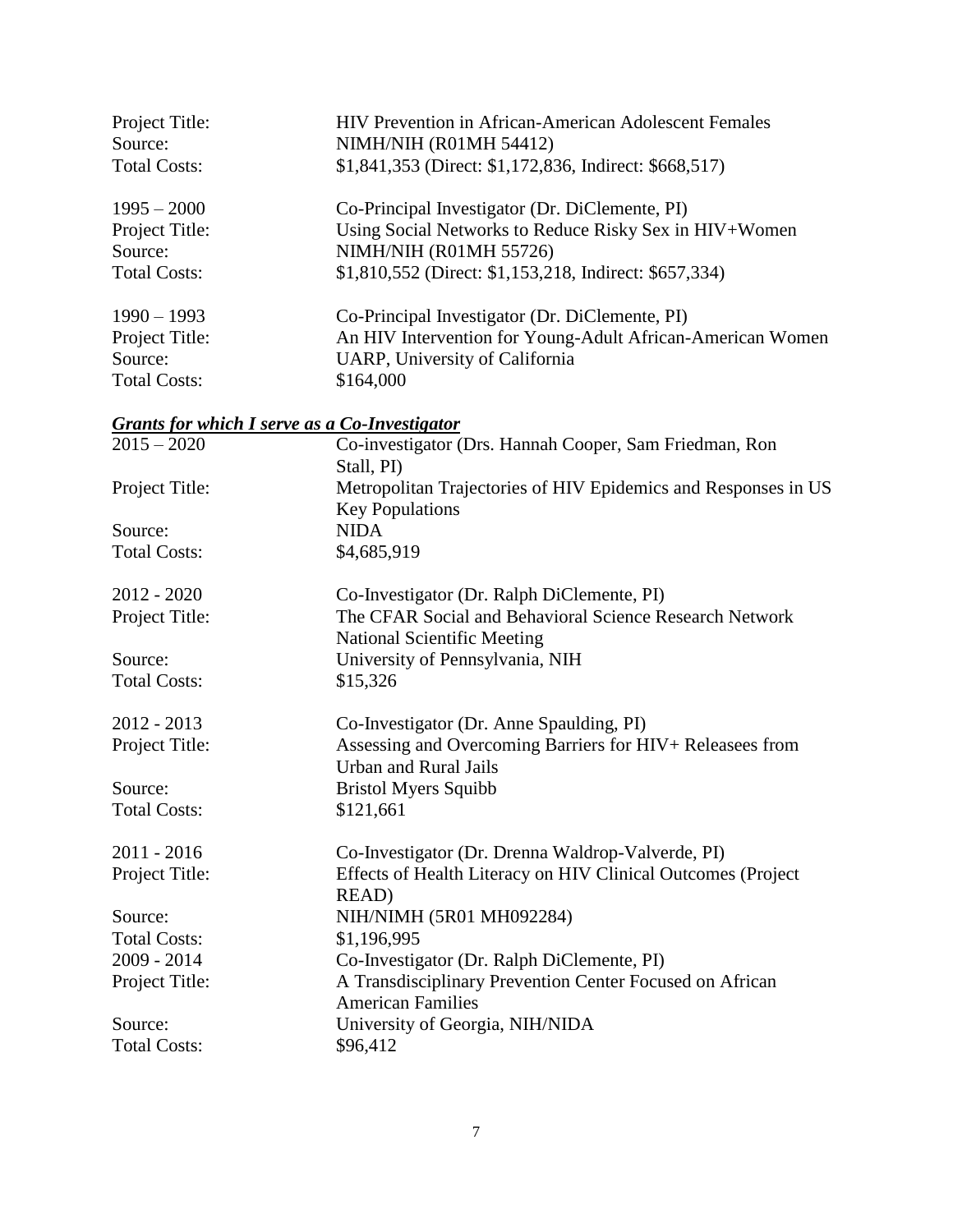Project Title: HIV Prevention in African-American Adolescent Females
Source: NIMH/NIH (R01MH 54412)
Total Costs: $1,841,353 (Direct: $1,172,836, Indirect: $668,517)

1995 – 2000 Co-Principal Investigator (Dr. DiClemente, PI)
Project Title: Using Social Networks to Reduce Risky Sex in HIV+Women
Source: NIMH/NIH (R01MH 55726)
Total Costs: $1,810,552 (Direct: $1,153,218, Indirect: $657,334)

1990 – 1993 Co-Principal Investigator (Dr. DiClemente, PI)
Project Title: An HIV Intervention for Young-Adult African-American Women
Source: UARP, University of California
Total Costs: $164,000

***Grants for which I serve as a Co-Investigator***

2015 – 2020 Co-investigator (Drs. Hannah Cooper, Sam Friedman, Ron Stall, PI)
Project Title: Metropolitan Trajectories of HIV Epidemics and Responses in US Key Populations
Source: NIDA
Total Costs: $4,685,919

2012 - 2020 Co-Investigator (Dr. Ralph DiClemente, PI)
Project Title: The CFAR Social and Behavioral Science Research Network National Scientific Meeting
Source: University of Pennsylvania, NIH
Total Costs: $15,326

2012 - 2013 Co-Investigator (Dr. Anne Spaulding, PI)
Project Title: Assessing and Overcoming Barriers for HIV+ Releasees from Urban and Rural Jails
Source: Bristol Myers Squibb
Total Costs: $121,661

2011 - 2016 Co-Investigator (Dr. Drenna Waldrop-Valverde, PI)
Project Title: Effects of Health Literacy on HIV Clinical Outcomes (Project READ)
Source: NIH/NIMH (5R01 MH092284)
Total Costs: $1,196,995

2009 - 2014 Co-Investigator (Dr. Ralph DiClemente, PI)
Project Title: A Transdisciplinary Prevention Center Focused on African American Families
Source: University of Georgia, NIH/NIDA
Total Costs: $96,412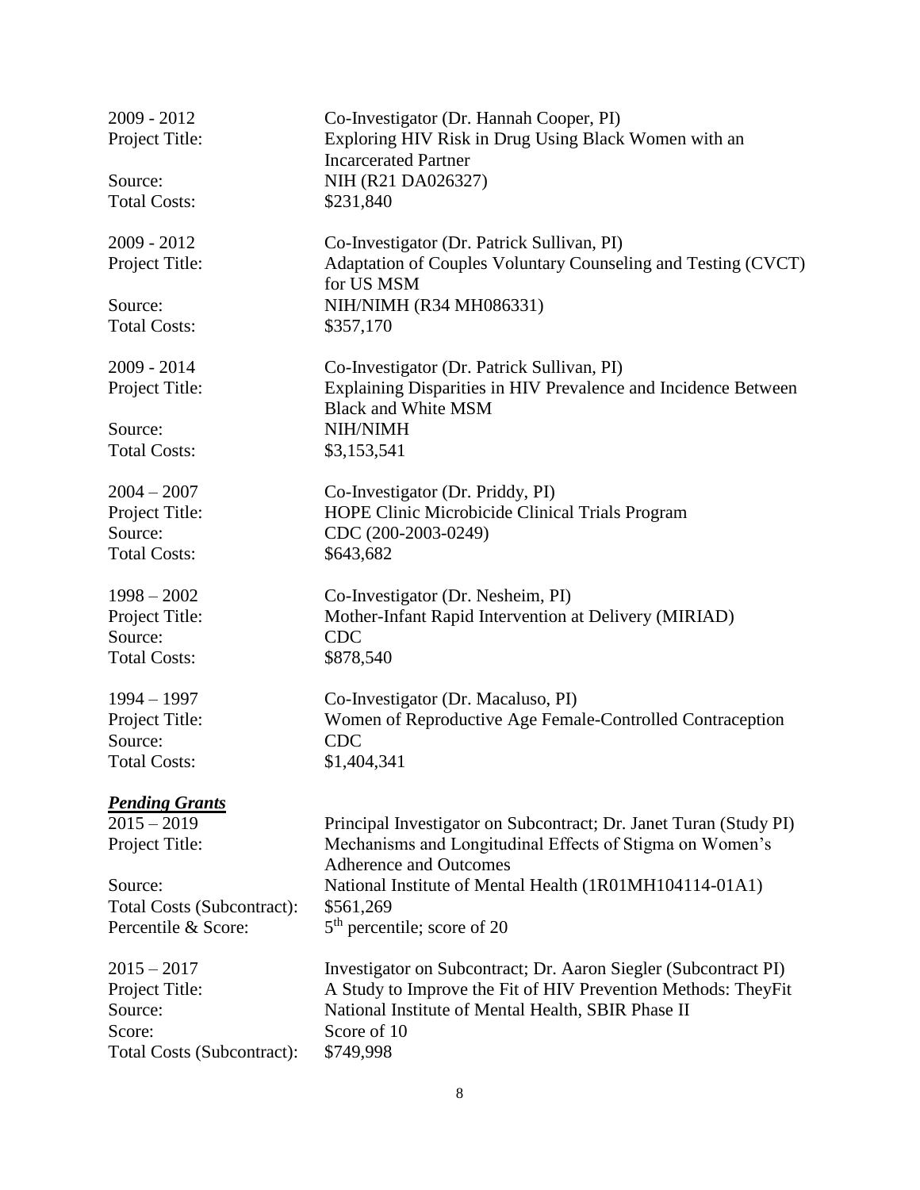2009 - 2012 Co-Investigator (Dr. Hannah Cooper, PI)
Project Title: Exploring HIV Risk in Drug Using Black Women with an Incarcerated Partner
Source: NIH (R21 DA026327)
Total Costs: $231,840

2009 - 2012 Co-Investigator (Dr. Patrick Sullivan, PI)
Project Title: Adaptation of Couples Voluntary Counseling and Testing (CVCT) for US MSM
Source: NIH/NIMH (R34 MH086331)
Total Costs: $357,170

2009 - 2014 Co-Investigator (Dr. Patrick Sullivan, PI)
Project Title: Explaining Disparities in HIV Prevalence and Incidence Between Black and White MSM
Source: NIH/NIMH
Total Costs: $3,153,541

2004 – 2007 Co-Investigator (Dr. Priddy, PI)
Project Title: HOPE Clinic Microbicide Clinical Trials Program
Source: CDC (200-2003-0249)
Total Costs: $643,682

1998 – 2002 Co-Investigator (Dr. Nesheim, PI)
Project Title: Mother-Infant Rapid Intervention at Delivery (MIRIAD)
Source: CDC
Total Costs: $878,540

1994 – 1997 Co-Investigator (Dr. Macaluso, PI)
Project Title: Women of Reproductive Age Female-Controlled Contraception
Source: CDC
Total Costs: $1,404,341

***Pending Grants***

2015 – 2019 Principal Investigator on Subcontract; Dr. Janet Turan (Study PI)
Project Title: Mechanisms and Longitudinal Effects of Stigma on Women's Adherence and Outcomes
Source: National Institute of Mental Health (1R01MH104114-01A1)
Total Costs (Subcontract): $561,269
Percentile & Score: 5th percentile; score of 20

2015 – 2017 Investigator on Subcontract; Dr. Aaron Siegler (Subcontract PI)
Project Title: A Study to Improve the Fit of HIV Prevention Methods: TheyFit
Source: National Institute of Mental Health, SBIR Phase II
Score: Score of 10
Total Costs (Subcontract): $749,998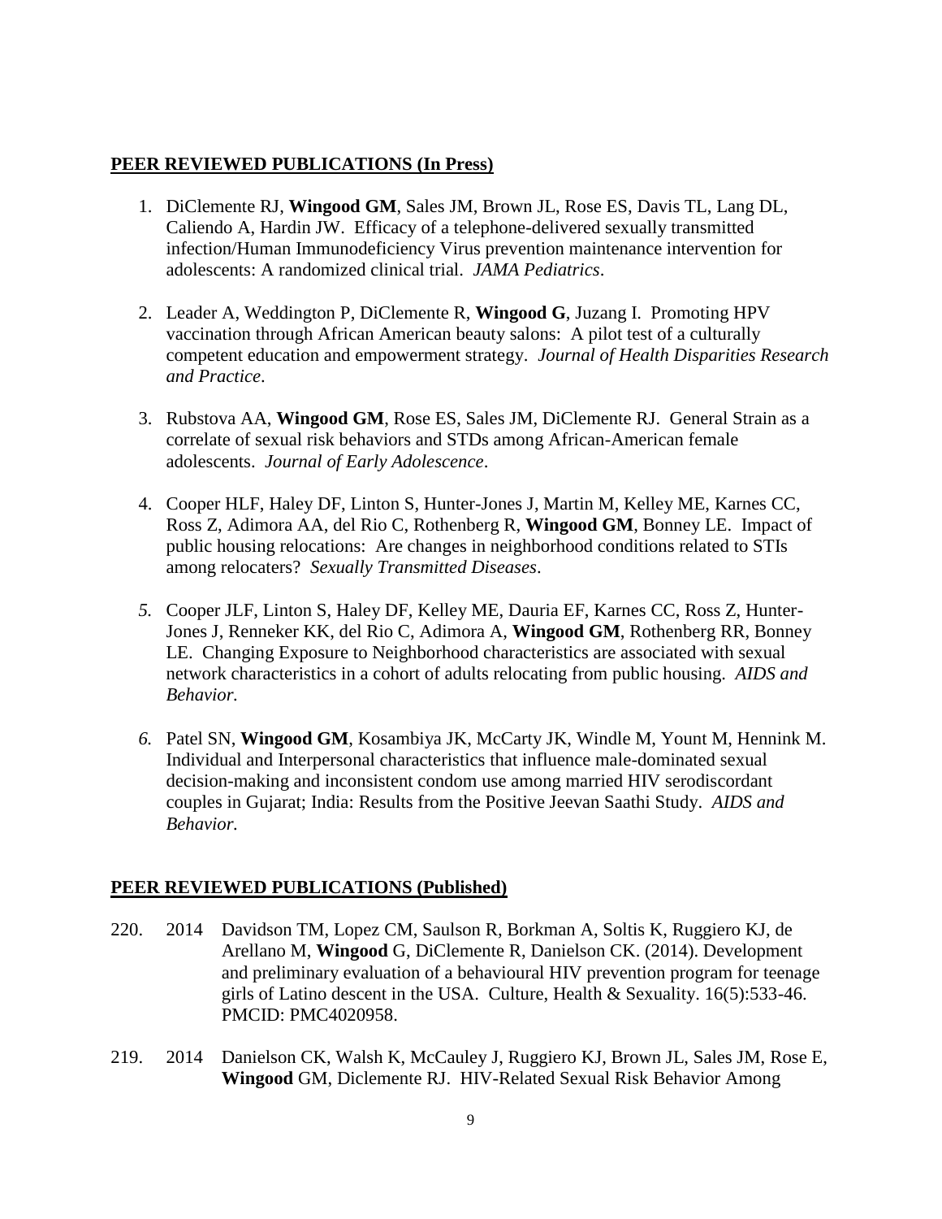## PEER REVIEWED PUBLICATIONS (In Press)

1. DiClemente RJ, **Wingood GM**, Sales JM, Brown JL, Rose ES, Davis TL, Lang DL, Caliendo A, Hardin JW. Efficacy of a telephone-delivered sexually transmitted infection/Human Immunodeficiency Virus prevention maintenance intervention for adolescents: A randomized clinical trial. *JAMA Pediatrics*.

2. Leader A, Weddington P, DiClemente R, **Wingood G**, Juzang I. Promoting HPV vaccination through African American beauty salons: A pilot test of a culturally competent education and empowerment strategy. *Journal of Health Disparities Research and Practice*.

3. Rubstova AA, **Wingood GM**, Rose ES, Sales JM, DiClemente RJ. General Strain as a correlate of sexual risk behaviors and STDs among African-American female adolescents. *Journal of Early Adolescence*.

4. Cooper HLF, Haley DF, Linton S, Hunter-Jones J, Martin M, Kelley ME, Karnes CC, Ross Z, Adimora AA, del Rio C, Rothenberg R, **Wingood GM**, Bonney LE. Impact of public housing relocations: Are changes in neighborhood conditions related to STIs among relocaters? *Sexually Transmitted Diseases*.

5. Cooper JLF, Linton S, Haley DF, Kelley ME, Dauria EF, Karnes CC, Ross Z, Hunter-Jones J, Renneker KK, del Rio C, Adimora A, **Wingood GM**, Rothenberg RR, Bonney LE. Changing Exposure to Neighborhood characteristics are associated with sexual network characteristics in a cohort of adults relocating from public housing. *AIDS and Behavior.*

6. Patel SN, **Wingood GM**, Kosambiya JK, McCarty JK, Windle M, Yount M, Hennink M. Individual and Interpersonal characteristics that influence male-dominated sexual decision-making and inconsistent condom use among married HIV serodiscordant couples in Gujarat; India: Results from the Positive Jeevan Saathi Study. *AIDS and Behavior.*

## PEER REVIEWED PUBLICATIONS (Published)

220. 2014 Davidson TM, Lopez CM, Saulson R, Borkman A, Soltis K, Ruggiero KJ, de Arellano M, **Wingood** G, DiClemente R, Danielson CK. (2014). Development and preliminary evaluation of a behavioural HIV prevention program for teenage girls of Latino descent in the USA. Culture, Health & Sexuality. 16(5):533-46. PMCID: PMC4020958.

219. 2014 Danielson CK, Walsh K, McCauley J, Ruggiero KJ, Brown JL, Sales JM, Rose E, **Wingood** GM, Diclemente RJ. HIV-Related Sexual Risk Behavior Among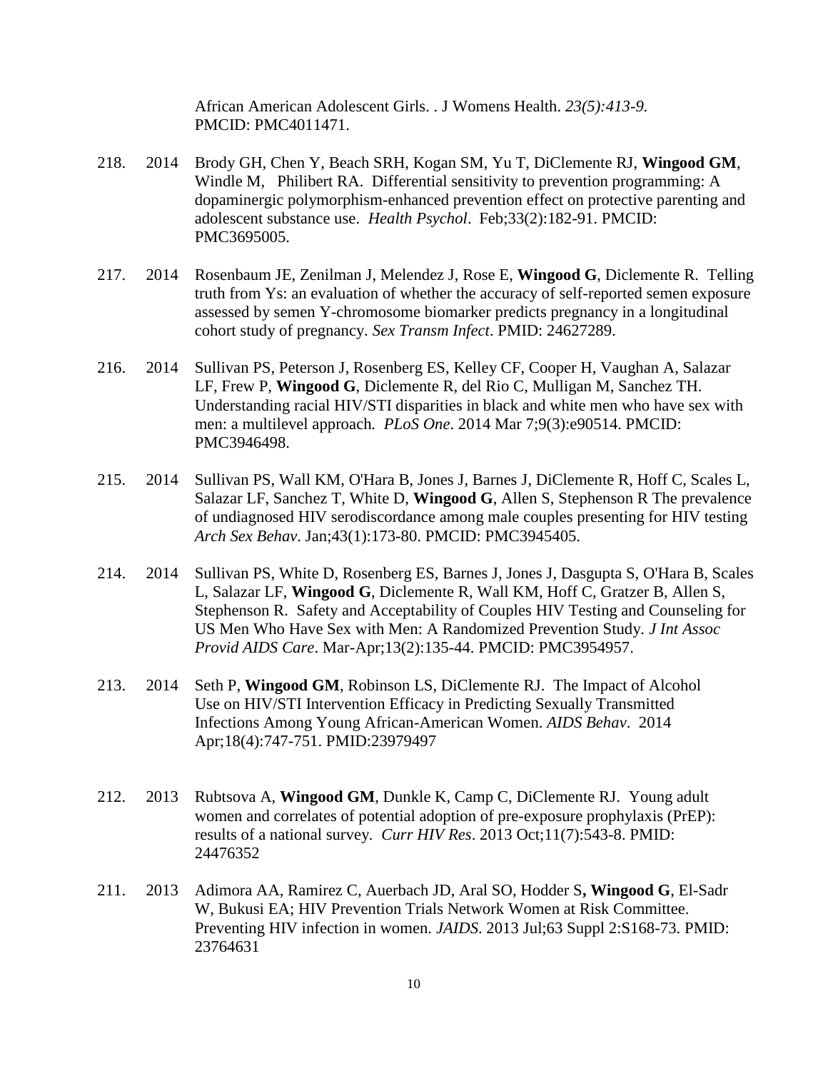African American Adolescent Girls. . J Womens Health. *23(5):413-9.* PMCID: PMC4011471.

218. 2014 Brody GH, Chen Y, Beach SRH, Kogan SM, Yu T, DiClemente RJ, **Wingood GM**, Windle M, Philibert RA. Differential sensitivity to prevention programming: A dopaminergic polymorphism-enhanced prevention effect on protective parenting and adolescent substance use. *Health Psychol*. Feb;33(2):182-91. PMCID: PMC3695005.

217. 2014 Rosenbaum JE, Zenilman J, Melendez J, Rose E, **Wingood G**, Diclemente R. Telling truth from Ys: an evaluation of whether the accuracy of self-reported semen exposure assessed by semen Y-chromosome biomarker predicts pregnancy in a longitudinal cohort study of pregnancy. *Sex Transm Infect*. PMID: 24627289.

216. 2014 Sullivan PS, Peterson J, Rosenberg ES, Kelley CF, Cooper H, Vaughan A, Salazar LF, Frew P, **Wingood G**, Diclemente R, del Rio C, Mulligan M, Sanchez TH. Understanding racial HIV/STI disparities in black and white men who have sex with men: a multilevel approach. *PLoS One*. 2014 Mar 7;9(3):e90514. PMCID: PMC3946498.

215. 2014 Sullivan PS, Wall KM, O'Hara B, Jones J, Barnes J, DiClemente R, Hoff C, Scales L, Salazar LF, Sanchez T, White D, **Wingood G**, Allen S, Stephenson R The prevalence of undiagnosed HIV serodiscordance among male couples presenting for HIV testing *Arch Sex Behav*. Jan;43(1):173-80. PMCID: PMC3945405.

214. 2014 Sullivan PS, White D, Rosenberg ES, Barnes J, Jones J, Dasgupta S, O'Hara B, Scales L, Salazar LF, **Wingood G**, Diclemente R, Wall KM, Hoff C, Gratzer B, Allen S, Stephenson R. Safety and Acceptability of Couples HIV Testing and Counseling for US Men Who Have Sex with Men: A Randomized Prevention Study. *J Int Assoc Provid AIDS Care*. Mar-Apr;13(2):135-44. PMCID: PMC3954957.

213. 2014 Seth P, **Wingood GM**, Robinson LS, DiClemente RJ. The Impact of Alcohol Use on HIV/STI Intervention Efficacy in Predicting Sexually Transmitted Infections Among Young African-American Women. *AIDS Behav*. 2014 Apr;18(4):747-751. PMID:23979497

212. 2013 Rubtsova A, **Wingood GM**, Dunkle K, Camp C, DiClemente RJ. Young adult women and correlates of potential adoption of pre-exposure prophylaxis (PrEP): results of a national survey. *Curr HIV Res*. 2013 Oct;11(7):543-8. PMID: 24476352

211. 2013 Adimora AA, Ramirez C, Auerbach JD, Aral SO, Hodder S**, Wingood G**, El-Sadr W, Bukusi EA; HIV Prevention Trials Network Women at Risk Committee. Preventing HIV infection in women. *JAIDS*. 2013 Jul;63 Suppl 2:S168-73. PMID: 23764631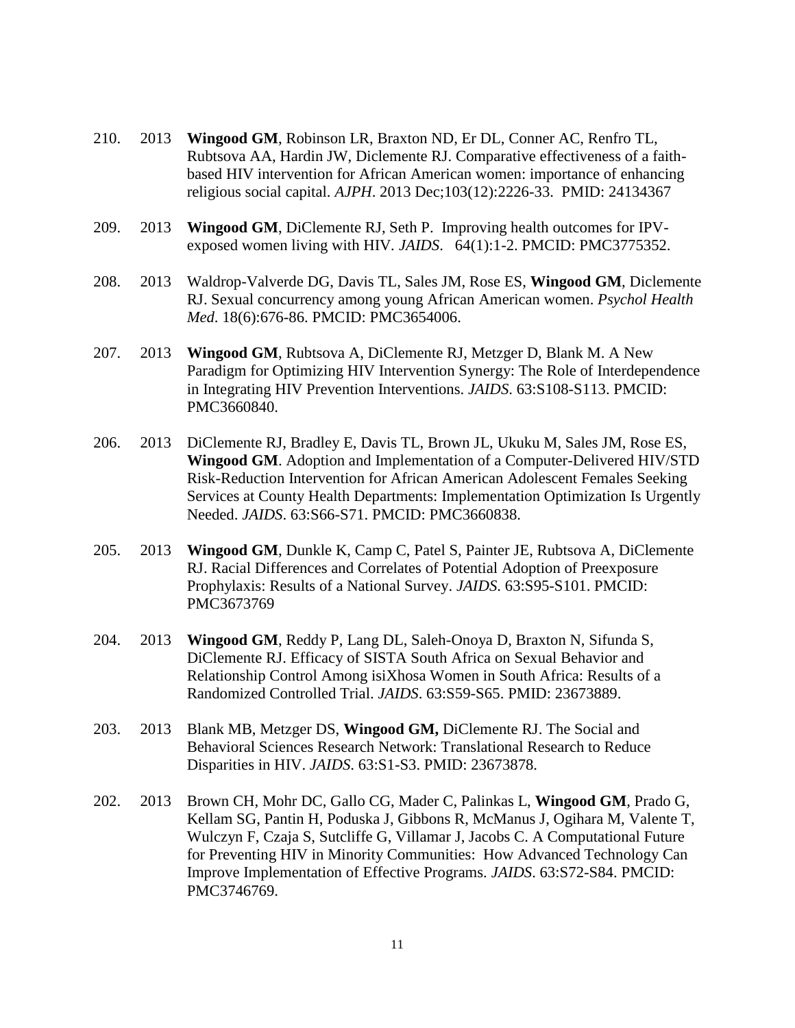210. 2013 **Wingood GM**, Robinson LR, Braxton ND, Er DL, Conner AC, Renfro TL, Rubtsova AA, Hardin JW, Diclemente RJ. Comparative effectiveness of a faith-based HIV intervention for African American women: importance of enhancing religious social capital. *AJPH*. 2013 Dec;103(12):2226-33. PMID: 24134367

209. 2013 **Wingood GM**, DiClemente RJ, Seth P. Improving health outcomes for IPV-exposed women living with HIV. *JAIDS*. 64(1):1-2. PMCID: PMC3775352.

208. 2013 Waldrop-Valverde DG, Davis TL, Sales JM, Rose ES, **Wingood GM**, Diclemente RJ. Sexual concurrency among young African American women. *Psychol Health Med*. 18(6):676-86. PMCID: PMC3654006.

207. 2013 **Wingood GM**, Rubtsova A, DiClemente RJ, Metzger D, Blank M. A New Paradigm for Optimizing HIV Intervention Synergy: The Role of Interdependence in Integrating HIV Prevention Interventions. *JAIDS*. 63:S108-S113. PMCID: PMC3660840.

206. 2013 DiClemente RJ, Bradley E, Davis TL, Brown JL, Ukuku M, Sales JM, Rose ES, **Wingood GM**. Adoption and Implementation of a Computer-Delivered HIV/STD Risk-Reduction Intervention for African American Adolescent Females Seeking Services at County Health Departments: Implementation Optimization Is Urgently Needed. *JAIDS*. 63:S66-S71. PMCID: PMC3660838.

205. 2013 **Wingood GM**, Dunkle K, Camp C, Patel S, Painter JE, Rubtsova A, DiClemente RJ. Racial Differences and Correlates of Potential Adoption of Preexposure Prophylaxis: Results of a National Survey. *JAIDS*. 63:S95-S101. PMCID: PMC3673769

204. 2013 **Wingood GM**, Reddy P, Lang DL, Saleh-Onoya D, Braxton N, Sifunda S, DiClemente RJ. Efficacy of SISTA South Africa on Sexual Behavior and Relationship Control Among isiXhosa Women in South Africa: Results of a Randomized Controlled Trial. *JAIDS*. 63:S59-S65. PMID: 23673889.

203. 2013 Blank MB, Metzger DS, **Wingood GM,** DiClemente RJ. The Social and Behavioral Sciences Research Network: Translational Research to Reduce Disparities in HIV. *JAIDS*. 63:S1-S3. PMID: 23673878.

202. 2013 Brown CH, Mohr DC, Gallo CG, Mader C, Palinkas L, **Wingood GM**, Prado G, Kellam SG, Pantin H, Poduska J, Gibbons R, McManus J, Ogihara M, Valente T, Wulczyn F, Czaja S, Sutcliffe G, Villamar J, Jacobs C. A Computational Future for Preventing HIV in Minority Communities: How Advanced Technology Can Improve Implementation of Effective Programs. *JAIDS*. 63:S72-S84. PMCID: PMC3746769.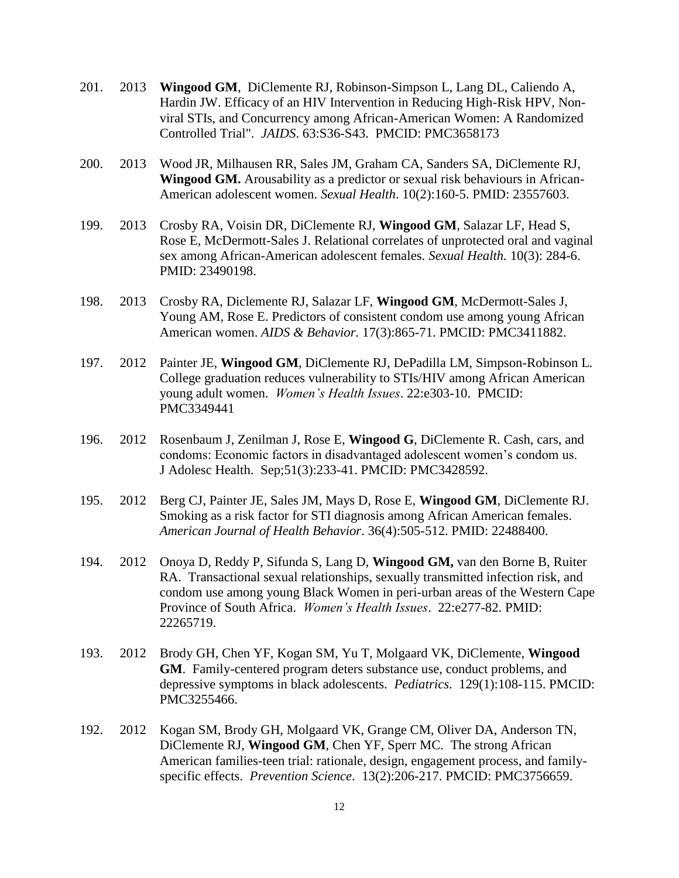201. 2013 **Wingood GM**, DiClemente RJ, Robinson-Simpson L, Lang DL, Caliendo A, Hardin JW. Efficacy of an HIV Intervention in Reducing High-Risk HPV, Non-viral STIs, and Concurrency among African-American Women: A Randomized Controlled Trial". *JAIDS*. 63:S36-S43. PMCID: PMC3658173

200. 2013 Wood JR, Milhausen RR, Sales JM, Graham CA, Sanders SA, DiClemente RJ, **Wingood GM.** Arousability as a predictor or sexual risk behaviours in African-American adolescent women. *Sexual Health*. 10(2):160-5. PMID: 23557603.

199. 2013 Crosby RA, Voisin DR, DiClemente RJ, **Wingood GM**, Salazar LF, Head S, Rose E, McDermott-Sales J. Relational correlates of unprotected oral and vaginal sex among African-American adolescent females. *Sexual Health.* 10(3): 284-6. PMID: 23490198.

198. 2013 Crosby RA, Diclemente RJ, Salazar LF, **Wingood GM**, McDermott-Sales J, Young AM, Rose E. Predictors of consistent condom use among young African American women. *AIDS & Behavior.* 17(3):865-71. PMCID: PMC3411882.

197. 2012 Painter JE, **Wingood GM**, DiClemente RJ, DePadilla LM, Simpson-Robinson L. College graduation reduces vulnerability to STIs/HIV among African American young adult women. *Women's Health Issues*. 22:e303-10. PMCID: PMC3349441

196. 2012 Rosenbaum J, Zenilman J, Rose E, **Wingood G**, DiClemente R. Cash, cars, and condoms: Economic factors in disadvantaged adolescent women's condom us. J Adolesc Health. Sep;51(3):233-41. PMCID: PMC3428592.

195. 2012 Berg CJ, Painter JE, Sales JM, Mays D, Rose E, **Wingood GM**, DiClemente RJ. Smoking as a risk factor for STI diagnosis among African American females. *American Journal of Health Behavior*. 36(4):505-512. PMID: 22488400.

194. 2012 Onoya D, Reddy P, Sifunda S, Lang D, **Wingood GM,** van den Borne B, Ruiter RA. Transactional sexual relationships, sexually transmitted infection risk, and condom use among young Black Women in peri-urban areas of the Western Cape Province of South Africa. *Women's Health Issues*. 22:e277-82. PMID: 22265719.

193. 2012 Brody GH, Chen YF, Kogan SM, Yu T, Molgaard VK, DiClemente, **Wingood GM**. Family-centered program deters substance use, conduct problems, and depressive symptoms in black adolescents. *Pediatrics*. 129(1):108-115. PMCID: PMC3255466.

192. 2012 Kogan SM, Brody GH, Molgaard VK, Grange CM, Oliver DA, Anderson TN, DiClemente RJ, **Wingood GM**, Chen YF, Sperr MC. The strong African American families-teen trial: rationale, design, engagement process, and family-specific effects. *Prevention Science*. 13(2):206-217. PMCID: PMC3756659.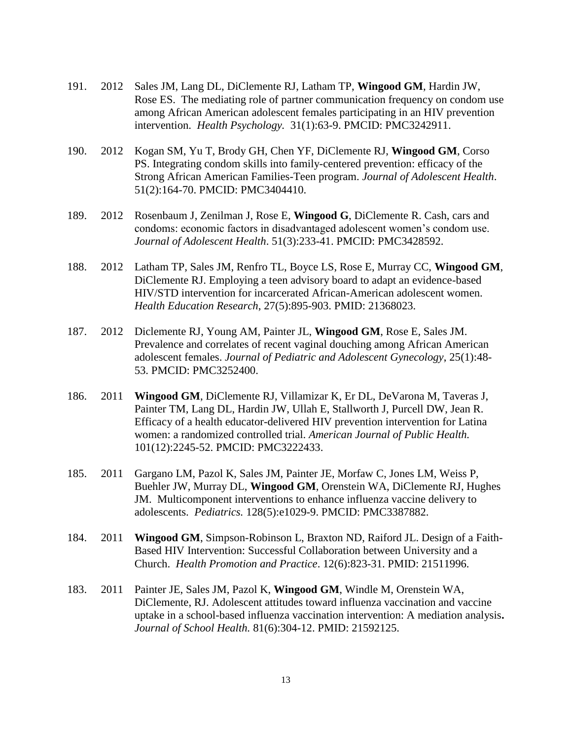191. 2012 Sales JM, Lang DL, DiClemente RJ, Latham TP, **Wingood GM**, Hardin JW, Rose ES. The mediating role of partner communication frequency on condom use among African American adolescent females participating in an HIV prevention intervention. *Health Psychology.* 31(1):63-9. PMCID: PMC3242911.

190. 2012 Kogan SM, Yu T, Brody GH, Chen YF, DiClemente RJ, **Wingood GM**, Corso PS. Integrating condom skills into family-centered prevention: efficacy of the Strong African American Families-Teen program. *Journal of Adolescent Health*. 51(2):164-70. PMCID: PMC3404410.

189. 2012 Rosenbaum J, Zenilman J, Rose E, **Wingood G**, DiClemente R. Cash, cars and condoms: economic factors in disadvantaged adolescent women's condom use. *Journal of Adolescent Health*. 51(3):233-41. PMCID: PMC3428592.

188. 2012 Latham TP, Sales JM, Renfro TL, Boyce LS, Rose E, Murray CC, **Wingood GM**, DiClemente RJ. Employing a teen advisory board to adapt an evidence-based HIV/STD intervention for incarcerated African-American adolescent women. *Health Education Research*, 27(5):895-903. PMID: 21368023.

187. 2012 Diclemente RJ, Young AM, Painter JL, **Wingood GM**, Rose E, Sales JM. Prevalence and correlates of recent vaginal douching among African American adolescent females. *Journal of Pediatric and Adolescent Gynecology*, 25(1):48-53. PMCID: PMC3252400.

186. 2011 **Wingood GM**, DiClemente RJ, Villamizar K, Er DL, DeVarona M, Taveras J, Painter TM, Lang DL, Hardin JW, Ullah E, Stallworth J, Purcell DW, Jean R. Efficacy of a health educator-delivered HIV prevention intervention for Latina women: a randomized controlled trial. *American Journal of Public Health.* 101(12):2245-52. PMCID: PMC3222433.

185. 2011 Gargano LM, Pazol K, Sales JM, Painter JE, Morfaw C, Jones LM, Weiss P, Buehler JW, Murray DL, **Wingood GM**, Orenstein WA, DiClemente RJ, Hughes JM. Multicomponent interventions to enhance influenza vaccine delivery to adolescents. *Pediatrics.* 128(5):e1029-9. PMCID: PMC3387882.

184. 2011 **Wingood GM**, Simpson-Robinson L, Braxton ND, Raiford JL. Design of a Faith-Based HIV Intervention: Successful Collaboration between University and a Church. *Health Promotion and Practice*. 12(6):823-31. PMID: 21511996.

183. 2011 Painter JE, Sales JM, Pazol K, **Wingood GM**, Windle M, Orenstein WA, DiClemente, RJ. Adolescent attitudes toward influenza vaccination and vaccine uptake in a school-based influenza vaccination intervention: A mediation analysis**.** *Journal of School Health.* 81(6):304-12. PMID: 21592125.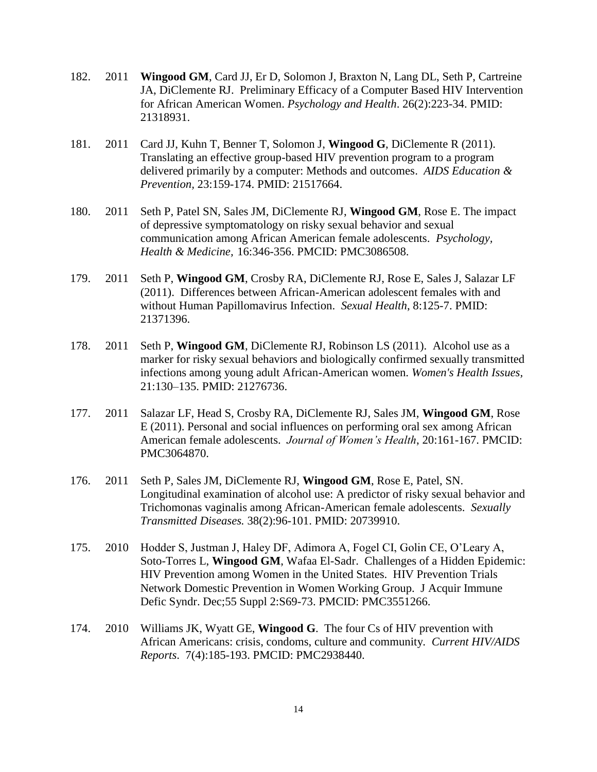182. 2011 **Wingood GM**, Card JJ, Er D, Solomon J, Braxton N, Lang DL, Seth P, Cartreine JA, DiClemente RJ. Preliminary Efficacy of a Computer Based HIV Intervention for African American Women. *Psychology and Health*. 26(2):223-34. PMID: 21318931.

181. 2011 Card JJ, Kuhn T, Benner T, Solomon J, **Wingood G**, DiClemente R (2011). Translating an effective group-based HIV prevention program to a program delivered primarily by a computer: Methods and outcomes. *AIDS Education & Prevention*, 23:159-174. PMID: 21517664.

180. 2011 Seth P, Patel SN, Sales JM, DiClemente RJ, **Wingood GM**, Rose E. The impact of depressive symptomatology on risky sexual behavior and sexual communication among African American female adolescents. *Psychology, Health & Medicine,* 16:346-356. PMCID: PMC3086508.

179. 2011 Seth P, **Wingood GM**, Crosby RA, DiClemente RJ, Rose E, Sales J, Salazar LF (2011). Differences between African-American adolescent females with and without Human Papillomavirus Infection. *Sexual Health*, 8:125-7. PMID: 21371396.

178. 2011 Seth P, **Wingood GM**, DiClemente RJ, Robinson LS (2011). Alcohol use as a marker for risky sexual behaviors and biologically confirmed sexually transmitted infections among young adult African-American women. *Women's Health Issues,* 21:130–135. PMID: 21276736.

177. 2011 Salazar LF, Head S, Crosby RA, DiClemente RJ, Sales JM, **Wingood GM**, Rose E (2011). Personal and social influences on performing oral sex among African American female adolescents. *Journal of Women's Health*, 20:161-167. PMCID: PMC3064870.

176. 2011 Seth P, Sales JM, DiClemente RJ, **Wingood GM**, Rose E, Patel, SN. Longitudinal examination of alcohol use: A predictor of risky sexual behavior and Trichomonas vaginalis among African-American female adolescents. *Sexually Transmitted Diseases.* 38(2):96-101. PMID: 20739910.

175. 2010 Hodder S, Justman J, Haley DF, Adimora A, Fogel CI, Golin CE, O'Leary A, Soto-Torres L, **Wingood GM**, Wafaa El-Sadr. Challenges of a Hidden Epidemic: HIV Prevention among Women in the United States. HIV Prevention Trials Network Domestic Prevention in Women Working Group. J Acquir Immune Defic Syndr. Dec;55 Suppl 2:S69-73. PMCID: PMC3551266.

174. 2010 Williams JK, Wyatt GE, **Wingood G**. The four Cs of HIV prevention with African Americans: crisis, condoms, culture and community. *Current HIV/AIDS Reports*. 7(4):185-193. PMCID: PMC2938440.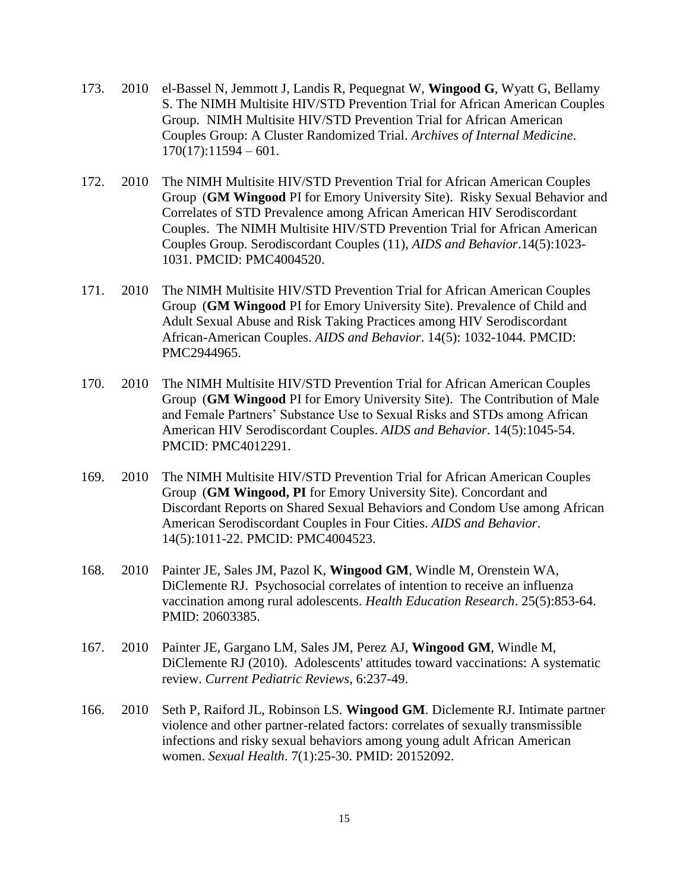173. 2010 el-Bassel N, Jemmott J, Landis R, Pequegnat W, **Wingood G**, Wyatt G, Bellamy S. The NIMH Multisite HIV/STD Prevention Trial for African American Couples Group. NIMH Multisite HIV/STD Prevention Trial for African American Couples Group: A Cluster Randomized Trial. *Archives of Internal Medicine*. 170(17):11594 – 601.

172. 2010 The NIMH Multisite HIV/STD Prevention Trial for African American Couples Group (**GM Wingood** PI for Emory University Site). Risky Sexual Behavior and Correlates of STD Prevalence among African American HIV Serodiscordant Couples. The NIMH Multisite HIV/STD Prevention Trial for African American Couples Group. Serodiscordant Couples (11), *AIDS and Behavior*.14(5):1023-1031. PMCID: PMC4004520.

171. 2010 The NIMH Multisite HIV/STD Prevention Trial for African American Couples Group (**GM Wingood** PI for Emory University Site). Prevalence of Child and Adult Sexual Abuse and Risk Taking Practices among HIV Serodiscordant African-American Couples. *AIDS and Behavior*. 14(5): 1032-1044. PMCID: PMC2944965.

170. 2010 The NIMH Multisite HIV/STD Prevention Trial for African American Couples Group (**GM Wingood** PI for Emory University Site). The Contribution of Male and Female Partners' Substance Use to Sexual Risks and STDs among African American HIV Serodiscordant Couples. *AIDS and Behavior*. 14(5):1045-54. PMCID: PMC4012291.

169. 2010 The NIMH Multisite HIV/STD Prevention Trial for African American Couples Group (**GM Wingood, PI** for Emory University Site). Concordant and Discordant Reports on Shared Sexual Behaviors and Condom Use among African American Serodiscordant Couples in Four Cities. *AIDS and Behavior*. 14(5):1011-22. PMCID: PMC4004523.

168. 2010 Painter JE, Sales JM, Pazol K, **Wingood GM**, Windle M, Orenstein WA, DiClemente RJ. Psychosocial correlates of intention to receive an influenza vaccination among rural adolescents. *Health Education Research*. 25(5):853-64. PMID: 20603385.

167. 2010 Painter JE, Gargano LM, Sales JM, Perez AJ, **Wingood GM**, Windle M, DiClemente RJ (2010). Adolescents' attitudes toward vaccinations: A systematic review. *Current Pediatric Reviews*, 6:237-49.

166. 2010 Seth P, Raiford JL, Robinson LS. **Wingood GM**. Diclemente RJ. Intimate partner violence and other partner-related factors: correlates of sexually transmissible infections and risky sexual behaviors among young adult African American women. *Sexual Health*. 7(1):25-30. PMID: 20152092.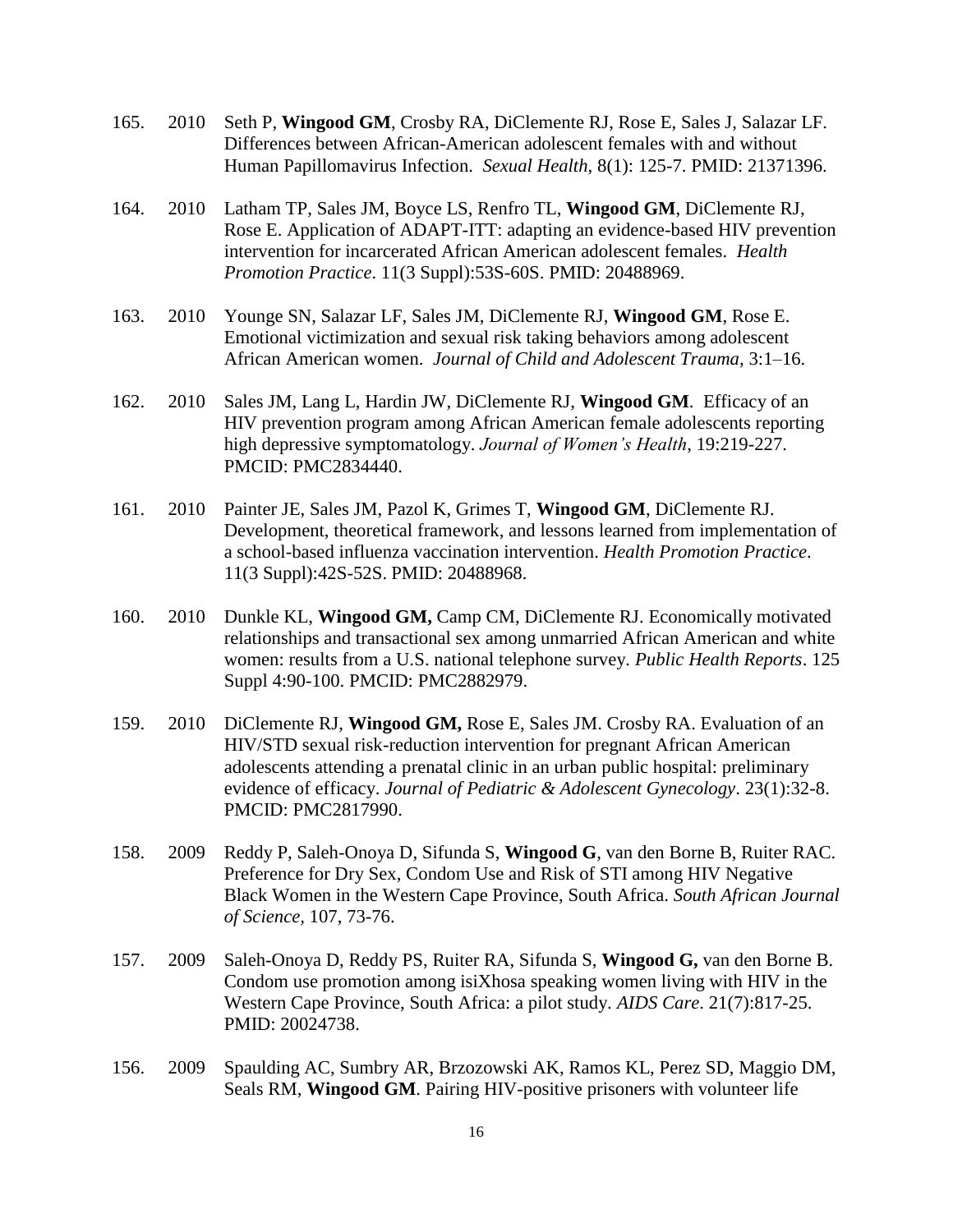165. 2010 Seth P, **Wingood GM**, Crosby RA, DiClemente RJ, Rose E, Sales J, Salazar LF. Differences between African-American adolescent females with and without Human Papillomavirus Infection. *Sexual Health,* 8(1): 125-7. PMID: 21371396.

164. 2010 Latham TP, Sales JM, Boyce LS, Renfro TL, **Wingood GM**, DiClemente RJ, Rose E. Application of ADAPT-ITT: adapting an evidence-based HIV prevention intervention for incarcerated African American adolescent females. *Health Promotion Practice*. 11(3 Suppl):53S-60S. PMID: 20488969.

163. 2010 Younge SN, Salazar LF, Sales JM, DiClemente RJ, **Wingood GM**, Rose E. Emotional victimization and sexual risk taking behaviors among adolescent African American women. *Journal of Child and Adolescent Trauma,* 3:1–16.

162. 2010 Sales JM, Lang L, Hardin JW, DiClemente RJ, **Wingood GM**. Efficacy of an HIV prevention program among African American female adolescents reporting high depressive symptomatology. *Journal of Women's Health*, 19:219-227. PMCID: PMC2834440.

161. 2010 Painter JE, Sales JM, Pazol K, Grimes T, **Wingood GM**, DiClemente RJ. Development, theoretical framework, and lessons learned from implementation of a school-based influenza vaccination intervention. *Health Promotion Practice*. 11(3 Suppl):42S-52S. PMID: 20488968.

160. 2010 Dunkle KL, **Wingood GM,** Camp CM, DiClemente RJ. Economically motivated relationships and transactional sex among unmarried African American and white women: results from a U.S. national telephone survey. *Public Health Reports*. 125 Suppl 4:90-100. PMCID: PMC2882979.

159. 2010 DiClemente RJ, **Wingood GM,** Rose E, Sales JM. Crosby RA. Evaluation of an HIV/STD sexual risk-reduction intervention for pregnant African American adolescents attending a prenatal clinic in an urban public hospital: preliminary evidence of efficacy. *Journal of Pediatric & Adolescent Gynecology*. 23(1):32-8. PMCID: PMC2817990.

158. 2009 Reddy P, Saleh-Onoya D, Sifunda S, **Wingood G**, van den Borne B, Ruiter RAC. Preference for Dry Sex, Condom Use and Risk of STI among HIV Negative Black Women in the Western Cape Province, South Africa. *South African Journal of Science,* 107, 73-76.

157. 2009 Saleh-Onoya D, Reddy PS, Ruiter RA, Sifunda S, **Wingood G,** van den Borne B. Condom use promotion among isiXhosa speaking women living with HIV in the Western Cape Province, South Africa: a pilot study. *AIDS Care*. 21(7):817-25. PMID: 20024738.

156. 2009 Spaulding AC, Sumbry AR, Brzozowski AK, Ramos KL, Perez SD, Maggio DM, Seals RM, **Wingood GM**. Pairing HIV-positive prisoners with volunteer life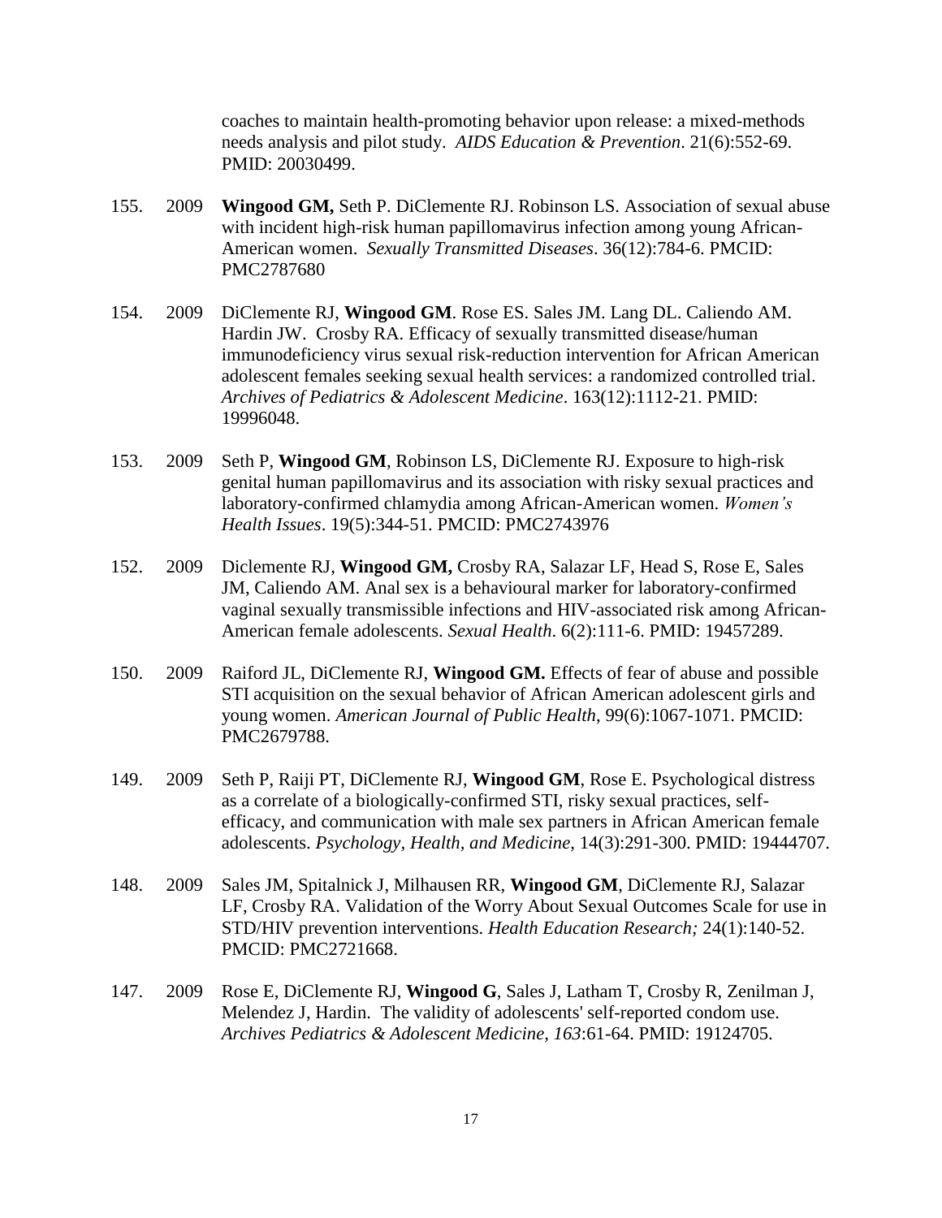coaches to maintain health-promoting behavior upon release: a mixed-methods needs analysis and pilot study. *AIDS Education & Prevention*. 21(6):552-69. PMID: 20030499.

155. 2009 **Wingood GM,** Seth P. DiClemente RJ. Robinson LS. Association of sexual abuse with incident high-risk human papillomavirus infection among young African-American women. *Sexually Transmitted Diseases*. 36(12):784-6. PMCID: PMC2787680

154. 2009 DiClemente RJ, **Wingood GM**. Rose ES. Sales JM. Lang DL. Caliendo AM. Hardin JW. Crosby RA. Efficacy of sexually transmitted disease/human immunodeficiency virus sexual risk-reduction intervention for African American adolescent females seeking sexual health services: a randomized controlled trial. *Archives of Pediatrics & Adolescent Medicine*. 163(12):1112-21. PMID: 19996048.

153. 2009 Seth P, **Wingood GM**, Robinson LS, DiClemente RJ. Exposure to high-risk genital human papillomavirus and its association with risky sexual practices and laboratory-confirmed chlamydia among African-American women. *Women's Health Issues*. 19(5):344-51. PMCID: PMC2743976

152. 2009 Diclemente RJ, **Wingood GM,** Crosby RA, Salazar LF, Head S, Rose E, Sales JM, Caliendo AM. Anal sex is a behavioural marker for laboratory-confirmed vaginal sexually transmissible infections and HIV-associated risk among African-American female adolescents. *Sexual Health*. 6(2):111-6. PMID: 19457289.

150. 2009 Raiford JL, DiClemente RJ, **Wingood GM.** Effects of fear of abuse and possible STI acquisition on the sexual behavior of African American adolescent girls and young women. *American Journal of Public Health*, 99(6):1067-1071. PMCID: PMC2679788.

149. 2009 Seth P, Raiji PT, DiClemente RJ, **Wingood GM**, Rose E. Psychological distress as a correlate of a biologically-confirmed STI, risky sexual practices, self-efficacy, and communication with male sex partners in African American female adolescents. *Psychology, Health, and Medicine,* 14(3):291-300. PMID: 19444707.

148. 2009 Sales JM, Spitalnick J, Milhausen RR, **Wingood GM**, DiClemente RJ, Salazar LF, Crosby RA. Validation of the Worry About Sexual Outcomes Scale for use in STD/HIV prevention interventions. *Health Education Research;* 24(1):140-52. PMCID: PMC2721668.

147. 2009 Rose E, DiClemente RJ, **Wingood G**, Sales J, Latham T, Crosby R, Zenilman J, Melendez J, Hardin. The validity of adolescents' self-reported condom use. *Archives Pediatrics & Adolescent Medicine, 163*:61-64. PMID: 19124705.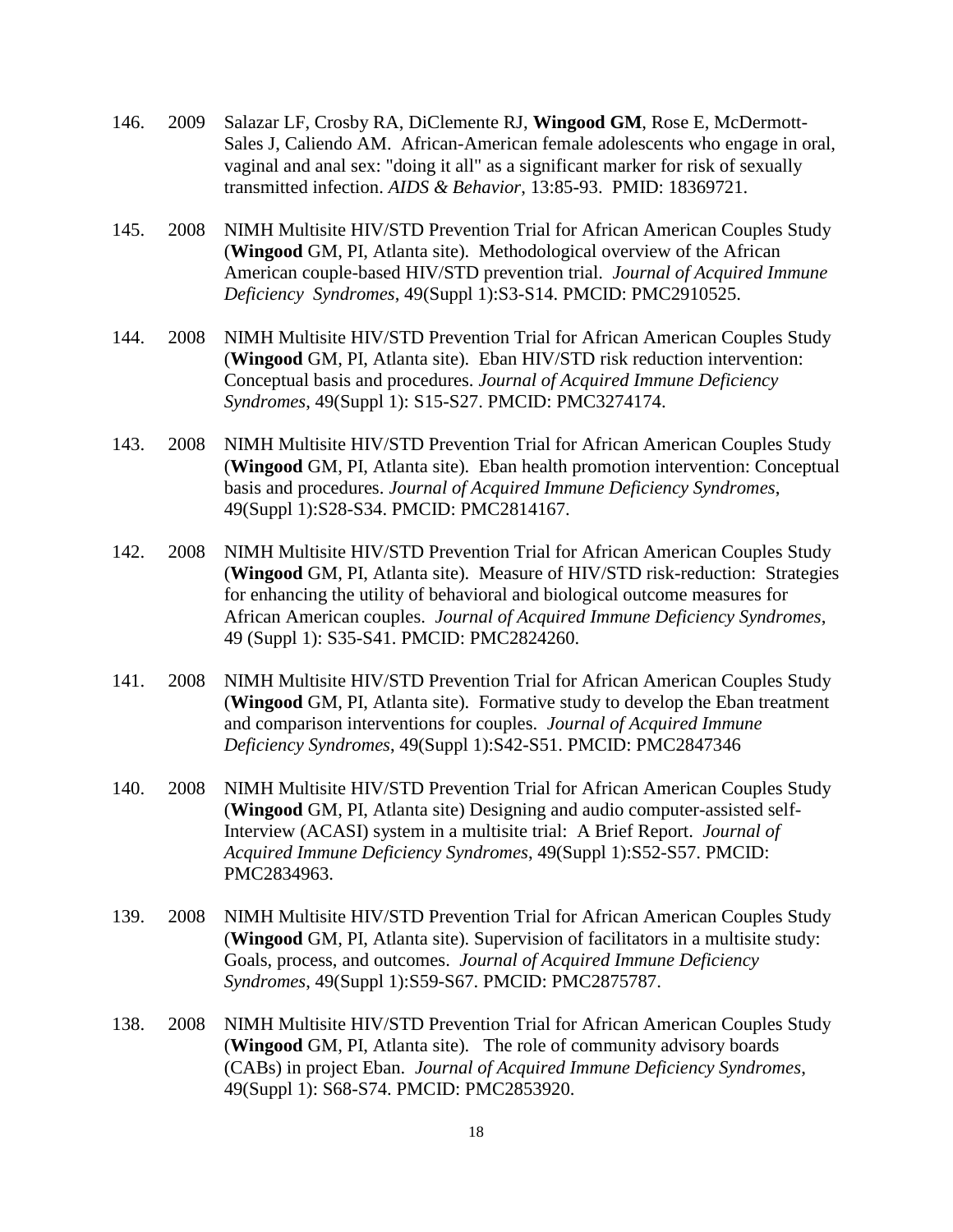146. 2009 Salazar LF, Crosby RA, DiClemente RJ, **Wingood GM**, Rose E, McDermott-Sales J, Caliendo AM. African-American female adolescents who engage in oral, vaginal and anal sex: "doing it all" as a significant marker for risk of sexually transmitted infection. *AIDS & Behavior*, 13:85-93. PMID: 18369721.

145. 2008 NIMH Multisite HIV/STD Prevention Trial for African American Couples Study (**Wingood** GM, PI, Atlanta site). Methodological overview of the African American couple-based HIV/STD prevention trial. *Journal of Acquired Immune Deficiency Syndromes*, 49(Suppl 1):S3-S14. PMCID: PMC2910525.

144. 2008 NIMH Multisite HIV/STD Prevention Trial for African American Couples Study (**Wingood** GM, PI, Atlanta site). Eban HIV/STD risk reduction intervention: Conceptual basis and procedures. *Journal of Acquired Immune Deficiency Syndromes*, 49(Suppl 1): S15-S27. PMCID: PMC3274174.

143. 2008 NIMH Multisite HIV/STD Prevention Trial for African American Couples Study (**Wingood** GM, PI, Atlanta site). Eban health promotion intervention: Conceptual basis and procedures. *Journal of Acquired Immune Deficiency Syndromes*, 49(Suppl 1):S28-S34. PMCID: PMC2814167.

142. 2008 NIMH Multisite HIV/STD Prevention Trial for African American Couples Study (**Wingood** GM, PI, Atlanta site). Measure of HIV/STD risk-reduction: Strategies for enhancing the utility of behavioral and biological outcome measures for African American couples. *Journal of Acquired Immune Deficiency Syndromes*, 49 (Suppl 1): S35-S41. PMCID: PMC2824260.

141. 2008 NIMH Multisite HIV/STD Prevention Trial for African American Couples Study (**Wingood** GM, PI, Atlanta site). Formative study to develop the Eban treatment and comparison interventions for couples. *Journal of Acquired Immune Deficiency Syndromes*, 49(Suppl 1):S42-S51. PMCID: PMC2847346

140. 2008 NIMH Multisite HIV/STD Prevention Trial for African American Couples Study (**Wingood** GM, PI, Atlanta site) Designing and audio computer-assisted self-Interview (ACASI) system in a multisite trial: A Brief Report. *Journal of Acquired Immune Deficiency Syndromes*, 49(Suppl 1):S52-S57. PMCID: PMC2834963.

139. 2008 NIMH Multisite HIV/STD Prevention Trial for African American Couples Study (**Wingood** GM, PI, Atlanta site). Supervision of facilitators in a multisite study: Goals, process, and outcomes. *Journal of Acquired Immune Deficiency Syndromes*, 49(Suppl 1):S59-S67. PMCID: PMC2875787.

138. 2008 NIMH Multisite HIV/STD Prevention Trial for African American Couples Study (**Wingood** GM, PI, Atlanta site). The role of community advisory boards (CABs) in project Eban. *Journal of Acquired Immune Deficiency Syndromes*, 49(Suppl 1): S68-S74. PMCID: PMC2853920.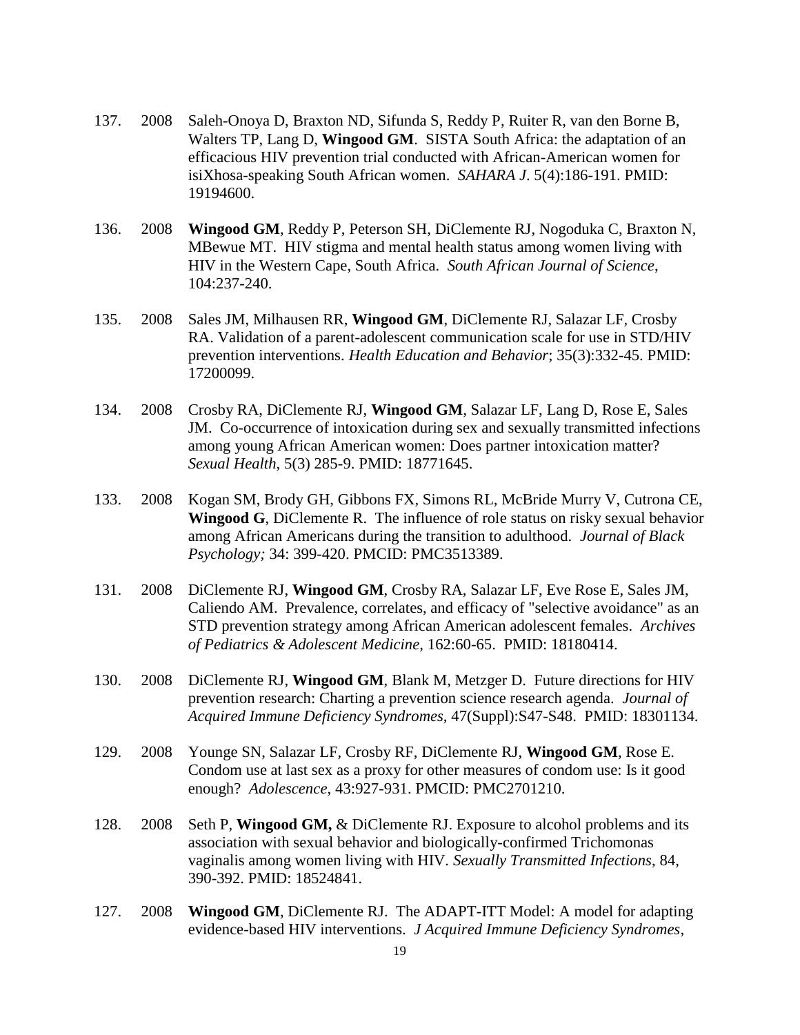137. 2008 Saleh-Onoya D, Braxton ND, Sifunda S, Reddy P, Ruiter R, van den Borne B, Walters TP, Lang D, **Wingood GM**. SISTA South Africa: the adaptation of an efficacious HIV prevention trial conducted with African-American women for isiXhosa-speaking South African women. *SAHARA J*. 5(4):186-191. PMID: 19194600.

136. 2008 **Wingood GM**, Reddy P, Peterson SH, DiClemente RJ, Nogoduka C, Braxton N, MBewue MT. HIV stigma and mental health status among women living with HIV in the Western Cape, South Africa. *South African Journal of Science*, 104:237-240.

135. 2008 Sales JM, Milhausen RR, **Wingood GM**, DiClemente RJ, Salazar LF, Crosby RA. Validation of a parent-adolescent communication scale for use in STD/HIV prevention interventions. *Health Education and Behavior*; 35(3):332-45. PMID: 17200099.

134. 2008 Crosby RA, DiClemente RJ, **Wingood GM**, Salazar LF, Lang D, Rose E, Sales JM. Co-occurrence of intoxication during sex and sexually transmitted infections among young African American women: Does partner intoxication matter? *Sexual Health*, 5(3) 285-9. PMID: 18771645.

133. 2008 Kogan SM, Brody GH, Gibbons FX, Simons RL, McBride Murry V, Cutrona CE, **Wingood G**, DiClemente R. The influence of role status on risky sexual behavior among African Americans during the transition to adulthood. *Journal of Black Psychology;* 34: 399-420. PMCID: PMC3513389.

131. 2008 DiClemente RJ, **Wingood GM**, Crosby RA, Salazar LF, Eve Rose E, Sales JM, Caliendo AM. Prevalence, correlates, and efficacy of "selective avoidance" as an STD prevention strategy among African American adolescent females. *Archives of Pediatrics & Adolescent Medicine,* 162:60-65. PMID: 18180414.

130. 2008 DiClemente RJ, **Wingood GM**, Blank M, Metzger D. Future directions for HIV prevention research: Charting a prevention science research agenda. *Journal of Acquired Immune Deficiency Syndromes*, 47(Suppl):S47-S48. PMID: 18301134.

129. 2008 Younge SN, Salazar LF, Crosby RF, DiClemente RJ, **Wingood GM**, Rose E. Condom use at last sex as a proxy for other measures of condom use: Is it good enough? *Adolescence*, 43:927-931. PMCID: PMC2701210.

128. 2008 Seth P, **Wingood GM,** & DiClemente RJ. Exposure to alcohol problems and its association with sexual behavior and biologically-confirmed Trichomonas vaginalis among women living with HIV. *Sexually Transmitted Infections*, 84, 390-392. PMID: 18524841.

127. 2008 **Wingood GM**, DiClemente RJ. The ADAPT-ITT Model: A model for adapting evidence-based HIV interventions. *J Acquired Immune Deficiency Syndromes*,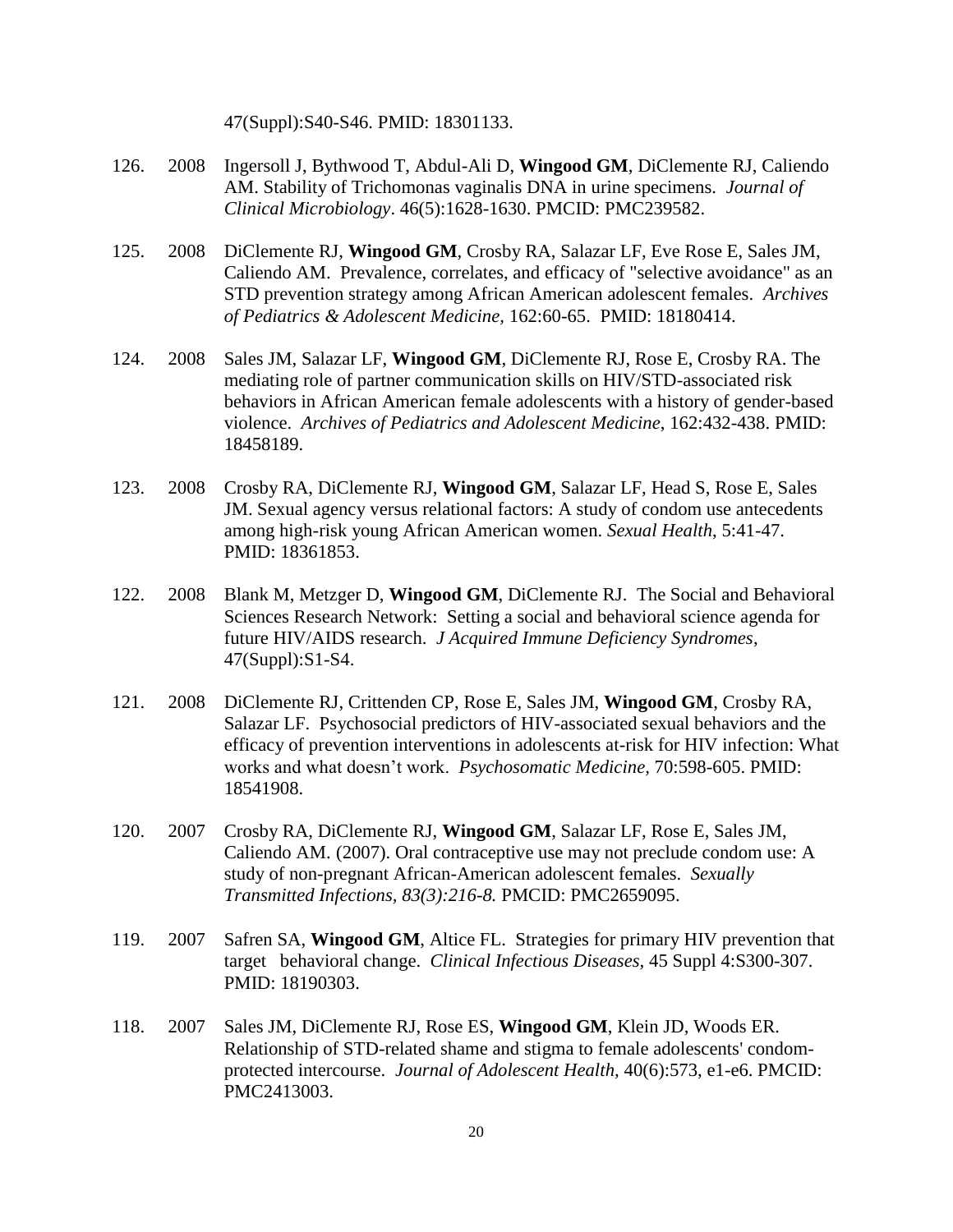47(Suppl):S40-S46. PMID: 18301133.

126. 2008 Ingersoll J, Bythwood T, Abdul-Ali D, **Wingood GM**, DiClemente RJ, Caliendo AM. Stability of Trichomonas vaginalis DNA in urine specimens. *Journal of Clinical Microbiology*. 46(5):1628-1630. PMCID: PMC239582.

125. 2008 DiClemente RJ, **Wingood GM**, Crosby RA, Salazar LF, Eve Rose E, Sales JM, Caliendo AM. Prevalence, correlates, and efficacy of "selective avoidance" as an STD prevention strategy among African American adolescent females. *Archives of Pediatrics & Adolescent Medicine,* 162:60-65. PMID: 18180414.

124. 2008 Sales JM, Salazar LF, **Wingood GM**, DiClemente RJ, Rose E, Crosby RA. The mediating role of partner communication skills on HIV/STD-associated risk behaviors in African American female adolescents with a history of gender-based violence. *Archives of Pediatrics and Adolescent Medicine*, 162:432-438. PMID: 18458189.

123. 2008 Crosby RA, DiClemente RJ, **Wingood GM**, Salazar LF, Head S, Rose E, Sales JM. Sexual agency versus relational factors: A study of condom use antecedents among high-risk young African American women. *Sexual Health*, 5:41-47. PMID: 18361853.

122. 2008 Blank M, Metzger D, **Wingood GM**, DiClemente RJ. The Social and Behavioral Sciences Research Network: Setting a social and behavioral science agenda for future HIV/AIDS research. *J Acquired Immune Deficiency Syndromes*, 47(Suppl):S1-S4.

121. 2008 DiClemente RJ, Crittenden CP, Rose E, Sales JM, **Wingood GM**, Crosby RA, Salazar LF. Psychosocial predictors of HIV-associated sexual behaviors and the efficacy of prevention interventions in adolescents at-risk for HIV infection: What works and what doesn't work. *Psychosomatic Medicine*, 70:598-605. PMID: 18541908.

120. 2007 Crosby RA, DiClemente RJ, **Wingood GM**, Salazar LF, Rose E, Sales JM, Caliendo AM. (2007). Oral contraceptive use may not preclude condom use: A study of non-pregnant African-American adolescent females. *Sexually Transmitted Infections, 83(3):216-8.* PMCID: PMC2659095.

119. 2007 Safren SA, **Wingood GM**, Altice FL. Strategies for primary HIV prevention that target behavioral change. *Clinical Infectious Diseases*, 45 Suppl 4:S300-307. PMID: 18190303.

118. 2007 Sales JM, DiClemente RJ, Rose ES, **Wingood GM**, Klein JD, Woods ER. Relationship of STD-related shame and stigma to female adolescents' condom-protected intercourse. *Journal of Adolescent Health*, 40(6):573, e1-e6. PMCID: PMC2413003.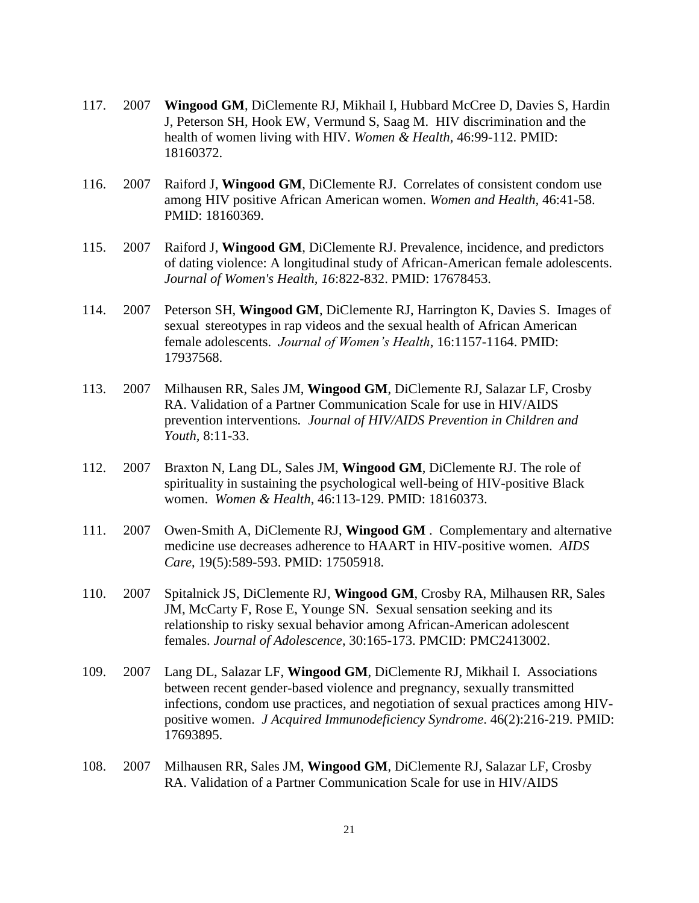117. 2007 **Wingood GM**, DiClemente RJ, Mikhail I, Hubbard McCree D, Davies S, Hardin J, Peterson SH, Hook EW, Vermund S, Saag M. HIV discrimination and the health of women living with HIV. *Women & Health,* 46:99-112. PMID: 18160372.

116. 2007 Raiford J, **Wingood GM**, DiClemente RJ. Correlates of consistent condom use among HIV positive African American women. *Women and Health*, 46:41-58. PMID: 18160369.

115. 2007 Raiford J, **Wingood GM**, DiClemente RJ. Prevalence, incidence, and predictors of dating violence: A longitudinal study of African-American female adolescents. *Journal of Women's Health, 16*:822-832. PMID: 17678453.

114. 2007 Peterson SH, **Wingood GM**, DiClemente RJ, Harrington K, Davies S. Images of sexual stereotypes in rap videos and the sexual health of African American female adolescents. *Journal of Women's Health*, 16:1157-1164. PMID: 17937568.

113. 2007 Milhausen RR, Sales JM, **Wingood GM**, DiClemente RJ, Salazar LF, Crosby RA. Validation of a Partner Communication Scale for use in HIV/AIDS prevention interventions. *Journal of HIV/AIDS Prevention in Children and Youth,* 8:11-33.

112. 2007 Braxton N, Lang DL, Sales JM, **Wingood GM**, DiClemente RJ. The role of spirituality in sustaining the psychological well-being of HIV-positive Black women. *Women & Health*, 46:113-129. PMID: 18160373.

111. 2007 Owen-Smith A, DiClemente RJ, **Wingood GM** . Complementary and alternative medicine use decreases adherence to HAART in HIV-positive women. *AIDS Care*, 19(5):589-593. PMID: 17505918.

110. 2007 Spitalnick JS, DiClemente RJ, **Wingood GM**, Crosby RA, Milhausen RR, Sales JM, McCarty F, Rose E, Younge SN. Sexual sensation seeking and its relationship to risky sexual behavior among African-American adolescent females. *Journal of Adolescence*, 30:165-173. PMCID: PMC2413002.

109. 2007 Lang DL, Salazar LF, **Wingood GM**, DiClemente RJ, Mikhail I. Associations between recent gender-based violence and pregnancy, sexually transmitted infections, condom use practices, and negotiation of sexual practices among HIV-positive women. *J Acquired Immunodeficiency Syndrome*. 46(2):216-219. PMID: 17693895.

108. 2007 Milhausen RR, Sales JM, **Wingood GM**, DiClemente RJ, Salazar LF, Crosby RA. Validation of a Partner Communication Scale for use in HIV/AIDS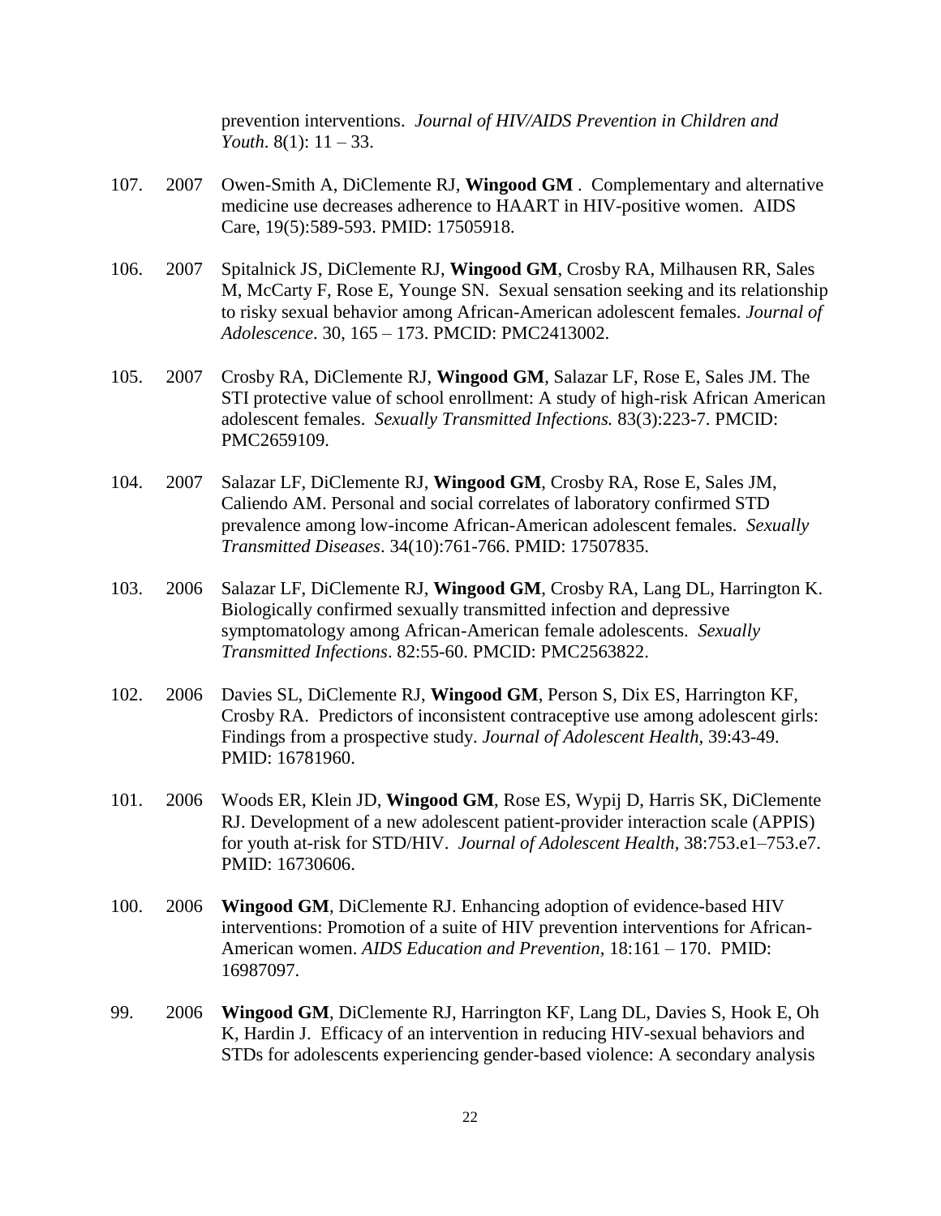prevention interventions. *Journal of HIV/AIDS Prevention in Children and Youth.* 8(1): 11 – 33.

107. 2007 Owen-Smith A, DiClemente RJ, **Wingood GM** . Complementary and alternative medicine use decreases adherence to HAART in HIV-positive women. AIDS Care, 19(5):589-593. PMID: 17505918.

106. 2007 Spitalnick JS, DiClemente RJ, **Wingood GM**, Crosby RA, Milhausen RR, Sales M, McCarty F, Rose E, Younge SN. Sexual sensation seeking and its relationship to risky sexual behavior among African-American adolescent females. *Journal of Adolescence*. 30, 165 – 173. PMCID: PMC2413002.

105. 2007 Crosby RA, DiClemente RJ, **Wingood GM**, Salazar LF, Rose E, Sales JM. The STI protective value of school enrollment: A study of high-risk African American adolescent females. *Sexually Transmitted Infections.* 83(3):223-7. PMCID: PMC2659109.

104. 2007 Salazar LF, DiClemente RJ, **Wingood GM**, Crosby RA, Rose E, Sales JM, Caliendo AM. Personal and social correlates of laboratory confirmed STD prevalence among low-income African-American adolescent females. *Sexually Transmitted Diseases*. 34(10):761-766. PMID: 17507835.

103. 2006 Salazar LF, DiClemente RJ, **Wingood GM**, Crosby RA, Lang DL, Harrington K. Biologically confirmed sexually transmitted infection and depressive symptomatology among African-American female adolescents. *Sexually Transmitted Infections*. 82:55-60. PMCID: PMC2563822.

102. 2006 Davies SL, DiClemente RJ, **Wingood GM**, Person S, Dix ES, Harrington KF, Crosby RA. Predictors of inconsistent contraceptive use among adolescent girls: Findings from a prospective study. *Journal of Adolescent Health*, 39:43-49. PMID: 16781960.

101. 2006 Woods ER, Klein JD, **Wingood GM**, Rose ES, Wypij D, Harris SK, DiClemente RJ. Development of a new adolescent patient-provider interaction scale (APPIS) for youth at-risk for STD/HIV. *Journal of Adolescent Health*, 38:753.e1–753.e7. PMID: 16730606.

100. 2006 **Wingood GM**, DiClemente RJ. Enhancing adoption of evidence-based HIV interventions: Promotion of a suite of HIV prevention interventions for African-American women. *AIDS Education and Prevention*, 18:161 – 170. PMID: 16987097.

99. 2006 **Wingood GM**, DiClemente RJ, Harrington KF, Lang DL, Davies S, Hook E, Oh K, Hardin J. Efficacy of an intervention in reducing HIV-sexual behaviors and STDs for adolescents experiencing gender-based violence: A secondary analysis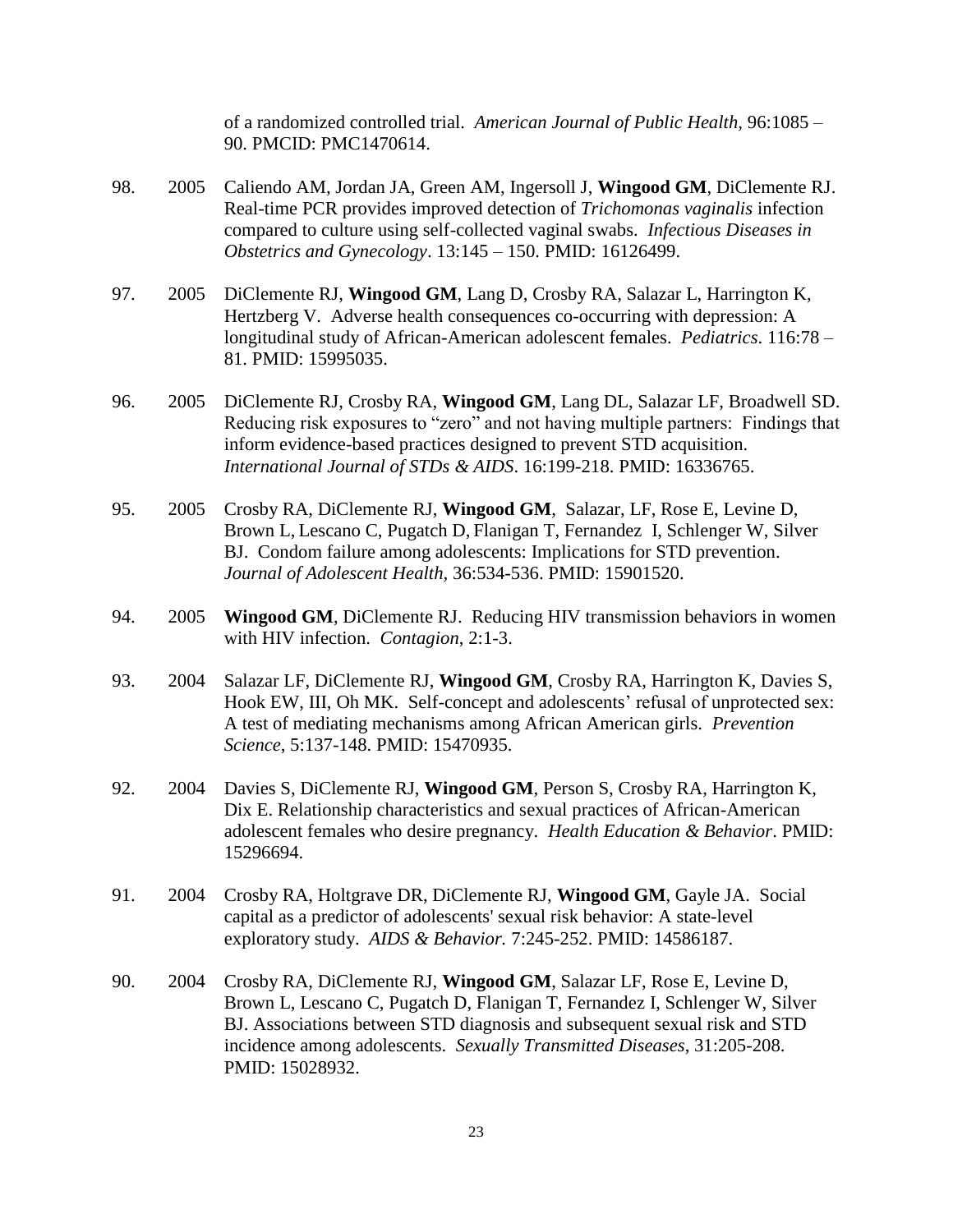of a randomized controlled trial. *American Journal of Public Health*, 96:1085 – 90. PMCID: PMC1470614.

98. 2005 Caliendo AM, Jordan JA, Green AM, Ingersoll J, **Wingood GM**, DiClemente RJ. Real-time PCR provides improved detection of *Trichomonas vaginalis* infection compared to culture using self-collected vaginal swabs. *Infectious Diseases in Obstetrics and Gynecology*. 13:145 – 150. PMID: 16126499.

97. 2005 DiClemente RJ, **Wingood GM**, Lang D, Crosby RA, Salazar L, Harrington K, Hertzberg V. Adverse health consequences co-occurring with depression: A longitudinal study of African-American adolescent females. *Pediatrics*. 116:78 – 81. PMID: 15995035.

96. 2005 DiClemente RJ, Crosby RA, **Wingood GM**, Lang DL, Salazar LF, Broadwell SD. Reducing risk exposures to "zero" and not having multiple partners: Findings that inform evidence-based practices designed to prevent STD acquisition. *International Journal of STDs & AIDS*. 16:199-218. PMID: 16336765.

95. 2005 Crosby RA, DiClemente RJ, **Wingood GM**, Salazar, LF, Rose E, Levine D, Brown L, Lescano C, Pugatch D, Flanigan T, Fernandez I, Schlenger W, Silver BJ. Condom failure among adolescents: Implications for STD prevention. *Journal of Adolescent Health*, 36:534-536. PMID: 15901520.

94. 2005 **Wingood GM**, DiClemente RJ. Reducing HIV transmission behaviors in women with HIV infection. *Contagion*, 2:1-3.

93. 2004 Salazar LF, DiClemente RJ, **Wingood GM**, Crosby RA, Harrington K, Davies S, Hook EW, III, Oh MK. Self-concept and adolescents' refusal of unprotected sex: A test of mediating mechanisms among African American girls. *Prevention Science*, 5:137-148. PMID: 15470935.

92. 2004 Davies S, DiClemente RJ, **Wingood GM**, Person S, Crosby RA, Harrington K, Dix E. Relationship characteristics and sexual practices of African-American adolescent females who desire pregnancy. *Health Education & Behavior*. PMID: 15296694.

91. 2004 Crosby RA, Holtgrave DR, DiClemente RJ, **Wingood GM**, Gayle JA. Social capital as a predictor of adolescents' sexual risk behavior: A state-level exploratory study. *AIDS & Behavior.* 7:245-252. PMID: 14586187.

90. 2004 Crosby RA, DiClemente RJ, **Wingood GM**, Salazar LF, Rose E, Levine D, Brown L, Lescano C, Pugatch D, Flanigan T, Fernandez I, Schlenger W, Silver BJ. Associations between STD diagnosis and subsequent sexual risk and STD incidence among adolescents. *Sexually Transmitted Diseases*, 31:205-208. PMID: 15028932.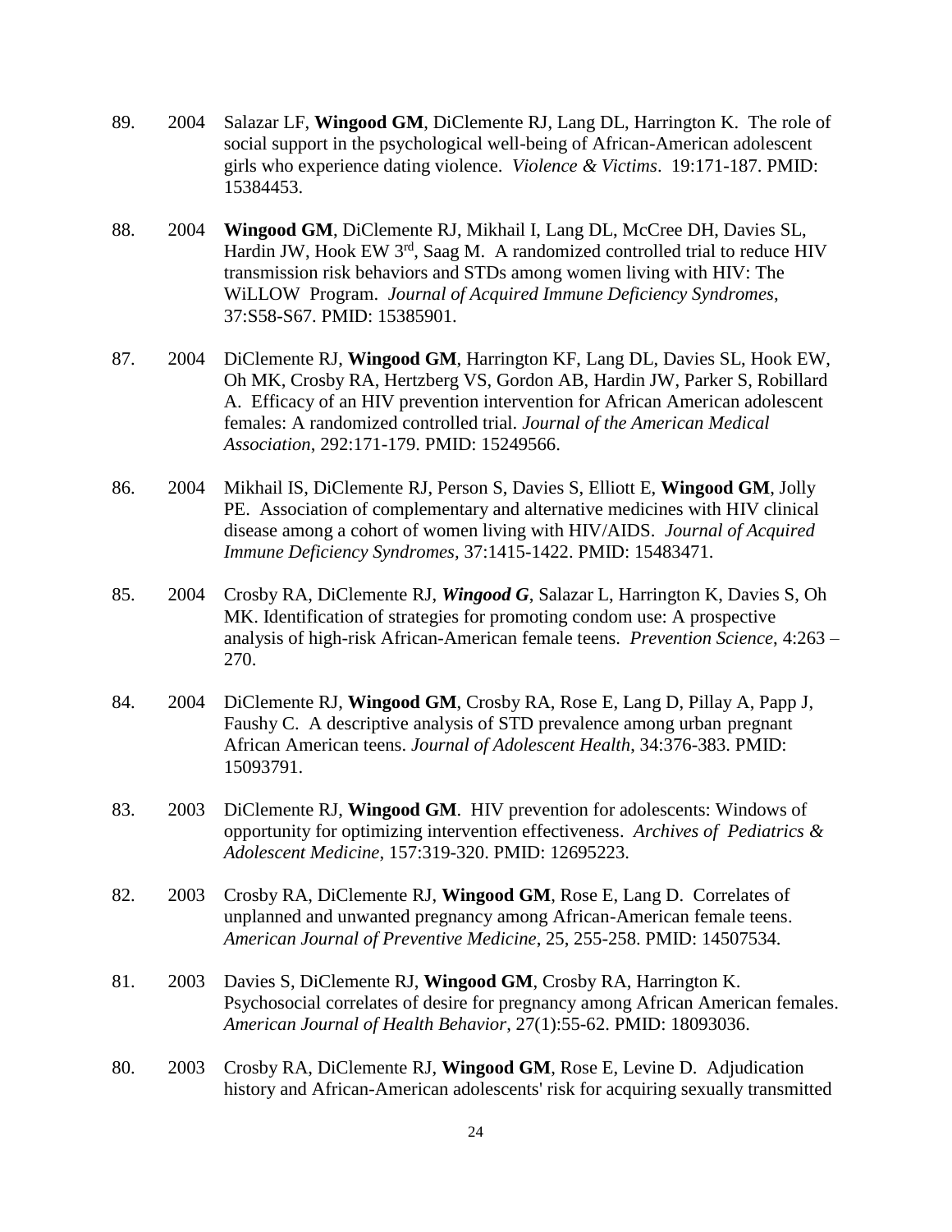89. 2004 Salazar LF, **Wingood GM**, DiClemente RJ, Lang DL, Harrington K. The role of social support in the psychological well-being of African-American adolescent girls who experience dating violence. *Violence & Victims*. 19:171-187. PMID: 15384453.

88. 2004 **Wingood GM**, DiClemente RJ, Mikhail I, Lang DL, McCree DH, Davies SL, Hardin JW, Hook EW 3[rd], Saag M. A randomized controlled trial to reduce HIV transmission risk behaviors and STDs among women living with HIV: The WiLLOW Program. *Journal of Acquired Immune Deficiency Syndromes*, 37:S58-S67. PMID: 15385901.

87. 2004 DiClemente RJ, **Wingood GM**, Harrington KF, Lang DL, Davies SL, Hook EW, Oh MK, Crosby RA, Hertzberg VS, Gordon AB, Hardin JW, Parker S, Robillard A. Efficacy of an HIV prevention intervention for African American adolescent females: A randomized controlled trial. *Journal of the American Medical Association*, 292:171-179. PMID: 15249566.

86. 2004 Mikhail IS, DiClemente RJ, Person S, Davies S, Elliott E, **Wingood GM**, Jolly PE. Association of complementary and alternative medicines with HIV clinical disease among a cohort of women living with HIV/AIDS. *Journal of Acquired Immune Deficiency Syndromes*, 37:1415-1422. PMID: 15483471.

85. 2004 Crosby RA, DiClemente RJ, ***Wingood G***, Salazar L, Harrington K, Davies S, Oh MK. Identification of strategies for promoting condom use: A prospective analysis of high-risk African-American female teens. *Prevention Science*, 4:263 – 270.

84. 2004 DiClemente RJ, **Wingood GM**, Crosby RA, Rose E, Lang D, Pillay A, Papp J, Faushy C. A descriptive analysis of STD prevalence among urban pregnant African American teens. *Journal of Adolescent Health*, 34:376-383. PMID: 15093791.

83. 2003 DiClemente RJ, **Wingood GM**. HIV prevention for adolescents: Windows of opportunity for optimizing intervention effectiveness. *Archives of Pediatrics & Adolescent Medicine*, 157:319-320. PMID: 12695223.

82. 2003 Crosby RA, DiClemente RJ, **Wingood GM**, Rose E, Lang D. Correlates of unplanned and unwanted pregnancy among African-American female teens. *American Journal of Preventive Medicine*, 25, 255-258. PMID: 14507534.

81. 2003 Davies S, DiClemente RJ, **Wingood GM**, Crosby RA, Harrington K. Psychosocial correlates of desire for pregnancy among African American females. *American Journal of Health Behavior*, 27(1):55-62. PMID: 18093036.

80. 2003 Crosby RA, DiClemente RJ, **Wingood GM**, Rose E, Levine D. Adjudication history and African-American adolescents' risk for acquiring sexually transmitted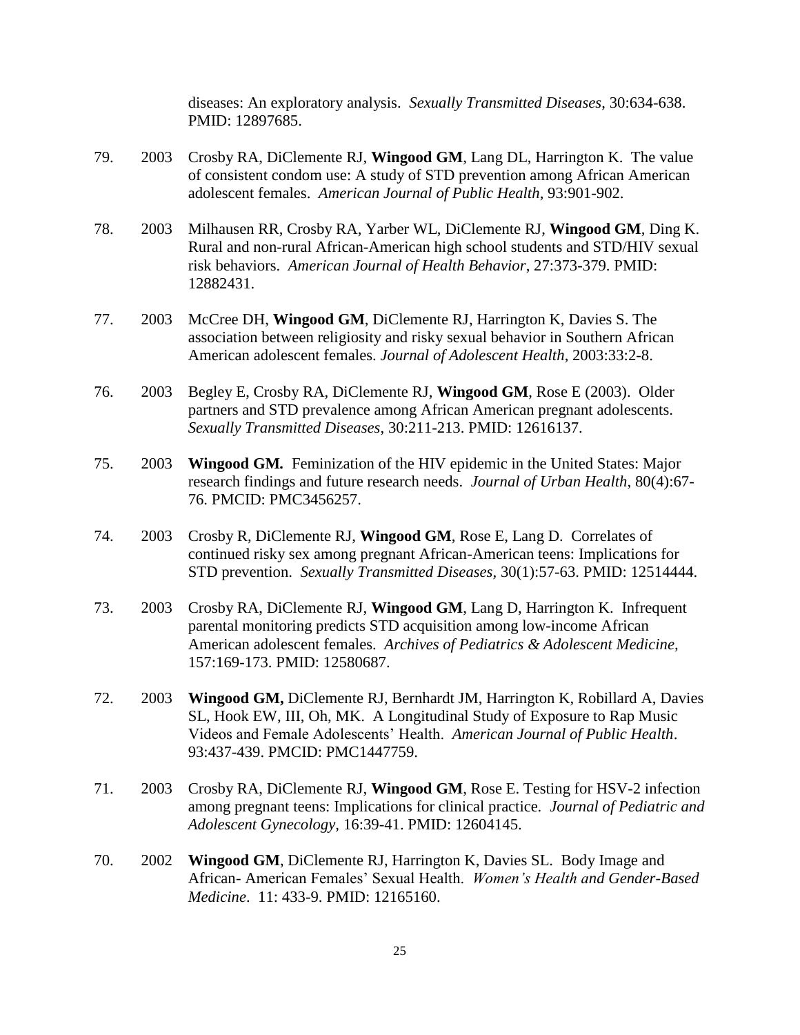diseases: An exploratory analysis. *Sexually Transmitted Diseases*, 30:634-638. PMID: 12897685.

79. 2003 Crosby RA, DiClemente RJ, **Wingood GM**, Lang DL, Harrington K. The value of consistent condom use: A study of STD prevention among African American adolescent females. *American Journal of Public Health*, 93:901-902.

78. 2003 Milhausen RR, Crosby RA, Yarber WL, DiClemente RJ, **Wingood GM**, Ding K. Rural and non-rural African-American high school students and STD/HIV sexual risk behaviors. *American Journal of Health Behavior*, 27:373-379. PMID: 12882431.

77. 2003 McCree DH, **Wingood GM**, DiClemente RJ, Harrington K, Davies S. The association between religiosity and risky sexual behavior in Southern African American adolescent females. *Journal of Adolescent Health*, 2003:33:2-8.

76. 2003 Begley E, Crosby RA, DiClemente RJ, **Wingood GM**, Rose E (2003). Older partners and STD prevalence among African American pregnant adolescents. *Sexually Transmitted Diseases*, 30:211-213. PMID: 12616137.

75. 2003 **Wingood GM.** Feminization of the HIV epidemic in the United States: Major research findings and future research needs. *Journal of Urban Health*, 80(4):67-76. PMCID: PMC3456257.

74. 2003 Crosby R, DiClemente RJ, **Wingood GM**, Rose E, Lang D. Correlates of continued risky sex among pregnant African-American teens: Implications for STD prevention. *Sexually Transmitted Diseases*, 30(1):57-63. PMID: 12514444.

73. 2003 Crosby RA, DiClemente RJ, **Wingood GM**, Lang D, Harrington K. Infrequent parental monitoring predicts STD acquisition among low-income African American adolescent females. *Archives of Pediatrics & Adolescent Medicine*, 157:169-173. PMID: 12580687.

72. 2003 **Wingood GM,** DiClemente RJ, Bernhardt JM, Harrington K, Robillard A, Davies SL, Hook EW, III, Oh, MK. A Longitudinal Study of Exposure to Rap Music Videos and Female Adolescents' Health. *American Journal of Public Health*. 93:437-439. PMCID: PMC1447759.

71. 2003 Crosby RA, DiClemente RJ, **Wingood GM**, Rose E. Testing for HSV-2 infection among pregnant teens: Implications for clinical practice. *Journal of Pediatric and Adolescent Gynecology*, 16:39-41. PMID: 12604145.

70. 2002 **Wingood GM**, DiClemente RJ, Harrington K, Davies SL. Body Image and African- American Females' Sexual Health. *Women's Health and Gender-Based Medicine*. 11: 433-9. PMID: 12165160.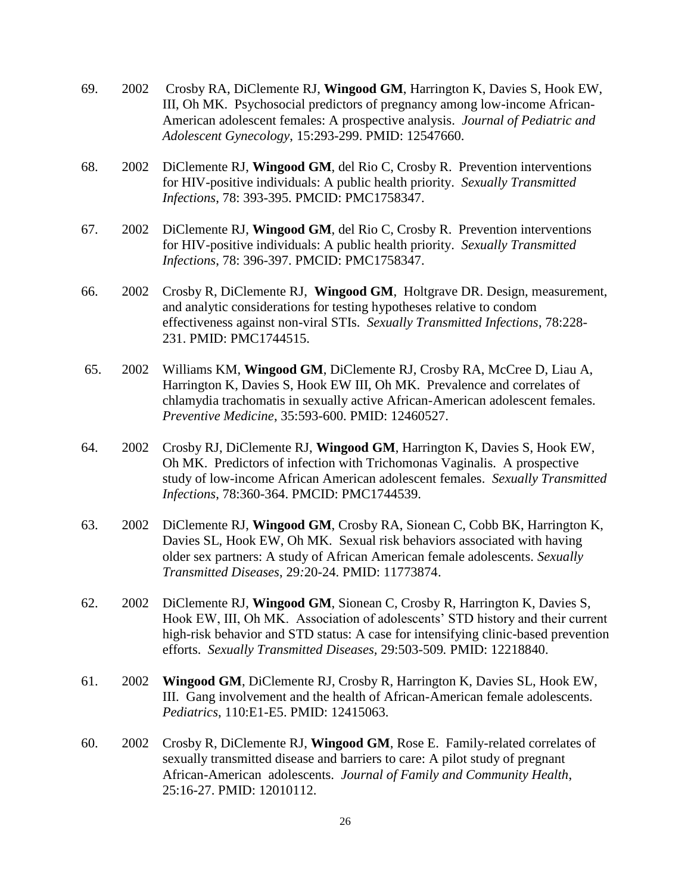69. 2002 Crosby RA, DiClemente RJ, **Wingood GM**, Harrington K, Davies S, Hook EW, III, Oh MK. Psychosocial predictors of pregnancy among low-income African-American adolescent females: A prospective analysis. *Journal of Pediatric and Adolescent Gynecology*, 15:293-299. PMID: 12547660.

68. 2002 DiClemente RJ, **Wingood GM**, del Rio C, Crosby R. Prevention interventions for HIV-positive individuals: A public health priority. *Sexually Transmitted Infections*, 78: 393-395. PMCID: PMC1758347.

67. 2002 DiClemente RJ, **Wingood GM**, del Rio C, Crosby R. Prevention interventions for HIV-positive individuals: A public health priority. *Sexually Transmitted Infections*, 78: 396-397. PMCID: PMC1758347.

66. 2002 Crosby R, DiClemente RJ, **Wingood GM**, Holtgrave DR. Design, measurement, and analytic considerations for testing hypotheses relative to condom effectiveness against non-viral STIs. *Sexually Transmitted Infections*, 78:228-231. PMID: PMC1744515.

65. 2002 Williams KM, **Wingood GM**, DiClemente RJ, Crosby RA, McCree D, Liau A, Harrington K, Davies S, Hook EW III, Oh MK. Prevalence and correlates of chlamydia trachomatis in sexually active African-American adolescent females. *Preventive Medicine*, 35:593-600. PMID: 12460527.

64. 2002 Crosby RJ, DiClemente RJ, **Wingood GM**, Harrington K, Davies S, Hook EW, Oh MK. Predictors of infection with Trichomonas Vaginalis. A prospective study of low-income African American adolescent females. *Sexually Transmitted Infections*, 78:360-364. PMCID: PMC1744539.

63. 2002 DiClemente RJ, **Wingood GM**, Crosby RA, Sionean C, Cobb BK, Harrington K, Davies SL, Hook EW, Oh MK. Sexual risk behaviors associated with having older sex partners: A study of African American female adolescents. *Sexually Transmitted Diseases*, 29:20-24. PMID: 11773874.

62. 2002 DiClemente RJ, **Wingood GM**, Sionean C, Crosby R, Harrington K, Davies S, Hook EW, III, Oh MK. Association of adolescents' STD history and their current high-risk behavior and STD status: A case for intensifying clinic-based prevention efforts. *Sexually Transmitted Diseases*, 29:503-509. PMID: 12218840.

61. 2002 **Wingood GM**, DiClemente RJ, Crosby R, Harrington K, Davies SL, Hook EW, III. Gang involvement and the health of African-American female adolescents. *Pediatrics*, 110:E1-E5. PMID: 12415063.

60. 2002 Crosby R, DiClemente RJ, **Wingood GM**, Rose E. Family-related correlates of sexually transmitted disease and barriers to care: A pilot study of pregnant African-American adolescents. *Journal of Family and Community Health*, 25:16-27. PMID: 12010112.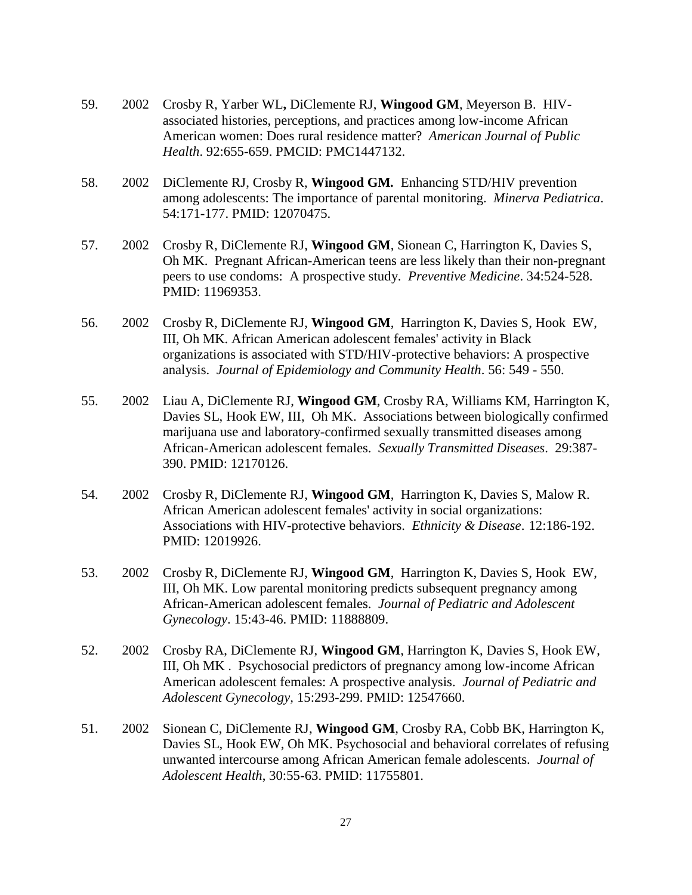59. 2002 Crosby R, Yarber WL**,** DiClemente RJ, **Wingood GM**, Meyerson B. HIV-associated histories, perceptions, and practices among low-income African American women: Does rural residence matter? *American Journal of Public Health*. 92:655-659. PMCID: PMC1447132.

58. 2002 DiClemente RJ, Crosby R, **Wingood GM.** Enhancing STD/HIV prevention among adolescents: The importance of parental monitoring. *Minerva Pediatrica*. 54:171-177. PMID: 12070475.

57. 2002 Crosby R, DiClemente RJ, **Wingood GM**, Sionean C, Harrington K, Davies S, Oh MK. Pregnant African-American teens are less likely than their non-pregnant peers to use condoms: A prospective study. *Preventive Medicine*. 34:524-528. PMID: 11969353.

56. 2002 Crosby R, DiClemente RJ, **Wingood GM**, Harrington K, Davies S, Hook EW, III, Oh MK. African American adolescent females' activity in Black organizations is associated with STD/HIV-protective behaviors: A prospective analysis. *Journal of Epidemiology and Community Health*. 56: 549 - 550.

55. 2002 Liau A, DiClemente RJ, **Wingood GM**, Crosby RA, Williams KM, Harrington K, Davies SL, Hook EW, III, Oh MK. Associations between biologically confirmed marijuana use and laboratory-confirmed sexually transmitted diseases among African-American adolescent females. *Sexually Transmitted Diseases*. 29:387-390. PMID: 12170126.

54. 2002 Crosby R, DiClemente RJ, **Wingood GM**, Harrington K, Davies S, Malow R. African American adolescent females' activity in social organizations: Associations with HIV-protective behaviors. *Ethnicity & Disease*. 12:186-192. PMID: 12019926.

53. 2002 Crosby R, DiClemente RJ, **Wingood GM**, Harrington K, Davies S, Hook EW, III, Oh MK. Low parental monitoring predicts subsequent pregnancy among African-American adolescent females. *Journal of Pediatric and Adolescent Gynecology*. 15:43-46. PMID: 11888809.

52. 2002 Crosby RA, DiClemente RJ, **Wingood GM**, Harrington K, Davies S, Hook EW, III, Oh MK . Psychosocial predictors of pregnancy among low-income African American adolescent females: A prospective analysis. *Journal of Pediatric and Adolescent Gynecology,* 15:293-299. PMID: 12547660.

51. 2002 Sionean C, DiClemente RJ, **Wingood GM**, Crosby RA, Cobb BK, Harrington K, Davies SL, Hook EW, Oh MK. Psychosocial and behavioral correlates of refusing unwanted intercourse among African American female adolescents. *Journal of Adolescent Health*, 30:55-63. PMID: 11755801.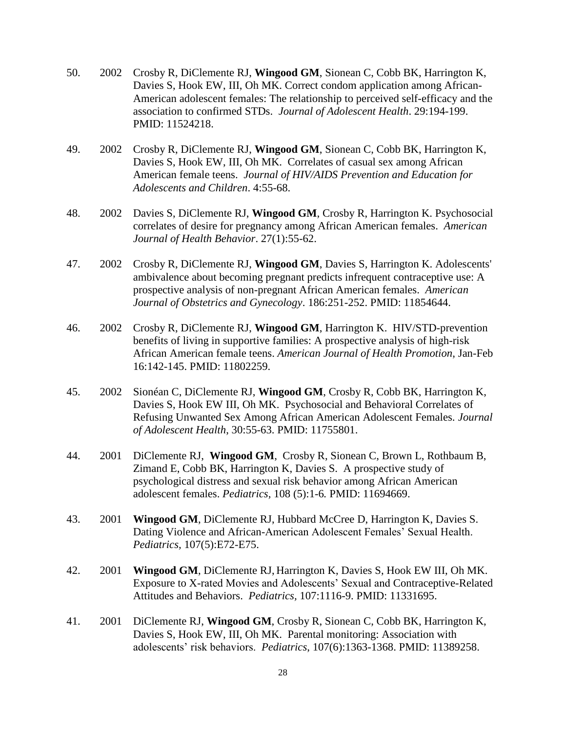50. 2002 Crosby R, DiClemente RJ, **Wingood GM**, Sionean C, Cobb BK, Harrington K, Davies S, Hook EW, III, Oh MK. Correct condom application among African-American adolescent females: The relationship to perceived self-efficacy and the association to confirmed STDs. *Journal of Adolescent Health*. 29:194-199. PMID: 11524218.

49. 2002 Crosby R, DiClemente RJ, **Wingood GM**, Sionean C, Cobb BK, Harrington K, Davies S, Hook EW, III, Oh MK. Correlates of casual sex among African American female teens. *Journal of HIV/AIDS Prevention and Education for Adolescents and Children*. 4:55-68.

48. 2002 Davies S, DiClemente RJ, **Wingood GM**, Crosby R, Harrington K. Psychosocial correlates of desire for pregnancy among African American females. *American Journal of Health Behavior*. 27(1):55-62.

47. 2002 Crosby R, DiClemente RJ, **Wingood GM**, Davies S, Harrington K. Adolescents' ambivalence about becoming pregnant predicts infrequent contraceptive use: A prospective analysis of non-pregnant African American females. *American Journal of Obstetrics and Gynecology*. 186:251-252. PMID: 11854644.

46. 2002 Crosby R, DiClemente RJ, **Wingood GM**, Harrington K. HIV/STD-prevention benefits of living in supportive families: A prospective analysis of high-risk African American female teens. *American Journal of Health Promotion*, Jan-Feb 16:142-145. PMID: 11802259.

45. 2002 Sionéan C, DiClemente RJ, **Wingood GM**, Crosby R, Cobb BK, Harrington K, Davies S, Hook EW III, Oh MK. Psychosocial and Behavioral Correlates of Refusing Unwanted Sex Among African American Adolescent Females. *Journal of Adolescent Health*, 30:55-63. PMID: 11755801.

44. 2001 DiClemente RJ, **Wingood GM**, Crosby R, Sionean C, Brown L, Rothbaum B, Zimand E, Cobb BK, Harrington K, Davies S. A prospective study of psychological distress and sexual risk behavior among African American adolescent females. *Pediatrics*, 108 (5):1-6. PMID: 11694669.

43. 2001 **Wingood GM**, DiClemente RJ, Hubbard McCree D, Harrington K, Davies S. Dating Violence and African-American Adolescent Females' Sexual Health. *Pediatrics*, 107(5):E72-E75.

42. 2001 **Wingood GM**, DiClemente RJ, Harrington K, Davies S, Hook EW III, Oh MK. Exposure to X-rated Movies and Adolescents' Sexual and Contraceptive-Related Attitudes and Behaviors. *Pediatrics,* 107:1116-9. PMID: 11331695.

41. 2001 DiClemente RJ, **Wingood GM**, Crosby R, Sionean C, Cobb BK, Harrington K, Davies S, Hook EW, III, Oh MK. Parental monitoring: Association with adolescents' risk behaviors. *Pediatrics*, 107(6):1363-1368. PMID: 11389258.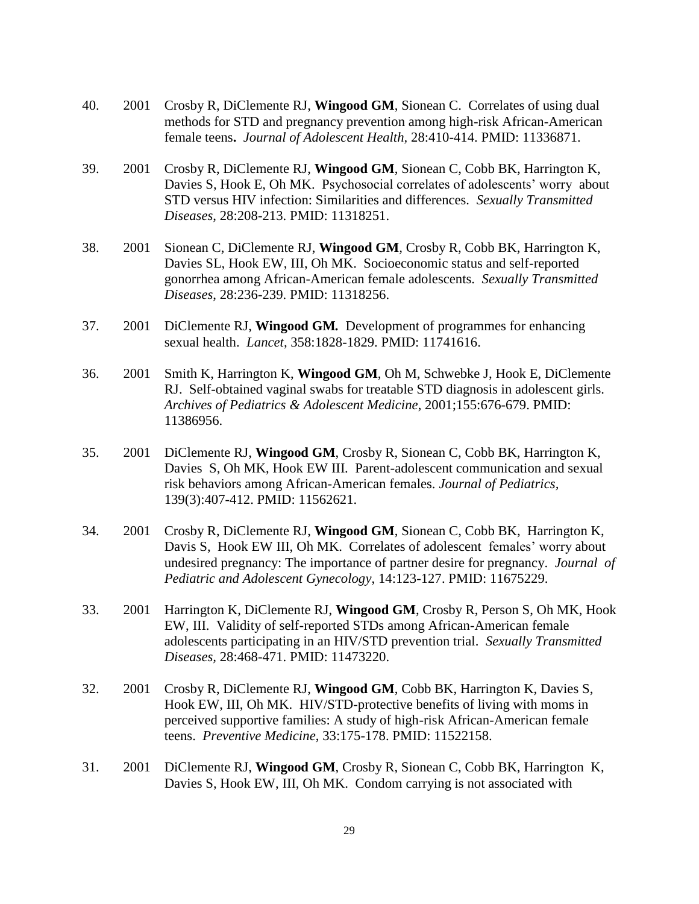40. 2001 Crosby R, DiClemente RJ, **Wingood GM**, Sionean C. Correlates of using dual methods for STD and pregnancy prevention among high-risk African-American female teens**.** *Journal of Adolescent Health*, 28:410-414. PMID: 11336871.

39. 2001 Crosby R, DiClemente RJ, **Wingood GM**, Sionean C, Cobb BK, Harrington K, Davies S, Hook E, Oh MK. Psychosocial correlates of adolescents' worry about STD versus HIV infection: Similarities and differences. *Sexually Transmitted Diseases*, 28:208-213. PMID: 11318251.

38. 2001 Sionean C, DiClemente RJ, **Wingood GM**, Crosby R, Cobb BK, Harrington K, Davies SL, Hook EW, III, Oh MK. Socioeconomic status and self-reported gonorrhea among African-American female adolescents. *Sexually Transmitted Diseases*, 28:236-239. PMID: 11318256.

37. 2001 DiClemente RJ, **Wingood GM.** Development of programmes for enhancing sexual health. *Lancet*, 358:1828-1829. PMID: 11741616.

36. 2001 Smith K, Harrington K, **Wingood GM**, Oh M, Schwebke J, Hook E, DiClemente RJ. Self-obtained vaginal swabs for treatable STD diagnosis in adolescent girls. *Archives of Pediatrics & Adolescent Medicine*, 2001;155:676-679. PMID: 11386956.

35. 2001 DiClemente RJ, **Wingood GM**, Crosby R, Sionean C, Cobb BK, Harrington K, Davies S, Oh MK, Hook EW III. Parent-adolescent communication and sexual risk behaviors among African-American females. *Journal of Pediatrics*, 139(3):407-412. PMID: 11562621.

34. 2001 Crosby R, DiClemente RJ, **Wingood GM**, Sionean C, Cobb BK, Harrington K, Davis S, Hook EW III, Oh MK. Correlates of adolescent females' worry about undesired pregnancy: The importance of partner desire for pregnancy. *Journal of Pediatric and Adolescent Gynecology*, 14:123-127. PMID: 11675229.

33. 2001 Harrington K, DiClemente RJ, **Wingood GM**, Crosby R, Person S, Oh MK, Hook EW, III. Validity of self-reported STDs among African-American female adolescents participating in an HIV/STD prevention trial. *Sexually Transmitted Diseases*, 28:468-471. PMID: 11473220.

32. 2001 Crosby R, DiClemente RJ, **Wingood GM**, Cobb BK, Harrington K, Davies S, Hook EW, III, Oh MK. HIV/STD-protective benefits of living with moms in perceived supportive families: A study of high-risk African-American female teens. *Preventive Medicine*, 33:175-178. PMID: 11522158.

31. 2001 DiClemente RJ, **Wingood GM**, Crosby R, Sionean C, Cobb BK, Harrington K, Davies S, Hook EW, III, Oh MK. Condom carrying is not associated with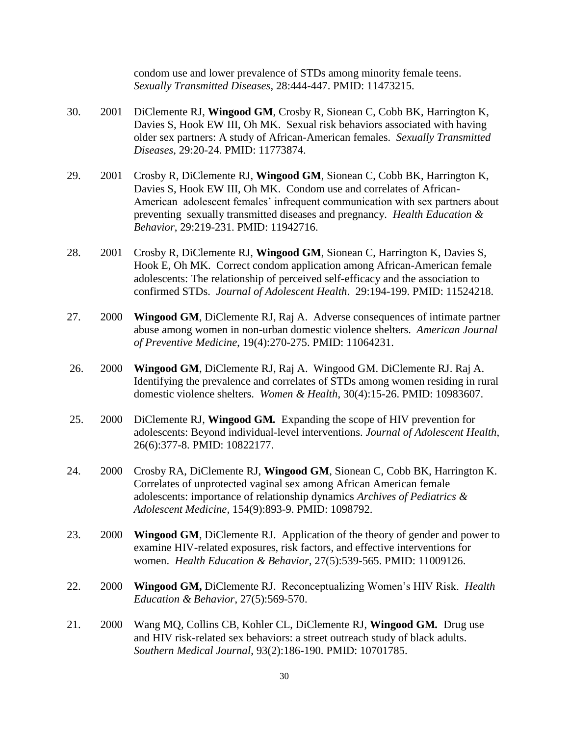condom use and lower prevalence of STDs among minority female teens. *Sexually Transmitted Diseases*, 28:444-447. PMID: 11473215.

30. 2001 DiClemente RJ, **Wingood GM**, Crosby R, Sionean C, Cobb BK, Harrington K, Davies S, Hook EW III, Oh MK. Sexual risk behaviors associated with having older sex partners: A study of African-American females. *Sexually Transmitted Diseases*, 29:20-24. PMID: 11773874.

29. 2001 Crosby R, DiClemente RJ, **Wingood GM**, Sionean C, Cobb BK, Harrington K, Davies S, Hook EW III, Oh MK. Condom use and correlates of African-American adolescent females' infrequent communication with sex partners about preventing sexually transmitted diseases and pregnancy. *Health Education & Behavior*, 29:219-231. PMID: 11942716.

28. 2001 Crosby R, DiClemente RJ, **Wingood GM**, Sionean C, Harrington K, Davies S, Hook E, Oh MK. Correct condom application among African-American female adolescents: The relationship of perceived self-efficacy and the association to confirmed STDs. *Journal of Adolescent Health*. 29:194-199. PMID: 11524218.

27. 2000 **Wingood GM**, DiClemente RJ, Raj A. Adverse consequences of intimate partner abuse among women in non-urban domestic violence shelters. *American Journal of Preventive Medicine*, 19(4):270-275. PMID: 11064231.

26. 2000 **Wingood GM**, DiClemente RJ, Raj A. Wingood GM. DiClemente RJ. Raj A. Identifying the prevalence and correlates of STDs among women residing in rural domestic violence shelters. *Women & Health*, 30(4):15-26. PMID: 10983607.

25. 2000 DiClemente RJ, **Wingood GM.** Expanding the scope of HIV prevention for adolescents: Beyond individual-level interventions. *Journal of Adolescent Health*, 26(6):377-8. PMID: 10822177.

24. 2000 Crosby RA, DiClemente RJ, **Wingood GM**, Sionean C, Cobb BK, Harrington K. Correlates of unprotected vaginal sex among African American female adolescents: importance of relationship dynamics *Archives of Pediatrics & Adolescent Medicine*, 154(9):893-9. PMID: 1098792.

23. 2000 **Wingood GM**, DiClemente RJ. Application of the theory of gender and power to examine HIV-related exposures, risk factors, and effective interventions for women. *Health Education & Behavior*, 27(5):539-565. PMID: 11009126.

22. 2000 **Wingood GM,** DiClemente RJ. Reconceptualizing Women's HIV Risk. *Health Education & Behavior*, 27(5):569-570.

21. 2000 Wang MQ, Collins CB, Kohler CL, DiClemente RJ, **Wingood GM.** Drug use and HIV risk-related sex behaviors: a street outreach study of black adults. *Southern Medical Journal*, 93(2):186-190. PMID: 10701785.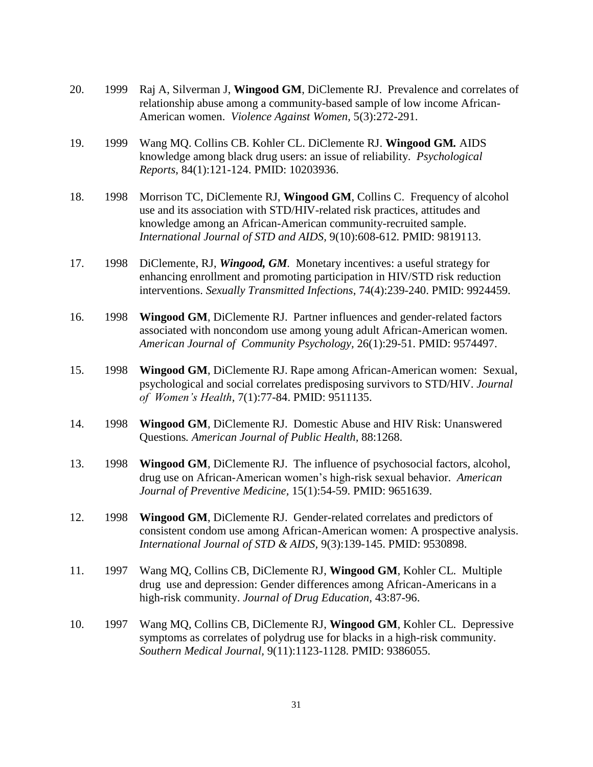20. 1999 Raj A, Silverman J, **Wingood GM**, DiClemente RJ. Prevalence and correlates of relationship abuse among a community-based sample of low income African-American women. *Violence Against Women,* 5(3):272-291.

19. 1999 Wang MQ. Collins CB. Kohler CL. DiClemente RJ. **Wingood GM.** AIDS knowledge among black drug users: an issue of reliability. *Psychological Reports*, 84(1):121-124. PMID: 10203936.

18. 1998 Morrison TC, DiClemente RJ, **Wingood GM**, Collins C. Frequency of alcohol use and its association with STD/HIV-related risk practices, attitudes and knowledge among an African-American community-recruited sample. *International Journal of STD and AIDS,* 9(10):608-612. PMID: 9819113.

17. 1998 DiClemente, RJ, ***Wingood, GM***. Monetary incentives: a useful strategy for enhancing enrollment and promoting participation in HIV/STD risk reduction interventions. *Sexually Transmitted Infections*, 74(4):239-240. PMID: 9924459.

16. 1998 **Wingood GM**, DiClemente RJ. Partner influences and gender-related factors associated with noncondom use among young adult African-American women. *American Journal of Community Psychology,* 26(1):29-51. PMID: 9574497.

15. 1998 **Wingood GM**, DiClemente RJ. Rape among African-American women: Sexual, psychological and social correlates predisposing survivors to STD/HIV. *Journal of Women's Health,* 7(1):77-84. PMID: 9511135.

14. 1998 **Wingood GM**, DiClemente RJ. Domestic Abuse and HIV Risk: Unanswered Questions*. American Journal of Public Health,* 88:1268.

13. 1998 **Wingood GM**, DiClemente RJ. The influence of psychosocial factors, alcohol, drug use on African-American women's high-risk sexual behavior. *American Journal of Preventive Medicine,* 15(1):54-59. PMID: 9651639.

12. 1998 **Wingood GM**, DiClemente RJ. Gender-related correlates and predictors of consistent condom use among African-American women: A prospective analysis. *International Journal of STD & AIDS,* 9(3):139-145. PMID: 9530898.

11. 1997 Wang MQ, Collins CB, DiClemente RJ, **Wingood GM**, Kohler CL. Multiple drug use and depression: Gender differences among African-Americans in a high-risk community. *Journal of Drug Education,* 43:87-96.

10. 1997 Wang MQ, Collins CB, DiClemente RJ, **Wingood GM**, Kohler CL. Depressive symptoms as correlates of polydrug use for blacks in a high-risk community. *Southern Medical Journal*, 9(11):1123-1128. PMID: 9386055.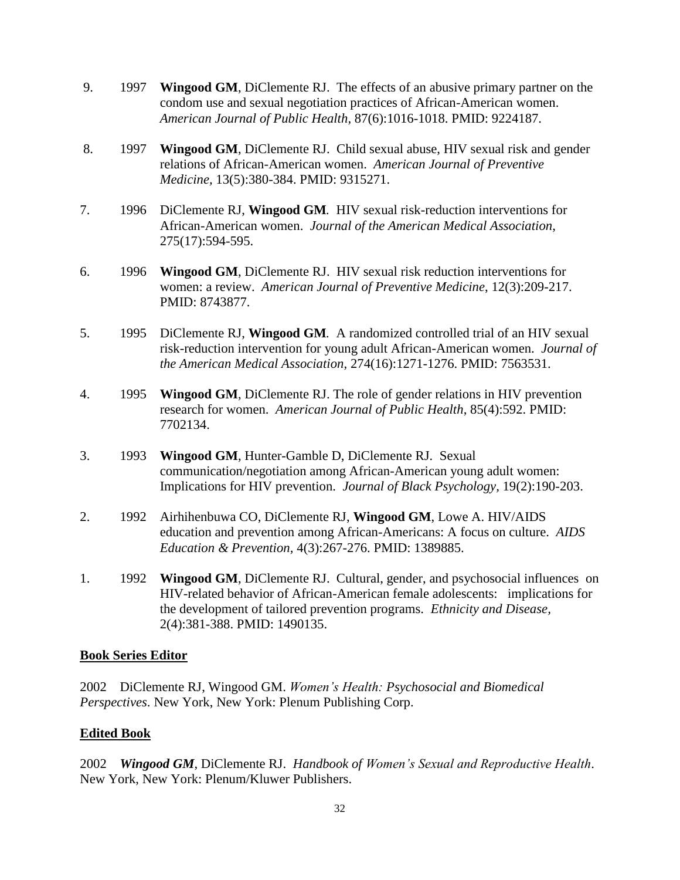9. 1997 **Wingood GM**, DiClemente RJ. The effects of an abusive primary partner on the condom use and sexual negotiation practices of African-American women. *American Journal of Public Health*, 87(6):1016-1018. PMID: 9224187.

8. 1997 **Wingood GM**, DiClemente RJ. Child sexual abuse, HIV sexual risk and gender relations of African-American women. *American Journal of Preventive Medicine,* 13(5):380-384. PMID: 9315271.

7. 1996 DiClemente RJ, **Wingood GM**. HIV sexual risk-reduction interventions for African-American women. *Journal of the American Medical Association*, 275(17):594-595.

6. 1996 **Wingood GM**, DiClemente RJ. HIV sexual risk reduction interventions for women: a review. *American Journal of Preventive Medicine*, 12(3):209-217. PMID: 8743877.

5. 1995 DiClemente RJ, **Wingood GM**. A randomized controlled trial of an HIV sexual risk-reduction intervention for young adult African-American women. *Journal of the American Medical Association*, 274(16):1271-1276. PMID: 7563531.

4. 1995 **Wingood GM**, DiClemente RJ. The role of gender relations in HIV prevention research for women. *American Journal of Public Health*, 85(4):592. PMID: 7702134.

3. 1993 **Wingood GM**, Hunter-Gamble D, DiClemente RJ. Sexual communication/negotiation among African-American young adult women: Implications for HIV prevention. *Journal of Black Psychology*, 19(2):190-203.

2. 1992 Airhihenbuwa CO, DiClemente RJ, **Wingood GM**, Lowe A. HIV/AIDS education and prevention among African-Americans: A focus on culture. *AIDS Education & Prevention,* 4(3):267-276. PMID: 1389885.

1. 1992 **Wingood GM**, DiClemente RJ. Cultural, gender, and psychosocial influences on HIV-related behavior of African-American female adolescents: implications for the development of tailored prevention programs. *Ethnicity and Disease,* 2(4):381-388. PMID: 1490135.

**Book Series Editor**

2002 DiClemente RJ, Wingood GM. *Women's Health: Psychosocial and Biomedical Perspectives*. New York, New York: Plenum Publishing Corp.

**Edited Book**

2002 ***Wingood GM***, DiClemente RJ. *Handbook of Women's Sexual and Reproductive Health*. New York, New York: Plenum/Kluwer Publishers.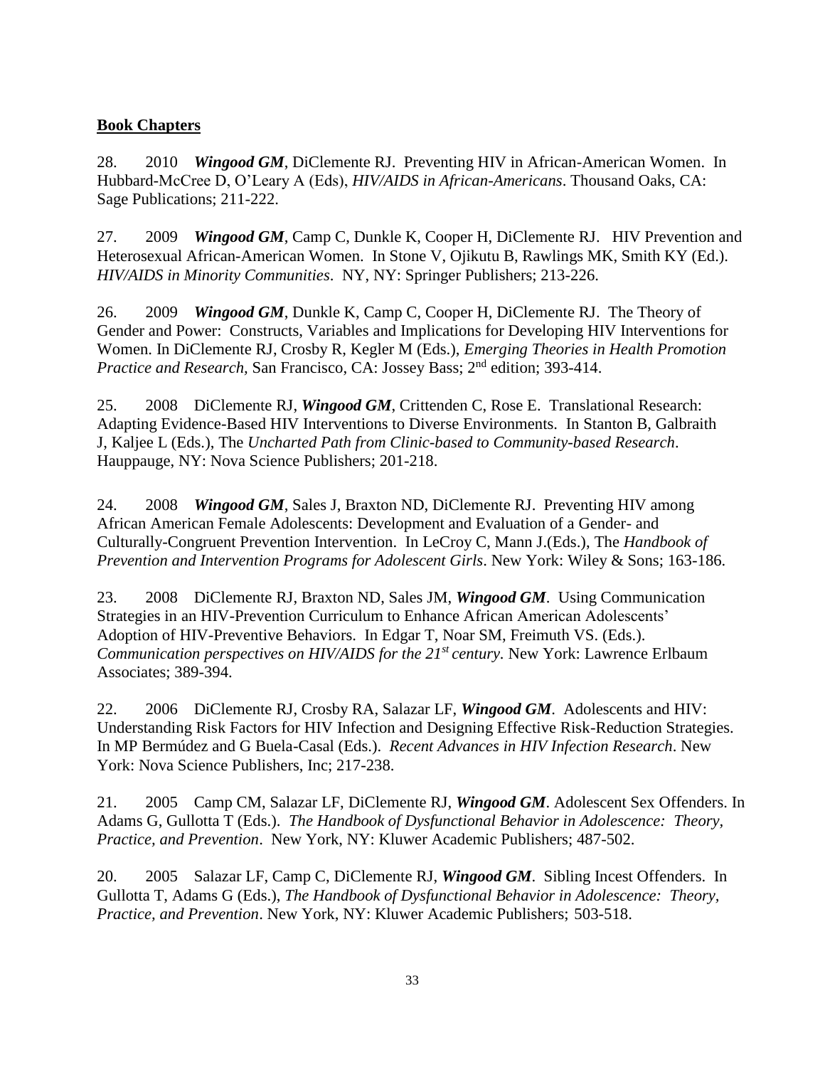## **Book Chapters**

28. 2010 ***Wingood GM***, DiClemente RJ. Preventing HIV in African-American Women. In Hubbard-McCree D, O'Leary A (Eds), *HIV/AIDS in African-Americans*. Thousand Oaks, CA: Sage Publications; 211-222.

27. 2009 ***Wingood GM***, Camp C, Dunkle K, Cooper H, DiClemente RJ. HIV Prevention and Heterosexual African-American Women. In Stone V, Ojikutu B, Rawlings MK, Smith KY (Ed.). *HIV/AIDS in Minority Communities*. NY, NY: Springer Publishers; 213-226.

26. 2009 ***Wingood GM***, Dunkle K, Camp C, Cooper H, DiClemente RJ. The Theory of Gender and Power: Constructs, Variables and Implications for Developing HIV Interventions for Women. In DiClemente RJ, Crosby R, Kegler M (Eds.), *Emerging Theories in Health Promotion Practice and Research,* San Francisco, CA: Jossey Bass; 2nd edition; 393-414.

25. 2008 DiClemente RJ, ***Wingood GM***, Crittenden C, Rose E. Translational Research: Adapting Evidence-Based HIV Interventions to Diverse Environments. In Stanton B, Galbraith J, Kaljee L (Eds.), The *Uncharted Path from Clinic-based to Community-based Research*. Hauppauge, NY: Nova Science Publishers; 201-218.

24. 2008 ***Wingood GM***, Sales J, Braxton ND, DiClemente RJ. Preventing HIV among African American Female Adolescents: Development and Evaluation of a Gender- and Culturally-Congruent Prevention Intervention. In LeCroy C, Mann J.(Eds.), The *Handbook of Prevention and Intervention Programs for Adolescent Girls*. New York: Wiley & Sons; 163-186.

23. 2008 DiClemente RJ, Braxton ND, Sales JM, ***Wingood GM***. Using Communication Strategies in an HIV-Prevention Curriculum to Enhance African American Adolescents' Adoption of HIV-Preventive Behaviors. In Edgar T, Noar SM, Freimuth VS. (Eds.). *Communication perspectives on HIV/AIDS for the 21st century.* New York: Lawrence Erlbaum Associates; 389-394.

22. 2006 DiClemente RJ, Crosby RA, Salazar LF, ***Wingood GM***. Adolescents and HIV: Understanding Risk Factors for HIV Infection and Designing Effective Risk-Reduction Strategies. In MP Bermúdez and G Buela-Casal (Eds.). *Recent Advances in HIV Infection Research*. New York: Nova Science Publishers, Inc; 217-238.

21. 2005 Camp CM, Salazar LF, DiClemente RJ, ***Wingood GM***. Adolescent Sex Offenders. In Adams G, Gullotta T (Eds.). *The Handbook of Dysfunctional Behavior in Adolescence: Theory, Practice, and Prevention*. New York, NY: Kluwer Academic Publishers; 487-502.

20. 2005 Salazar LF, Camp C, DiClemente RJ, ***Wingood GM***. Sibling Incest Offenders. In Gullotta T, Adams G (Eds.), *The Handbook of Dysfunctional Behavior in Adolescence: Theory, Practice, and Prevention*. New York, NY: Kluwer Academic Publishers; 503-518.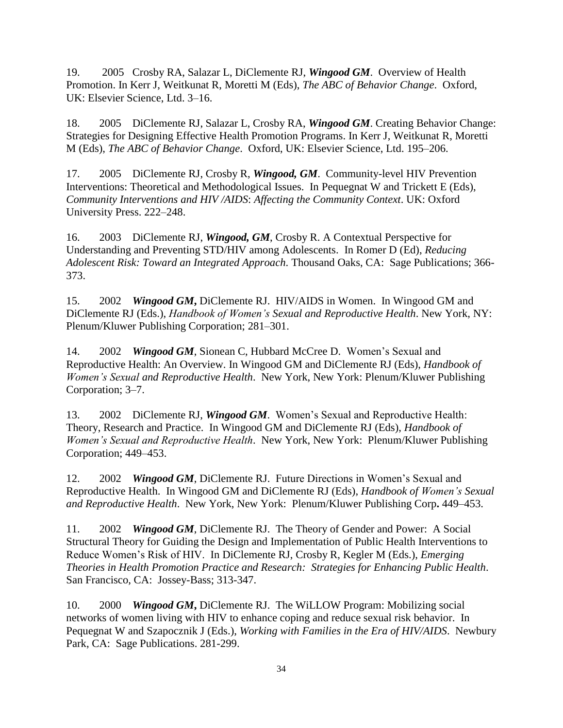19. 2005 Crosby RA, Salazar L, DiClemente RJ, ***Wingood GM***. Overview of Health Promotion. In Kerr J, Weitkunat R, Moretti M (Eds), *The ABC of Behavior Change*. Oxford, UK: Elsevier Science, Ltd. 3–16.

18. 2005 DiClemente RJ, Salazar L, Crosby RA, ***Wingood GM***. Creating Behavior Change: Strategies for Designing Effective Health Promotion Programs. In Kerr J, Weitkunat R, Moretti M (Eds), *The ABC of Behavior Change*. Oxford, UK: Elsevier Science, Ltd. 195–206.

17. 2005 DiClemente RJ, Crosby R, ***Wingood, GM***. Community-level HIV Prevention Interventions: Theoretical and Methodological Issues. In Pequegnat W and Trickett E (Eds), *Community Interventions and HIV /AIDS*: *Affecting the Community Context*. UK: Oxford University Press. 222–248.

16. 2003 DiClemente RJ, ***Wingood, GM***, Crosby R. A Contextual Perspective for Understanding and Preventing STD/HIV among Adolescents. In Romer D (Ed), *Reducing Adolescent Risk: Toward an Integrated Approach*. Thousand Oaks, CA: Sage Publications; 366-373.

15. 2002 ***Wingood GM*****,** DiClemente RJ. HIV/AIDS in Women. In Wingood GM and DiClemente RJ (Eds.), *Handbook of Women's Sexual and Reproductive Health*. New York, NY: Plenum/Kluwer Publishing Corporation; 281–301.

14. 2002 ***Wingood GM***, Sionean C, Hubbard McCree D. Women's Sexual and Reproductive Health: An Overview. In Wingood GM and DiClemente RJ (Eds), *Handbook of Women's Sexual and Reproductive Health*. New York, New York: Plenum/Kluwer Publishing Corporation; 3–7.

13. 2002 DiClemente RJ, ***Wingood GM***. Women's Sexual and Reproductive Health: Theory, Research and Practice. In Wingood GM and DiClemente RJ (Eds), *Handbook of Women's Sexual and Reproductive Health*. New York, New York: Plenum/Kluwer Publishing Corporation; 449–453.

12. 2002 ***Wingood GM***, DiClemente RJ. Future Directions in Women's Sexual and Reproductive Health. In Wingood GM and DiClemente RJ (Eds), *Handbook of Women's Sexual and Reproductive Health*. New York, New York: Plenum/Kluwer Publishing Corp**.** 449–453.

11. 2002 ***Wingood GM***, DiClemente RJ. The Theory of Gender and Power: A Social Structural Theory for Guiding the Design and Implementation of Public Health Interventions to Reduce Women's Risk of HIV. In DiClemente RJ, Crosby R, Kegler M (Eds.), *Emerging Theories in Health Promotion Practice and Research: Strategies for Enhancing Public Health*. San Francisco, CA: Jossey-Bass; 313-347.

10. 2000 ***Wingood GM*****,** DiClemente RJ. The WiLLOW Program: Mobilizing social networks of women living with HIV to enhance coping and reduce sexual risk behavior. In Pequegnat W and Szapocznik J (Eds.), *Working with Families in the Era of HIV/AIDS*. Newbury Park, CA: Sage Publications. 281-299.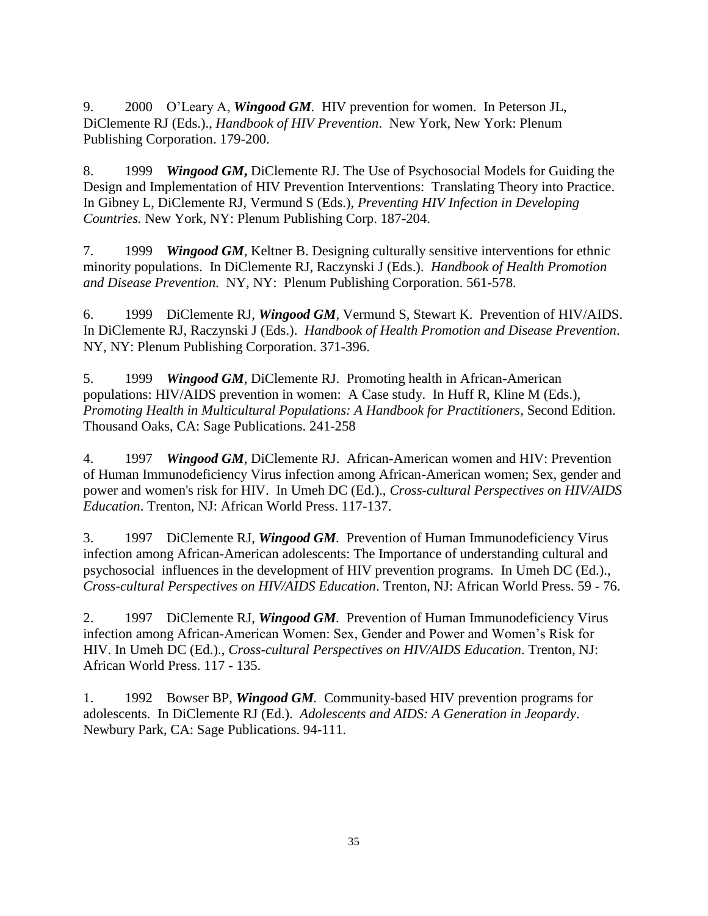9. 2000 O'Leary A, ***Wingood GM***. HIV prevention for women. In Peterson JL, DiClemente RJ (Eds.)., *Handbook of HIV Prevention*. New York, New York: Plenum Publishing Corporation. 179-200.

8. 1999 ***Wingood GM*,** DiClemente RJ. The Use of Psychosocial Models for Guiding the Design and Implementation of HIV Prevention Interventions: Translating Theory into Practice. In Gibney L, DiClemente RJ, Vermund S (Eds.), *Preventing HIV Infection in Developing Countries.* New York, NY: Plenum Publishing Corp. 187-204.

7. 1999 ***Wingood GM***, Keltner B. Designing culturally sensitive interventions for ethnic minority populations. In DiClemente RJ, Raczynski J (Eds.). *Handbook of Health Promotion and Disease Prevention*. NY, NY: Plenum Publishing Corporation. 561-578.

6. 1999 DiClemente RJ, ***Wingood GM***, Vermund S, Stewart K. Prevention of HIV/AIDS. In DiClemente RJ, Raczynski J (Eds.). *Handbook of Health Promotion and Disease Prevention*. NY, NY: Plenum Publishing Corporation. 371-396.

5. 1999 ***Wingood GM***, DiClemente RJ. Promoting health in African-American populations: HIV/AIDS prevention in women: A Case study. In Huff R, Kline M (Eds.), *Promoting Health in Multicultural Populations: A Handbook for Practitioners*, Second Edition. Thousand Oaks, CA: Sage Publications. 241-258

4. 1997 ***Wingood GM***, DiClemente RJ. African-American women and HIV: Prevention of Human Immunodeficiency Virus infection among African-American women; Sex, gender and power and women's risk for HIV. In Umeh DC (Ed.)., *Cross-cultural Perspectives on HIV/AIDS Education*. Trenton, NJ: African World Press. 117-137.

3. 1997 DiClemente RJ, ***Wingood GM***. Prevention of Human Immunodeficiency Virus infection among African-American adolescents: The Importance of understanding cultural and psychosocial influences in the development of HIV prevention programs. In Umeh DC (Ed.)., *Cross-cultural Perspectives on HIV/AIDS Education*. Trenton, NJ: African World Press. 59 - 76.

2. 1997 DiClemente RJ, ***Wingood GM***. Prevention of Human Immunodeficiency Virus infection among African-American Women: Sex, Gender and Power and Women's Risk for HIV. In Umeh DC (Ed.)., *Cross-cultural Perspectives on HIV/AIDS Education*. Trenton, NJ: African World Press. 117 - 135.

1. 1992 Bowser BP, ***Wingood GM***. Community-based HIV prevention programs for adolescents. In DiClemente RJ (Ed.). *Adolescents and AIDS: A Generation in Jeopardy*. Newbury Park, CA: Sage Publications. 94-111.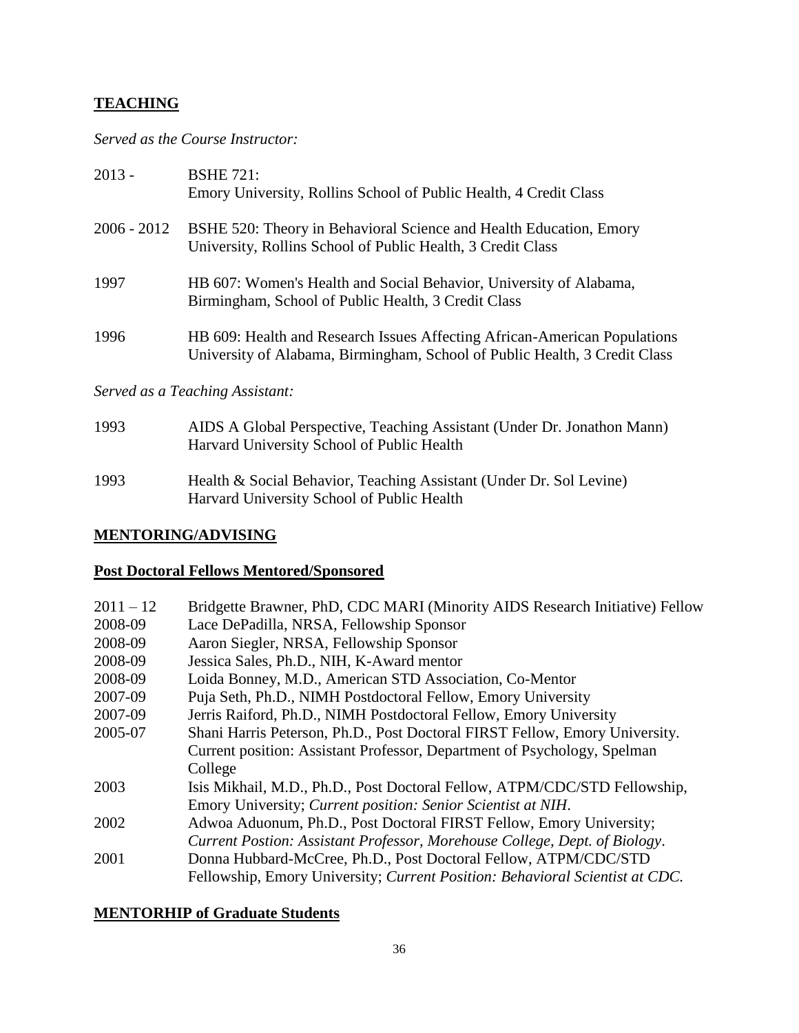## TEACHING

*Served as the Course Instructor:*

| | |
|---|---|
| 2013 - | BSHE 721: Emory University, Rollins School of Public Health, 4 Credit Class |
| 2006 - 2012 | BSHE 520: Theory in Behavioral Science and Health Education, Emory University, Rollins School of Public Health, 3 Credit Class |
| 1997 | HB 607: Women's Health and Social Behavior, University of Alabama, Birmingham, School of Public Health, 3 Credit Class |
| 1996 | HB 609: Health and Research Issues Affecting African-American Populations University of Alabama, Birmingham, School of Public Health, 3 Credit Class |

*Served as a Teaching Assistant:*

| | |
|---|---|
| 1993 | AIDS A Global Perspective, Teaching Assistant (Under Dr. Jonathon Mann) Harvard University School of Public Health |
| 1993 | Health & Social Behavior, Teaching Assistant (Under Dr. Sol Levine) Harvard University School of Public Health |

## MENTORING/ADVISING

### Post Doctoral Fellows Mentored/Sponsored

| | |
|---|---|
| 2011 – 12 | Bridgette Brawner, PhD, CDC MARI (Minority AIDS Research Initiative) Fellow |
| 2008-09 | Lace DePadilla, NRSA, Fellowship Sponsor |
| 2008-09 | Aaron Siegler, NRSA, Fellowship Sponsor |
| 2008-09 | Jessica Sales, Ph.D., NIH, K-Award mentor |
| 2008-09 | Loida Bonney, M.D., American STD Association, Co-Mentor |
| 2007-09 | Puja Seth, Ph.D., NIMH Postdoctoral Fellow, Emory University |
| 2007-09 | Jerris Raiford, Ph.D., NIMH Postdoctoral Fellow, Emory University |
| 2005-07 | Shani Harris Peterson, Ph.D., Post Doctoral FIRST Fellow, Emory University. Current position: Assistant Professor, Department of Psychology, Spelman College |
| 2003 | Isis Mikhail, M.D., Ph.D., Post Doctoral Fellow, ATPM/CDC/STD Fellowship, Emory University; *Current position: Senior Scientist at NIH*. |
| 2002 | Adwoa Aduonum, Ph.D., Post Doctoral FIRST Fellow, Emory University; *Current Postion: Assistant Professor, Morehouse College, Dept. of Biology*. |
| 2001 | Donna Hubbard-McCree, Ph.D., Post Doctoral Fellow, ATPM/CDC/STD Fellowship, Emory University; *Current Position: Behavioral Scientist at CDC.* |

### MENTORHIP of Graduate Students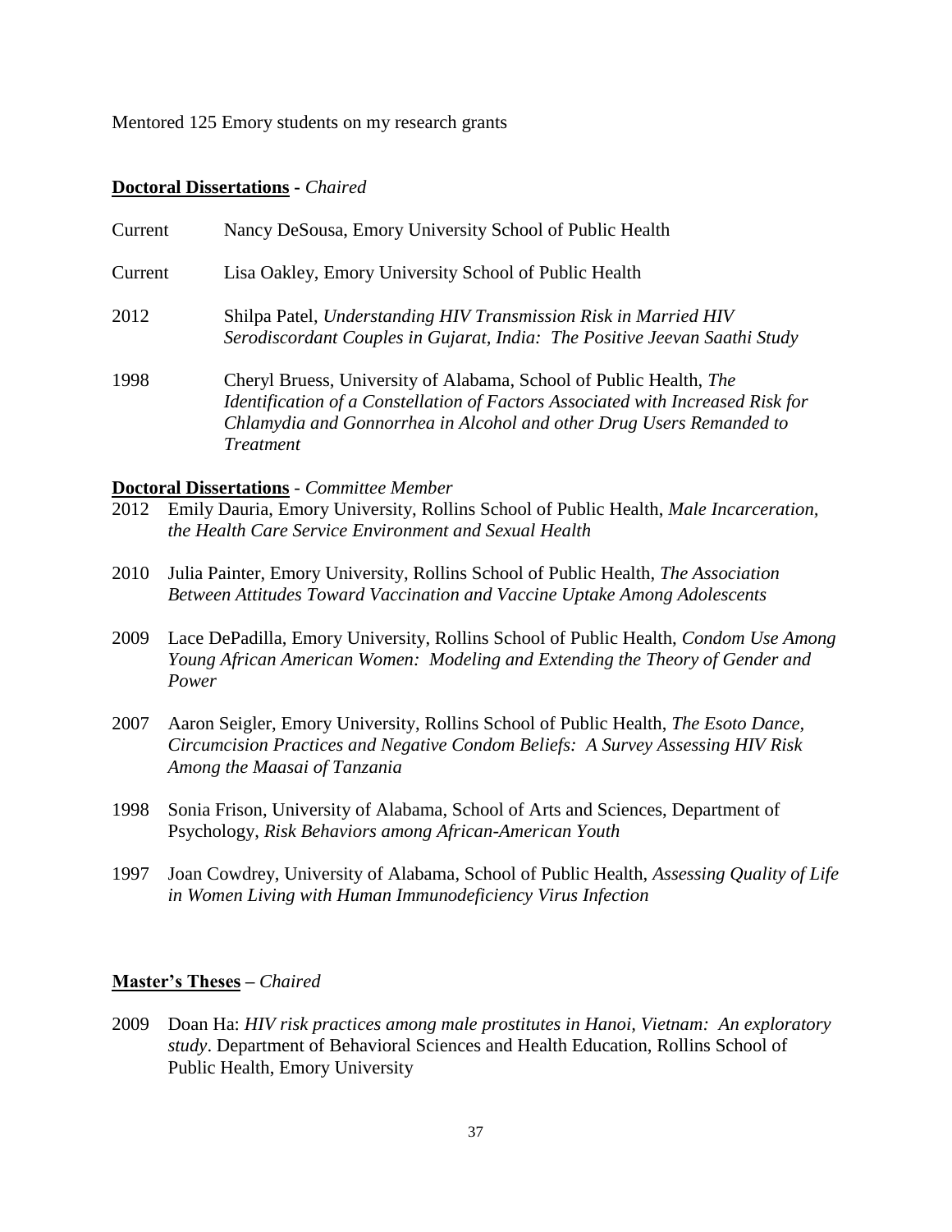Mentored 125 Emory students on my research grants

**Doctoral Dissertations** - *Chaired*

Current Nancy DeSousa, Emory University School of Public Health

Current Lisa Oakley, Emory University School of Public Health

2012 Shilpa Patel, *Understanding HIV Transmission Risk in Married HIV Serodiscordant Couples in Gujarat, India: The Positive Jeevan Saathi Study*

1998 Cheryl Bruess, University of Alabama, School of Public Health, *The Identification of a Constellation of Factors Associated with Increased Risk for Chlamydia and Gonnorrhea in Alcohol and other Drug Users Remanded to Treatment*

**Doctoral Dissertations** - *Committee Member*

2012 Emily Dauria, Emory University, Rollins School of Public Health, *Male Incarceration, the Health Care Service Environment and Sexual Health*

2010 Julia Painter, Emory University, Rollins School of Public Health, *The Association Between Attitudes Toward Vaccination and Vaccine Uptake Among Adolescents*

2009 Lace DePadilla, Emory University, Rollins School of Public Health, *Condom Use Among Young African American Women: Modeling and Extending the Theory of Gender and Power*

2007 Aaron Seigler, Emory University, Rollins School of Public Health, *The Esoto Dance, Circumcision Practices and Negative Condom Beliefs: A Survey Assessing HIV Risk Among the Maasai of Tanzania*

1998 Sonia Frison, University of Alabama, School of Arts and Sciences, Department of Psychology, *Risk Behaviors among African-American Youth*

1997 Joan Cowdrey, University of Alabama, School of Public Health, *Assessing Quality of Life in Women Living with Human Immunodeficiency Virus Infection*

**Master's Theses** – *Chaired*

2009 Doan Ha: *HIV risk practices among male prostitutes in Hanoi, Vietnam: An exploratory study*. Department of Behavioral Sciences and Health Education, Rollins School of Public Health, Emory University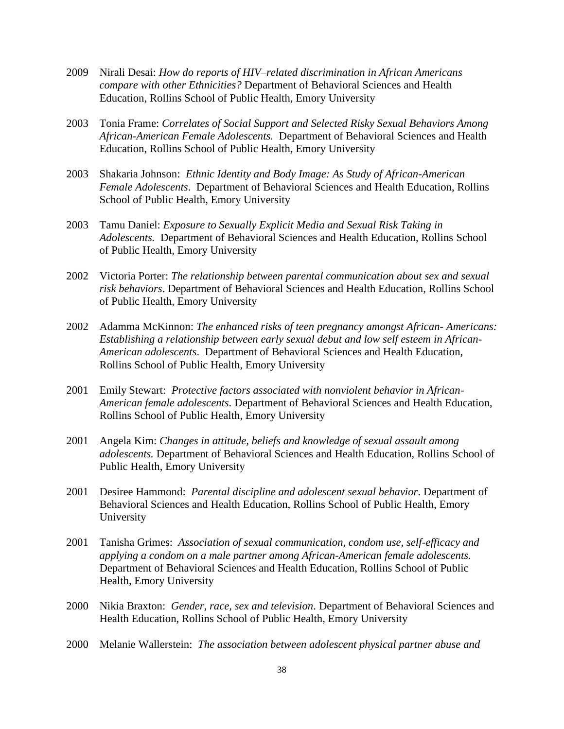2009 Nirali Desai: *How do reports of HIV–related discrimination in African Americans compare with other Ethnicities?* Department of Behavioral Sciences and Health Education, Rollins School of Public Health, Emory University

2003 Tonia Frame: *Correlates of Social Support and Selected Risky Sexual Behaviors Among African-American Female Adolescents.* Department of Behavioral Sciences and Health Education, Rollins School of Public Health, Emory University

2003 Shakaria Johnson: *Ethnic Identity and Body Image: As Study of African-American Female Adolescents*. Department of Behavioral Sciences and Health Education, Rollins School of Public Health, Emory University

2003 Tamu Daniel: *Exposure to Sexually Explicit Media and Sexual Risk Taking in Adolescents.* Department of Behavioral Sciences and Health Education, Rollins School of Public Health, Emory University

2002 Victoria Porter: *The relationship between parental communication about sex and sexual risk behaviors*. Department of Behavioral Sciences and Health Education, Rollins School of Public Health, Emory University

2002 Adamma McKinnon: *The enhanced risks of teen pregnancy amongst African- Americans: Establishing a relationship between early sexual debut and low self esteem in African-American adolescents*. Department of Behavioral Sciences and Health Education, Rollins School of Public Health, Emory University

2001 Emily Stewart: *Protective factors associated with nonviolent behavior in African-American female adolescents.* Department of Behavioral Sciences and Health Education, Rollins School of Public Health, Emory University

2001 Angela Kim: *Changes in attitude, beliefs and knowledge of sexual assault among adolescents.* Department of Behavioral Sciences and Health Education, Rollins School of Public Health, Emory University

2001 Desiree Hammond: *Parental discipline and adolescent sexual behavior*. Department of Behavioral Sciences and Health Education, Rollins School of Public Health, Emory University

2001 Tanisha Grimes: *Association of sexual communication, condom use, self-efficacy and applying a condom on a male partner among African-American female adolescents.* Department of Behavioral Sciences and Health Education, Rollins School of Public Health, Emory University

2000 Nikia Braxton: *Gender, race, sex and television*. Department of Behavioral Sciences and Health Education, Rollins School of Public Health, Emory University

2000 Melanie Wallerstein: *The association between adolescent physical partner abuse and*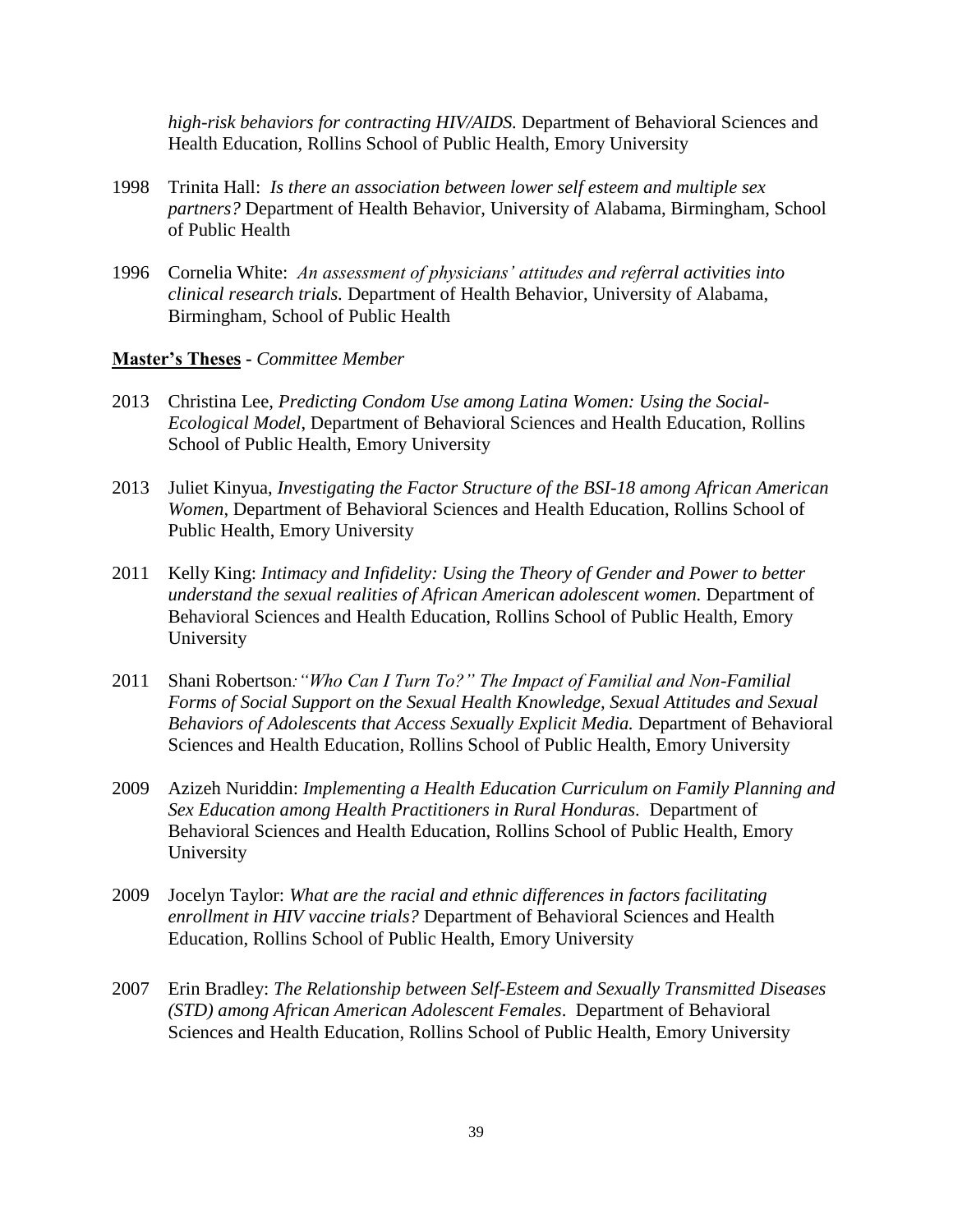*high-risk behaviors for contracting HIV/AIDS.* Department of Behavioral Sciences and Health Education, Rollins School of Public Health, Emory University

1998 Trinita Hall: *Is there an association between lower self esteem and multiple sex partners?* Department of Health Behavior, University of Alabama, Birmingham, School of Public Health

1996 Cornelia White: *An assessment of physicians' attitudes and referral activities into clinical research trials.* Department of Health Behavior, University of Alabama, Birmingham, School of Public Health

**Master's Theses** - *Committee Member*

2013 Christina Lee, *Predicting Condom Use among Latina Women: Using the Social-Ecological Model*, Department of Behavioral Sciences and Health Education, Rollins School of Public Health, Emory University

2013 Juliet Kinyua, *Investigating the Factor Structure of the BSI-18 among African American Women*, Department of Behavioral Sciences and Health Education, Rollins School of Public Health, Emory University

2011 Kelly King: *Intimacy and Infidelity: Using the Theory of Gender and Power to better understand the sexual realities of African American adolescent women.* Department of Behavioral Sciences and Health Education, Rollins School of Public Health, Emory University

2011 Shani Robertson*: "Who Can I Turn To?" The Impact of Familial and Non-Familial Forms of Social Support on the Sexual Health Knowledge, Sexual Attitudes and Sexual Behaviors of Adolescents that Access Sexually Explicit Media.* Department of Behavioral Sciences and Health Education, Rollins School of Public Health, Emory University

2009 Azizeh Nuriddin: *Implementing a Health Education Curriculum on Family Planning and Sex Education among Health Practitioners in Rural Honduras*. Department of Behavioral Sciences and Health Education, Rollins School of Public Health, Emory University

2009 Jocelyn Taylor: *What are the racial and ethnic differences in factors facilitating enrollment in HIV vaccine trials?* Department of Behavioral Sciences and Health Education, Rollins School of Public Health, Emory University

2007 Erin Bradley: *The Relationship between Self-Esteem and Sexually Transmitted Diseases (STD) among African American Adolescent Females*. Department of Behavioral Sciences and Health Education, Rollins School of Public Health, Emory University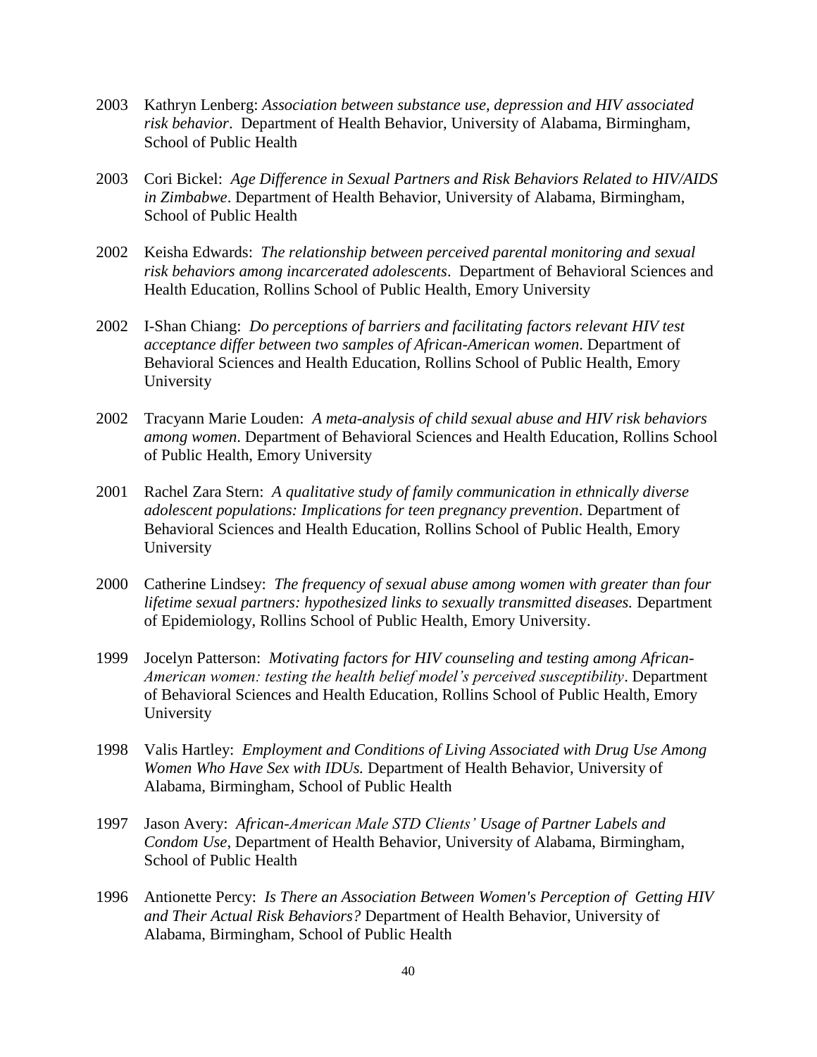2003 Kathryn Lenberg: *Association between substance use, depression and HIV associated risk behavior*. Department of Health Behavior, University of Alabama, Birmingham, School of Public Health

2003 Cori Bickel: *Age Difference in Sexual Partners and Risk Behaviors Related to HIV/AIDS in Zimbabwe*. Department of Health Behavior, University of Alabama, Birmingham, School of Public Health

2002 Keisha Edwards: *The relationship between perceived parental monitoring and sexual risk behaviors among incarcerated adolescents*. Department of Behavioral Sciences and Health Education, Rollins School of Public Health, Emory University

2002 I-Shan Chiang: *Do perceptions of barriers and facilitating factors relevant HIV test acceptance differ between two samples of African-American women*. Department of Behavioral Sciences and Health Education, Rollins School of Public Health, Emory University

2002 Tracyann Marie Louden: *A meta-analysis of child sexual abuse and HIV risk behaviors among women*. Department of Behavioral Sciences and Health Education, Rollins School of Public Health, Emory University

2001 Rachel Zara Stern: *A qualitative study of family communication in ethnically diverse adolescent populations: Implications for teen pregnancy prevention*. Department of Behavioral Sciences and Health Education, Rollins School of Public Health, Emory University

2000 Catherine Lindsey: *The frequency of sexual abuse among women with greater than four lifetime sexual partners: hypothesized links to sexually transmitted diseases.* Department of Epidemiology, Rollins School of Public Health, Emory University.

1999 Jocelyn Patterson: *Motivating factors for HIV counseling and testing among African-American women: testing the health belief model's perceived susceptibility*. Department of Behavioral Sciences and Health Education, Rollins School of Public Health, Emory University

1998 Valis Hartley: *Employment and Conditions of Living Associated with Drug Use Among Women Who Have Sex with IDUs.* Department of Health Behavior, University of Alabama, Birmingham, School of Public Health

1997 Jason Avery: *African-American Male STD Clients' Usage of Partner Labels and Condom Use*, Department of Health Behavior, University of Alabama, Birmingham, School of Public Health

1996 Antionette Percy: *Is There an Association Between Women's Perception of Getting HIV and Their Actual Risk Behaviors?* Department of Health Behavior, University of Alabama, Birmingham, School of Public Health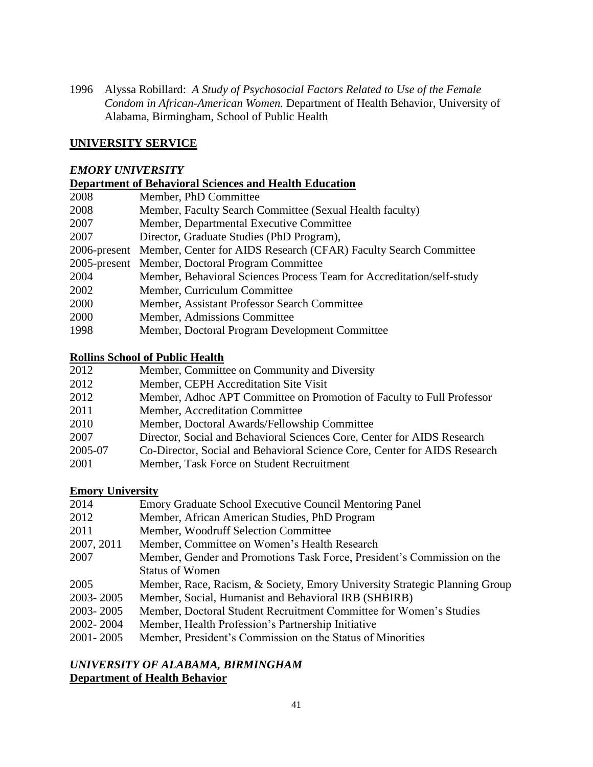1996 Alyssa Robillard: *A Study of Psychosocial Factors Related to Use of the Female Condom in African-American Women.* Department of Health Behavior, University of Alabama, Birmingham, School of Public Health

## UNIVERSITY SERVICE

### *EMORY UNIVERSITY*

**Department of Behavioral Sciences and Health Education**

- 2008 Member, PhD Committee
- 2008 Member, Faculty Search Committee (Sexual Health faculty)
- 2007 Member, Departmental Executive Committee
- 2007 Director, Graduate Studies (PhD Program),
- 2006-present Member, Center for AIDS Research (CFAR) Faculty Search Committee
- 2005-present Member, Doctoral Program Committee
- 2004 Member, Behavioral Sciences Process Team for Accreditation/self-study
- 2002 Member, Curriculum Committee
- 2000 Member, Assistant Professor Search Committee
- 2000 Member, Admissions Committee
- 1998 Member, Doctoral Program Development Committee

**Rollins School of Public Health**

- 2012 Member, Committee on Community and Diversity
- 2012 Member, CEPH Accreditation Site Visit
- 2012 Member, Adhoc APT Committee on Promotion of Faculty to Full Professor
- 2011 Member, Accreditation Committee
- 2010 Member, Doctoral Awards/Fellowship Committee
- 2007 Director, Social and Behavioral Sciences Core, Center for AIDS Research
- 2005-07 Co-Director, Social and Behavioral Science Core, Center for AIDS Research
- 2001 Member, Task Force on Student Recruitment

**Emory University**

- 2014 Emory Graduate School Executive Council Mentoring Panel
- 2012 Member, African American Studies, PhD Program
- 2011 Member, Woodruff Selection Committee
- 2007, 2011 Member, Committee on Women's Health Research
- 2007 Member, Gender and Promotions Task Force, President's Commission on the Status of Women
- 2005 Member, Race, Racism, & Society, Emory University Strategic Planning Group
- 2003- 2005 Member, Social, Humanist and Behavioral IRB (SHBIRB)
- 2003- 2005 Member, Doctoral Student Recruitment Committee for Women's Studies
- 2002- 2004 Member, Health Profession's Partnership Initiative
- 2001- 2005 Member, President's Commission on the Status of Minorities

### *UNIVERSITY OF ALABAMA, BIRMINGHAM*

**Department of Health Behavior**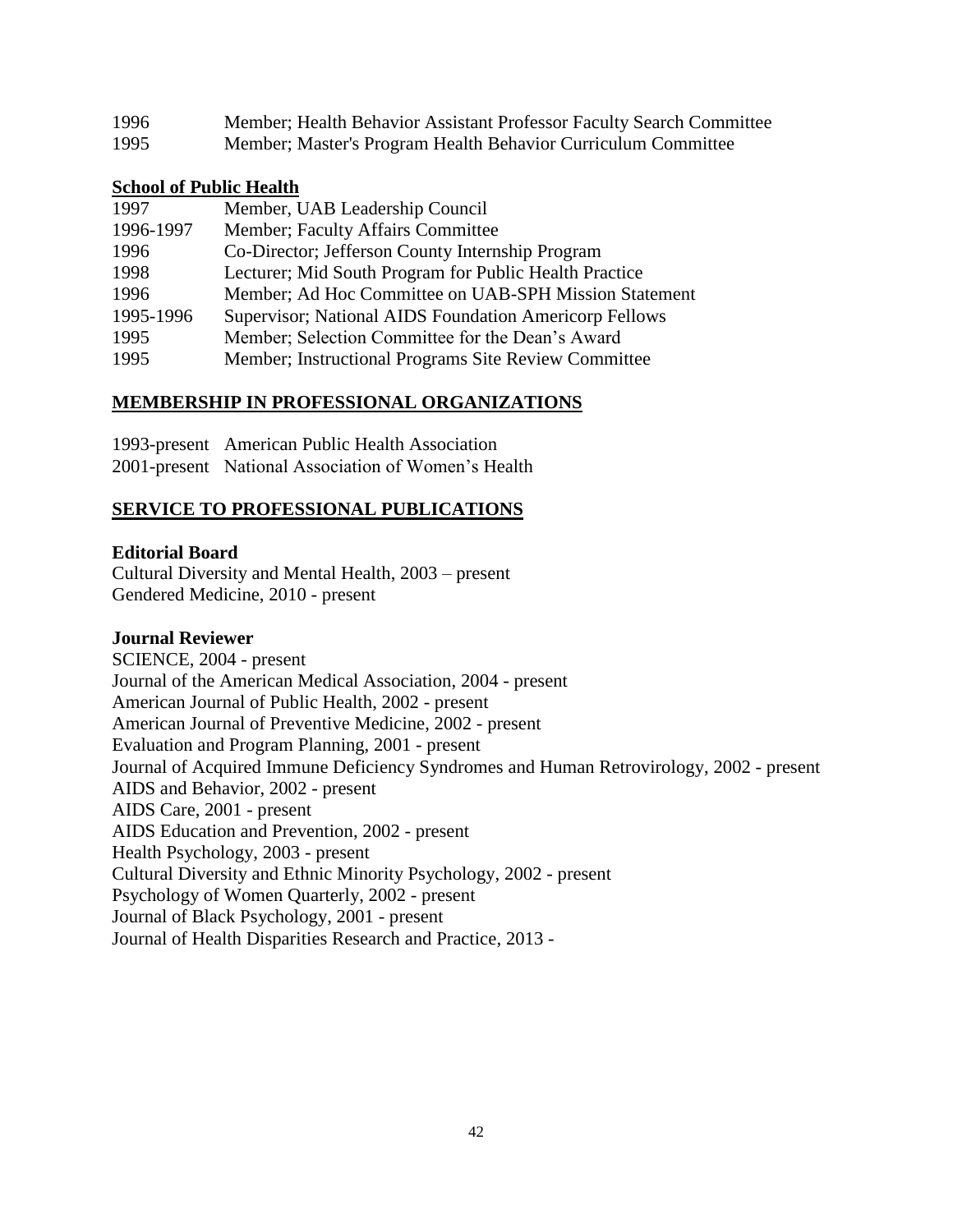1996 Member; Health Behavior Assistant Professor Faculty Search Committee
1995 Member; Master's Program Health Behavior Curriculum Committee

**School of Public Health**

1997 Member, UAB Leadership Council
1996-1997 Member; Faculty Affairs Committee
1996 Co-Director; Jefferson County Internship Program
1998 Lecturer; Mid South Program for Public Health Practice
1996 Member; Ad Hoc Committee on UAB-SPH Mission Statement
1995-1996 Supervisor; National AIDS Foundation Americorp Fellows
1995 Member; Selection Committee for the Dean's Award
1995 Member; Instructional Programs Site Review Committee

## MEMBERSHIP IN PROFESSIONAL ORGANIZATIONS

1993-present American Public Health Association
2001-present National Association of Women's Health

## SERVICE TO PROFESSIONAL PUBLICATIONS

**Editorial Board**

Cultural Diversity and Mental Health, 2003 – present
Gendered Medicine, 2010 - present

**Journal Reviewer**

SCIENCE, 2004 - present
Journal of the American Medical Association, 2004 - present
American Journal of Public Health, 2002 - present
American Journal of Preventive Medicine, 2002 - present
Evaluation and Program Planning, 2001 - present
Journal of Acquired Immune Deficiency Syndromes and Human Retrovirology, 2002 - present
AIDS and Behavior, 2002 - present
AIDS Care, 2001 - present
AIDS Education and Prevention, 2002 - present
Health Psychology, 2003 - present
Cultural Diversity and Ethnic Minority Psychology, 2002 - present
Psychology of Women Quarterly, 2002 - present
Journal of Black Psychology, 2001 - present
Journal of Health Disparities Research and Practice, 2013 -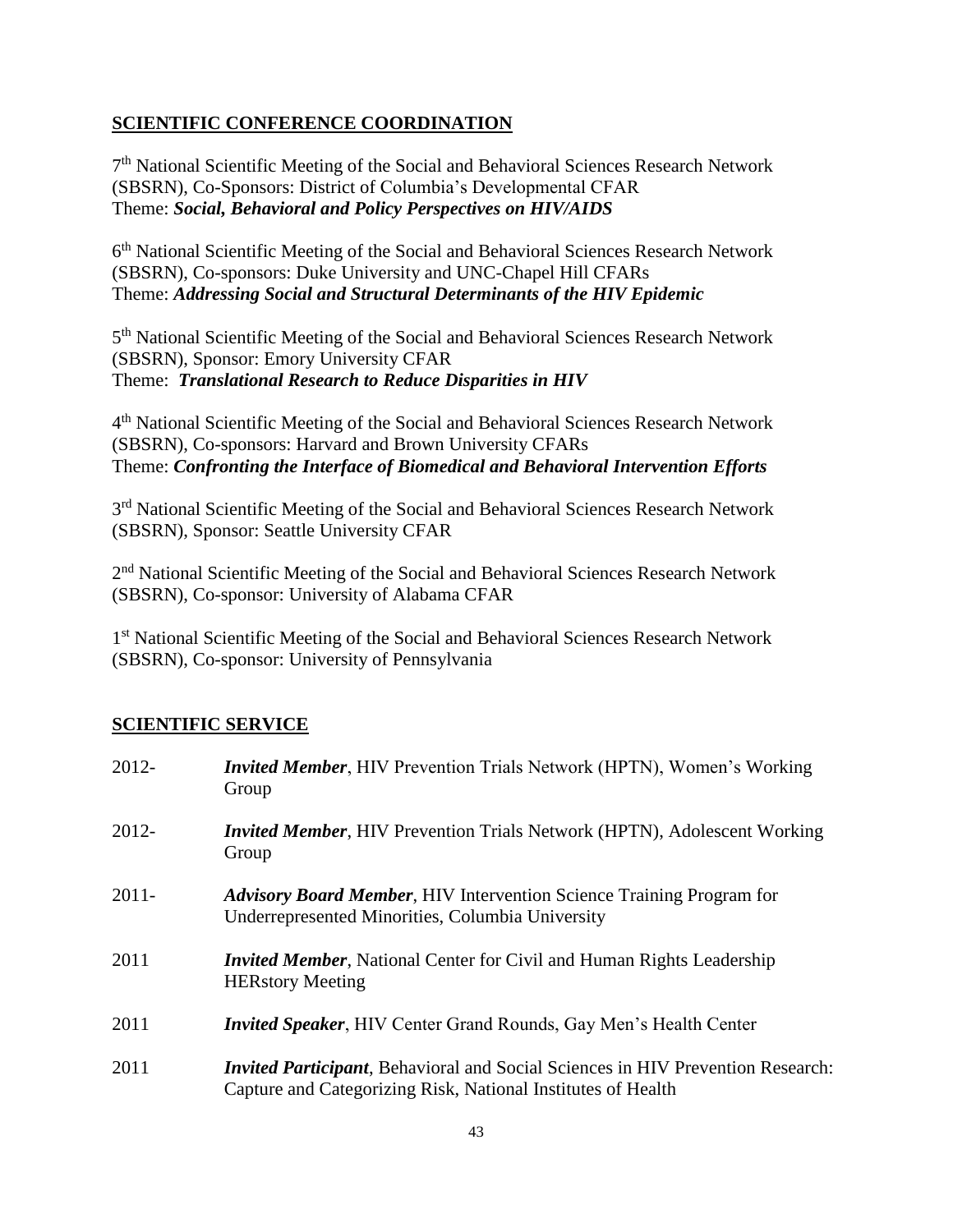## SCIENTIFIC CONFERENCE COORDINATION

7th National Scientific Meeting of the Social and Behavioral Sciences Research Network (SBSRN), Co-Sponsors: District of Columbia's Developmental CFAR
Theme: ***Social, Behavioral and Policy Perspectives on HIV/AIDS***

6th National Scientific Meeting of the Social and Behavioral Sciences Research Network (SBSRN), Co-sponsors: Duke University and UNC-Chapel Hill CFARs
Theme: ***Addressing Social and Structural Determinants of the HIV Epidemic***

5th National Scientific Meeting of the Social and Behavioral Sciences Research Network (SBSRN), Sponsor: Emory University CFAR
Theme: ***Translational Research to Reduce Disparities in HIV***

4th National Scientific Meeting of the Social and Behavioral Sciences Research Network (SBSRN), Co-sponsors: Harvard and Brown University CFARs
Theme: ***Confronting the Interface of Biomedical and Behavioral Intervention Efforts***

3rd National Scientific Meeting of the Social and Behavioral Sciences Research Network (SBSRN), Sponsor: Seattle University CFAR

2nd National Scientific Meeting of the Social and Behavioral Sciences Research Network (SBSRN), Co-sponsor: University of Alabama CFAR

1st National Scientific Meeting of the Social and Behavioral Sciences Research Network (SBSRN), Co-sponsor: University of Pennsylvania

## SCIENTIFIC SERVICE

2012- ***Invited Member***, HIV Prevention Trials Network (HPTN), Women's Working Group

2012- ***Invited Member***, HIV Prevention Trials Network (HPTN), Adolescent Working Group

2011- ***Advisory Board Member***, HIV Intervention Science Training Program for Underrepresented Minorities, Columbia University

2011 ***Invited Member***, National Center for Civil and Human Rights Leadership HERstory Meeting

2011 ***Invited Speaker***, HIV Center Grand Rounds, Gay Men's Health Center

2011 ***Invited Participant***, Behavioral and Social Sciences in HIV Prevention Research: Capture and Categorizing Risk, National Institutes of Health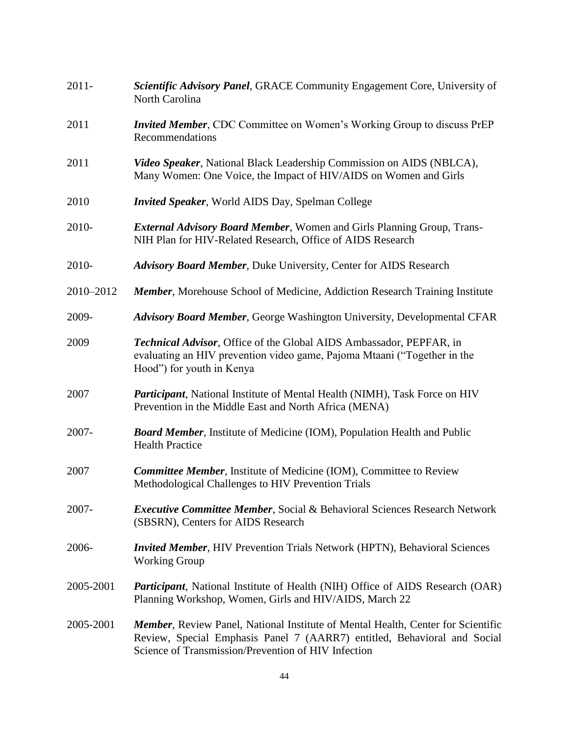2011- ***Scientific Advisory Panel***, GRACE Community Engagement Core, University of North Carolina

2011 ***Invited Member***, CDC Committee on Women's Working Group to discuss PrEP Recommendations

2011 ***Video Speaker***, National Black Leadership Commission on AIDS (NBLCA), Many Women: One Voice, the Impact of HIV/AIDS on Women and Girls

2010 ***Invited Speaker***, World AIDS Day, Spelman College

2010- ***External Advisory Board Member***, Women and Girls Planning Group, Trans-NIH Plan for HIV-Related Research, Office of AIDS Research

2010- ***Advisory Board Member***, Duke University, Center for AIDS Research

2010–2012 ***Member***, Morehouse School of Medicine, Addiction Research Training Institute

2009- ***Advisory Board Member***, George Washington University, Developmental CFAR

2009 ***Technical Advisor***, Office of the Global AIDS Ambassador, PEPFAR, in evaluating an HIV prevention video game, Pajoma Mtaani ("Together in the Hood") for youth in Kenya

2007 ***Participant***, National Institute of Mental Health (NIMH), Task Force on HIV Prevention in the Middle East and North Africa (MENA)

2007- ***Board Member***, Institute of Medicine (IOM), Population Health and Public Health Practice

2007 ***Committee Member***, Institute of Medicine (IOM), Committee to Review Methodological Challenges to HIV Prevention Trials

2007- ***Executive Committee Member***, Social & Behavioral Sciences Research Network (SBSRN), Centers for AIDS Research

2006- ***Invited Member***, HIV Prevention Trials Network (HPTN), Behavioral Sciences Working Group

2005-2001 ***Participant***, National Institute of Health (NIH) Office of AIDS Research (OAR) Planning Workshop, Women, Girls and HIV/AIDS, March 22

2005-2001 ***Member***, Review Panel, National Institute of Mental Health, Center for Scientific Review, Special Emphasis Panel 7 (AARR7) entitled, Behavioral and Social Science of Transmission/Prevention of HIV Infection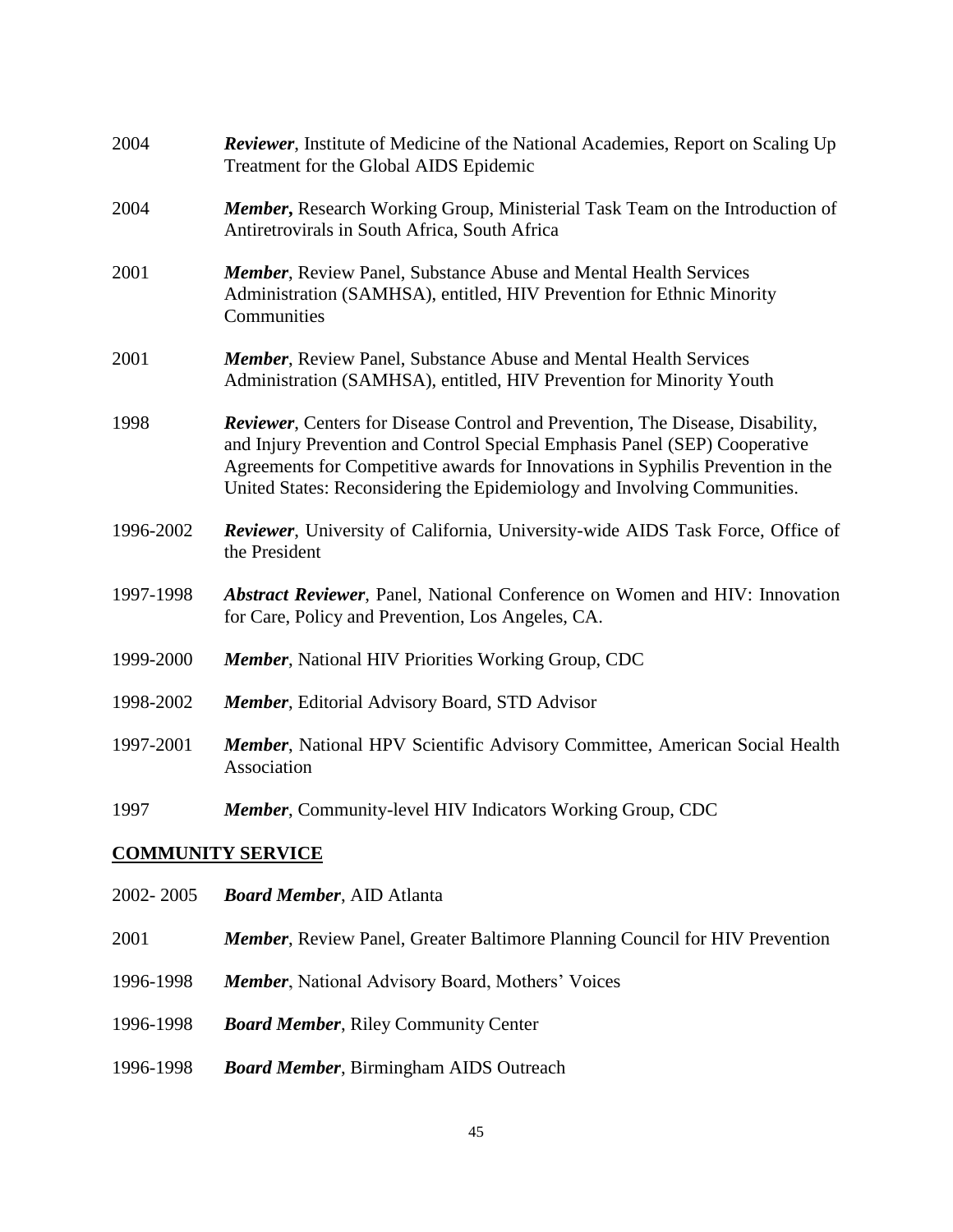2004 ***Reviewer***, Institute of Medicine of the National Academies, Report on Scaling Up Treatment for the Global AIDS Epidemic

2004 ***Member***, Research Working Group, Ministerial Task Team on the Introduction of Antiretrovirals in South Africa, South Africa

2001 ***Member***, Review Panel, Substance Abuse and Mental Health Services Administration (SAMHSA), entitled, HIV Prevention for Ethnic Minority Communities

2001 ***Member***, Review Panel, Substance Abuse and Mental Health Services Administration (SAMHSA), entitled, HIV Prevention for Minority Youth

1998 ***Reviewer***, Centers for Disease Control and Prevention, The Disease, Disability, and Injury Prevention and Control Special Emphasis Panel (SEP) Cooperative Agreements for Competitive awards for Innovations in Syphilis Prevention in the United States: Reconsidering the Epidemiology and Involving Communities.

1996-2002 ***Reviewer***, University of California, University-wide AIDS Task Force, Office of the President

1997-1998 ***Abstract Reviewer***, Panel, National Conference on Women and HIV: Innovation for Care, Policy and Prevention, Los Angeles, CA.

1999-2000 ***Member***, National HIV Priorities Working Group, CDC

1998-2002 ***Member***, Editorial Advisory Board, STD Advisor

1997-2001 ***Member***, National HPV Scientific Advisory Committee, American Social Health Association

1997 ***Member***, Community-level HIV Indicators Working Group, CDC

## COMMUNITY SERVICE

2002- 2005 ***Board Member***, AID Atlanta

2001 ***Member***, Review Panel, Greater Baltimore Planning Council for HIV Prevention

1996-1998 ***Member***, National Advisory Board, Mothers' Voices

1996-1998 ***Board Member***, Riley Community Center

1996-1998 ***Board Member***, Birmingham AIDS Outreach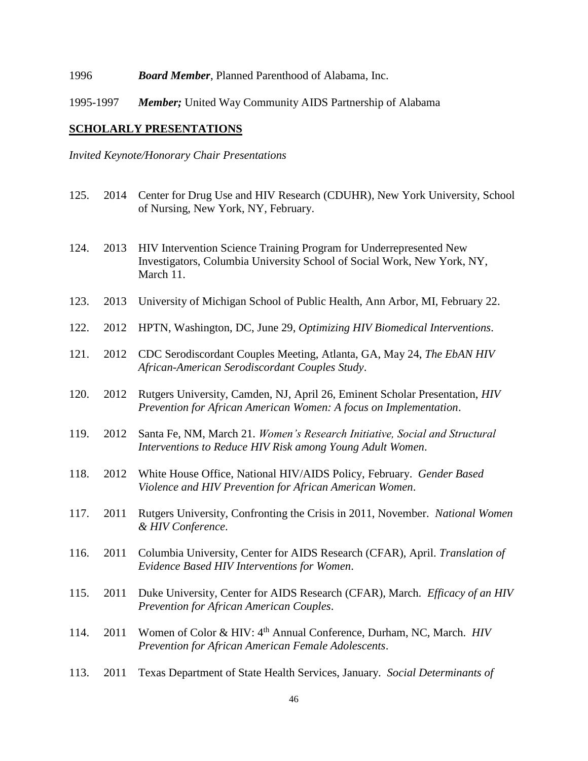1996 ***Board Member***, Planned Parenthood of Alabama, Inc.

1995-1997 ***Member;*** United Way Community AIDS Partnership of Alabama

## SCHOLARLY PRESENTATIONS

*Invited Keynote/Honorary Chair Presentations*

125. 2014 Center for Drug Use and HIV Research (CDUHR), New York University, School of Nursing, New York, NY, February.

124. 2013 HIV Intervention Science Training Program for Underrepresented New Investigators, Columbia University School of Social Work, New York, NY, March 11.

123. 2013 University of Michigan School of Public Health, Ann Arbor, MI, February 22.

122. 2012 HPTN, Washington, DC, June 29, *Optimizing HIV Biomedical Interventions*.

121. 2012 CDC Serodiscordant Couples Meeting, Atlanta, GA, May 24, *The EbAN HIV African-American Serodiscordant Couples Study*.

120. 2012 Rutgers University, Camden, NJ, April 26, Eminent Scholar Presentation, *HIV Prevention for African American Women: A focus on Implementation*.

119. 2012 Santa Fe, NM, March 21. *Women's Research Initiative, Social and Structural Interventions to Reduce HIV Risk among Young Adult Women*.

118. 2012 White House Office, National HIV/AIDS Policy, February. *Gender Based Violence and HIV Prevention for African American Women*.

117. 2011 Rutgers University, Confronting the Crisis in 2011, November. *National Women & HIV Conference*.

116. 2011 Columbia University, Center for AIDS Research (CFAR), April. *Translation of Evidence Based HIV Interventions for Women*.

115. 2011 Duke University, Center for AIDS Research (CFAR), March. *Efficacy of an HIV Prevention for African American Couples*.

114. 2011 Women of Color & HIV: 4th Annual Conference, Durham, NC, March. *HIV Prevention for African American Female Adolescents*.

113. 2011 Texas Department of State Health Services, January. *Social Determinants of*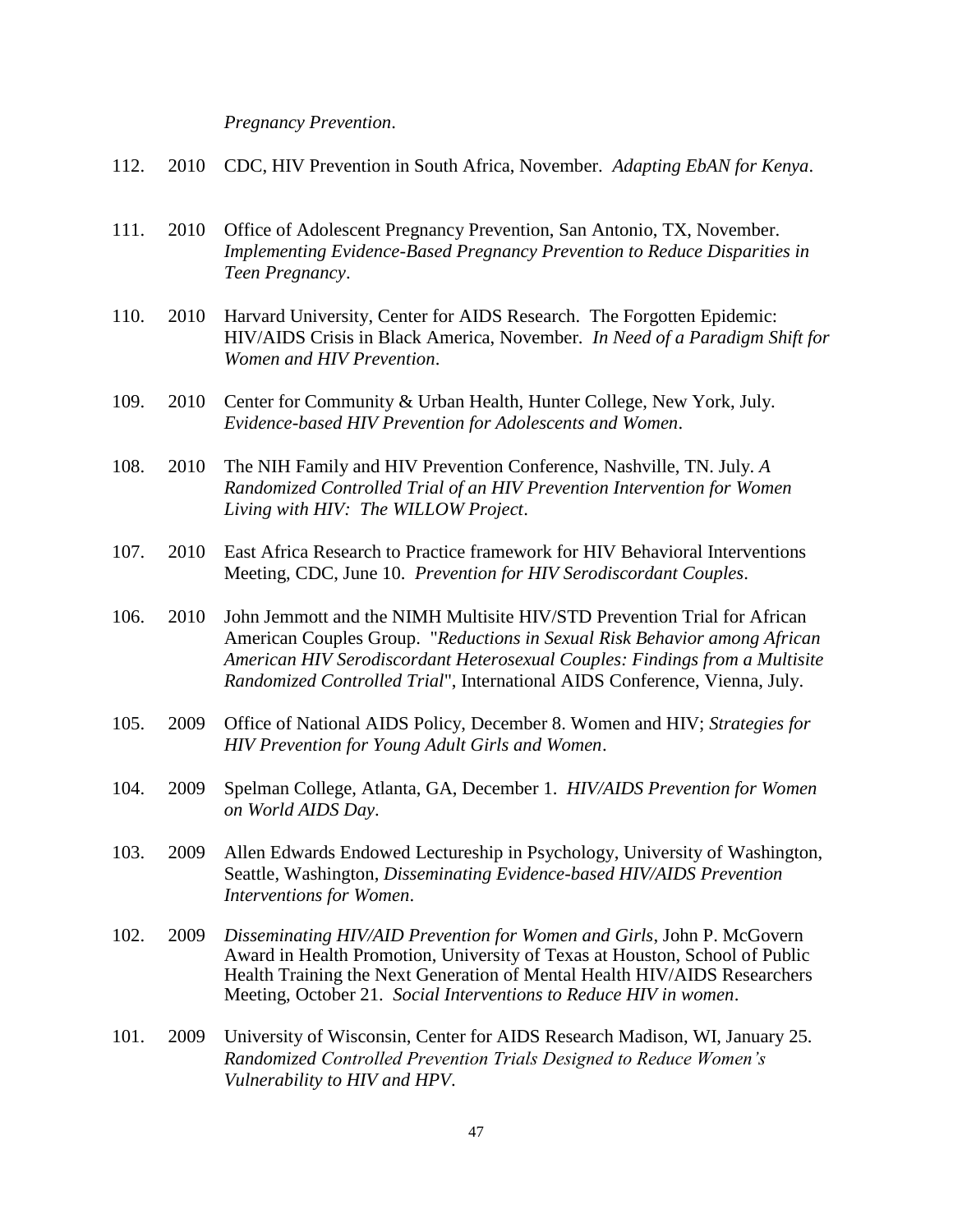*Pregnancy Prevention*.

112. 2010 CDC, HIV Prevention in South Africa, November. *Adapting EbAN for Kenya*.

111. 2010 Office of Adolescent Pregnancy Prevention, San Antonio, TX, November. *Implementing Evidence-Based Pregnancy Prevention to Reduce Disparities in Teen Pregnancy*.

110. 2010 Harvard University, Center for AIDS Research. The Forgotten Epidemic: HIV/AIDS Crisis in Black America, November. *In Need of a Paradigm Shift for Women and HIV Prevention*.

109. 2010 Center for Community & Urban Health, Hunter College, New York, July. *Evidence-based HIV Prevention for Adolescents and Women*.

108. 2010 The NIH Family and HIV Prevention Conference, Nashville, TN. July. *A Randomized Controlled Trial of an HIV Prevention Intervention for Women Living with HIV: The WILLOW Project*.

107. 2010 East Africa Research to Practice framework for HIV Behavioral Interventions Meeting, CDC, June 10. *Prevention for HIV Serodiscordant Couples*.

106. 2010 John Jemmott and the NIMH Multisite HIV/STD Prevention Trial for African American Couples Group. "*Reductions in Sexual Risk Behavior among African American HIV Serodiscordant Heterosexual Couples: Findings from a Multisite Randomized Controlled Trial*", International AIDS Conference, Vienna, July.

105. 2009 Office of National AIDS Policy, December 8. Women and HIV; *Strategies for HIV Prevention for Young Adult Girls and Women*.

104. 2009 Spelman College, Atlanta, GA, December 1. *HIV/AIDS Prevention for Women on World AIDS Day*.

103. 2009 Allen Edwards Endowed Lectureship in Psychology, University of Washington, Seattle, Washington, *Disseminating Evidence-based HIV/AIDS Prevention Interventions for Women*.

102. 2009 *Disseminating HIV/AID Prevention for Women and Girls*, John P. McGovern Award in Health Promotion, University of Texas at Houston, School of Public Health Training the Next Generation of Mental Health HIV/AIDS Researchers Meeting, October 21. *Social Interventions to Reduce HIV in women*.

101. 2009 University of Wisconsin, Center for AIDS Research Madison, WI, January 25. *Randomized Controlled Prevention Trials Designed to Reduce Women's Vulnerability to HIV and HPV*.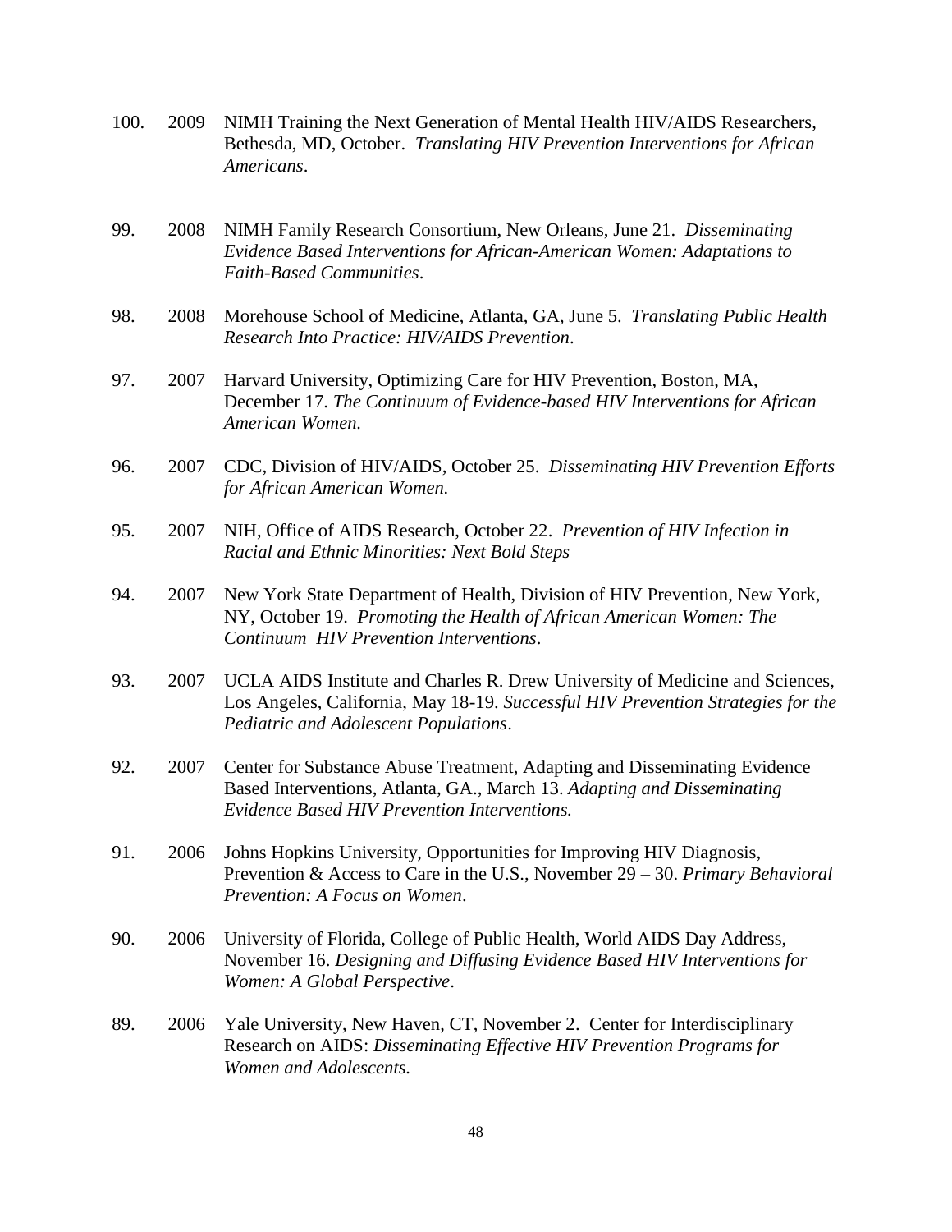100. 2009 NIMH Training the Next Generation of Mental Health HIV/AIDS Researchers, Bethesda, MD, October. *Translating HIV Prevention Interventions for African Americans*.

99. 2008 NIMH Family Research Consortium, New Orleans, June 21. *Disseminating Evidence Based Interventions for African-American Women: Adaptations to Faith-Based Communities*.

98. 2008 Morehouse School of Medicine, Atlanta, GA, June 5. *Translating Public Health Research Into Practice: HIV/AIDS Prevention*.

97. 2007 Harvard University, Optimizing Care for HIV Prevention, Boston, MA, December 17. *The Continuum of Evidence-based HIV Interventions for African American Women.*

96. 2007 CDC, Division of HIV/AIDS, October 25. *Disseminating HIV Prevention Efforts for African American Women.*

95. 2007 NIH, Office of AIDS Research, October 22. *Prevention of HIV Infection in Racial and Ethnic Minorities: Next Bold Steps*

94. 2007 New York State Department of Health, Division of HIV Prevention, New York, NY, October 19. *Promoting the Health of African American Women: The Continuum HIV Prevention Interventions*.

93. 2007 UCLA AIDS Institute and Charles R. Drew University of Medicine and Sciences, Los Angeles, California, May 18-19. *Successful HIV Prevention Strategies for the Pediatric and Adolescent Populations*.

92. 2007 Center for Substance Abuse Treatment, Adapting and Disseminating Evidence Based Interventions, Atlanta, GA., March 13. *Adapting and Disseminating Evidence Based HIV Prevention Interventions.*

91. 2006 Johns Hopkins University, Opportunities for Improving HIV Diagnosis, Prevention & Access to Care in the U.S., November 29 – 30. *Primary Behavioral Prevention: A Focus on Women*.

90. 2006 University of Florida, College of Public Health, World AIDS Day Address, November 16. *Designing and Diffusing Evidence Based HIV Interventions for Women: A Global Perspective*.

89. 2006 Yale University, New Haven, CT, November 2. Center for Interdisciplinary Research on AIDS: *Disseminating Effective HIV Prevention Programs for Women and Adolescents.*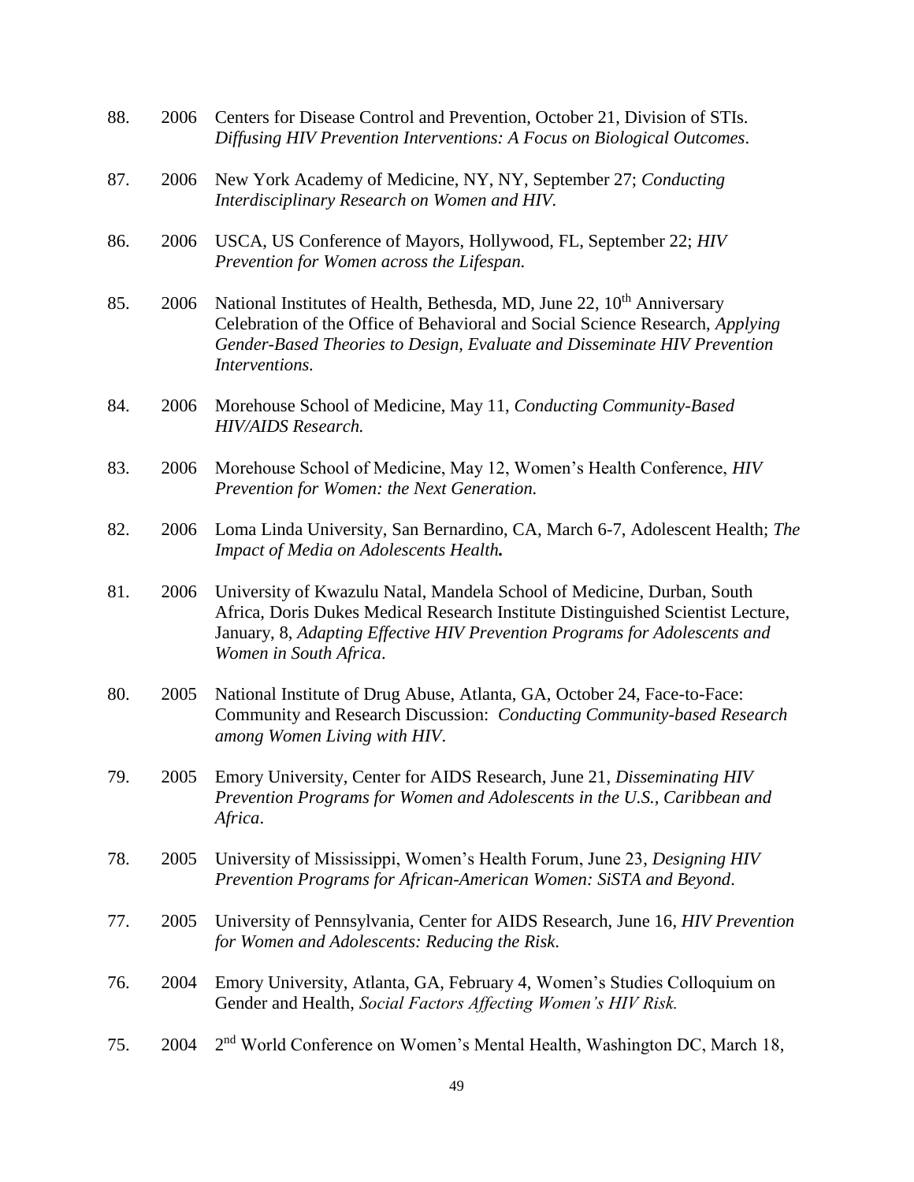88. 2006 Centers for Disease Control and Prevention, October 21, Division of STIs. *Diffusing HIV Prevention Interventions: A Focus on Biological Outcomes*.

87. 2006 New York Academy of Medicine, NY, NY, September 27; *Conducting Interdisciplinary Research on Women and HIV.*

86. 2006 USCA, US Conference of Mayors, Hollywood, FL, September 22; *HIV Prevention for Women across the Lifespan.*

85. 2006 National Institutes of Health, Bethesda, MD, June 22, 10th Anniversary Celebration of the Office of Behavioral and Social Science Research, *Applying Gender-Based Theories to Design, Evaluate and Disseminate HIV Prevention Interventions.*

84. 2006 Morehouse School of Medicine, May 11, *Conducting Community-Based HIV/AIDS Research.*

83. 2006 Morehouse School of Medicine, May 12, Women's Health Conference, *HIV Prevention for Women: the Next Generation.*

82. 2006 Loma Linda University, San Bernardino, CA, March 6-7, Adolescent Health; *The Impact of Media on Adolescents Health.*

81. 2006 University of Kwazulu Natal, Mandela School of Medicine, Durban, South Africa, Doris Dukes Medical Research Institute Distinguished Scientist Lecture, January, 8, *Adapting Effective HIV Prevention Programs for Adolescents and Women in South Africa*.

80. 2005 National Institute of Drug Abuse, Atlanta, GA, October 24, Face-to-Face: Community and Research Discussion: *Conducting Community-based Research among Women Living with HIV*.

79. 2005 Emory University, Center for AIDS Research, June 21, *Disseminating HIV Prevention Programs for Women and Adolescents in the U.S., Caribbean and Africa*.

78. 2005 University of Mississippi, Women's Health Forum, June 23, *Designing HIV Prevention Programs for African-American Women: SiSTA and Beyond*.

77. 2005 University of Pennsylvania, Center for AIDS Research, June 16, *HIV Prevention for Women and Adolescents: Reducing the Risk*.

76. 2004 Emory University, Atlanta, GA, February 4, Women's Studies Colloquium on Gender and Health, *Social Factors Affecting Women's HIV Risk.*

75. 2004 2nd World Conference on Women's Mental Health, Washington DC, March 18,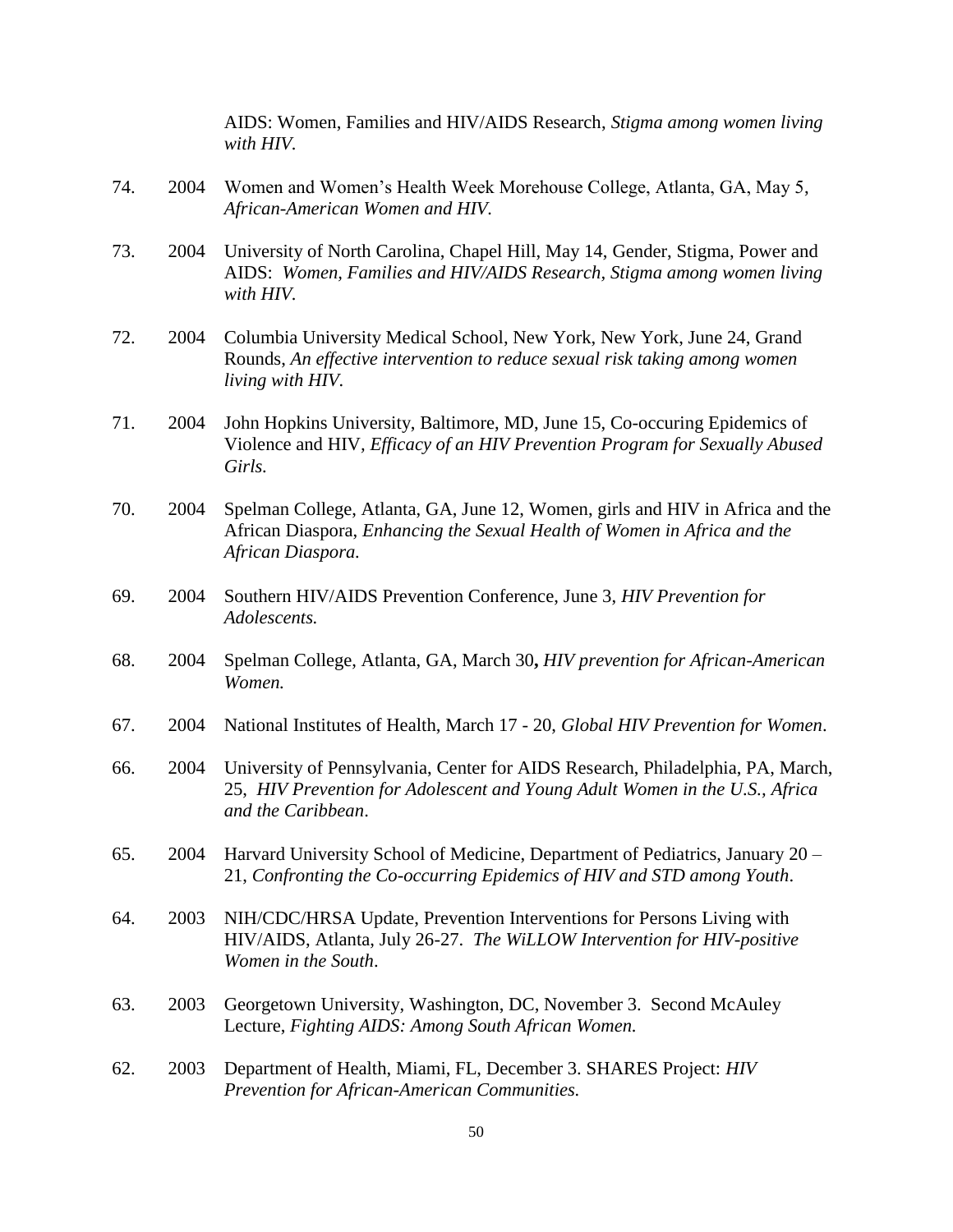AIDS: Women, Families and HIV/AIDS Research, *Stigma among women living with HIV.*

74. 2004 Women and Women's Health Week Morehouse College, Atlanta, GA, May 5, *African-American Women and HIV.*

73. 2004 University of North Carolina, Chapel Hill, May 14, Gender, Stigma, Power and AIDS: *Women, Families and HIV/AIDS Research, Stigma among women living with HIV.*

72. 2004 Columbia University Medical School, New York, New York, June 24, Grand Rounds, *An effective intervention to reduce sexual risk taking among women living with HIV.*

71. 2004 John Hopkins University, Baltimore, MD, June 15, Co-occuring Epidemics of Violence and HIV, *Efficacy of an HIV Prevention Program for Sexually Abused Girls.*

70. 2004 Spelman College, Atlanta, GA, June 12, Women, girls and HIV in Africa and the African Diaspora, *Enhancing the Sexual Health of Women in Africa and the African Diaspora.*

69. 2004 Southern HIV/AIDS Prevention Conference, June 3, *HIV Prevention for Adolescents.*

68. 2004 Spelman College, Atlanta, GA, March 30**,** *HIV prevention for African-American Women.*

67. 2004 National Institutes of Health, March 17 - 20, *Global HIV Prevention for Women*.

66. 2004 University of Pennsylvania, Center for AIDS Research, Philadelphia, PA, March, 25, *HIV Prevention for Adolescent and Young Adult Women in the U.S., Africa and the Caribbean*.

65. 2004 Harvard University School of Medicine, Department of Pediatrics, January 20 – 21, *Confronting the Co-occurring Epidemics of HIV and STD among Youth*.

64. 2003 NIH/CDC/HRSA Update, Prevention Interventions for Persons Living with HIV/AIDS, Atlanta, July 26-27. *The WiLLOW Intervention for HIV-positive Women in the South*.

63. 2003 Georgetown University, Washington, DC, November 3. Second McAuley Lecture, *Fighting AIDS: Among South African Women.*

62. 2003 Department of Health, Miami, FL, December 3. SHARES Project: *HIV Prevention for African-American Communities.*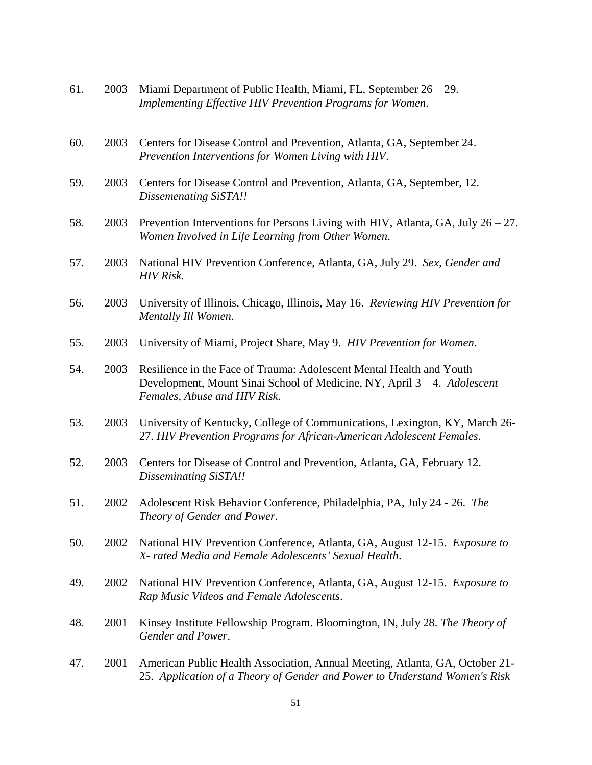61. 2003 Miami Department of Public Health, Miami, FL, September 26 – 29. *Implementing Effective HIV Prevention Programs for Women*.

60. 2003 Centers for Disease Control and Prevention, Atlanta, GA, September 24. *Prevention Interventions for Women Living with HIV*.

59. 2003 Centers for Disease Control and Prevention, Atlanta, GA, September, 12. *Dissemenating SiSTA!!*

58. 2003 Prevention Interventions for Persons Living with HIV, Atlanta, GA, July 26 – 27. *Women Involved in Life Learning from Other Women*.

57. 2003 National HIV Prevention Conference, Atlanta, GA, July 29. *Sex, Gender and HIV Risk.*

56. 2003 University of Illinois, Chicago, Illinois, May 16. *Reviewing HIV Prevention for Mentally Ill Women*.

55. 2003 University of Miami, Project Share, May 9. *HIV Prevention for Women.*

54. 2003 Resilience in the Face of Trauma: Adolescent Mental Health and Youth Development, Mount Sinai School of Medicine, NY, April 3 – 4. *Adolescent Females, Abuse and HIV Risk*.

53. 2003 University of Kentucky, College of Communications, Lexington, KY, March 26-27. *HIV Prevention Programs for African-American Adolescent Females*.

52. 2003 Centers for Disease of Control and Prevention, Atlanta, GA, February 12. *Disseminating SiSTA!!*

51. 2002 Adolescent Risk Behavior Conference, Philadelphia, PA, July 24 - 26. *The Theory of Gender and Power*.

50. 2002 National HIV Prevention Conference, Atlanta, GA, August 12-15. *Exposure to X- rated Media and Female Adolescents' Sexual Health*.

49. 2002 National HIV Prevention Conference, Atlanta, GA, August 12-15. *Exposure to Rap Music Videos and Female Adolescents*.

48. 2001 Kinsey Institute Fellowship Program. Bloomington, IN, July 28. *The Theory of Gender and Power*.

47. 2001 American Public Health Association, Annual Meeting, Atlanta, GA, October 21-25. *Application of a Theory of Gender and Power to Understand Women's Risk*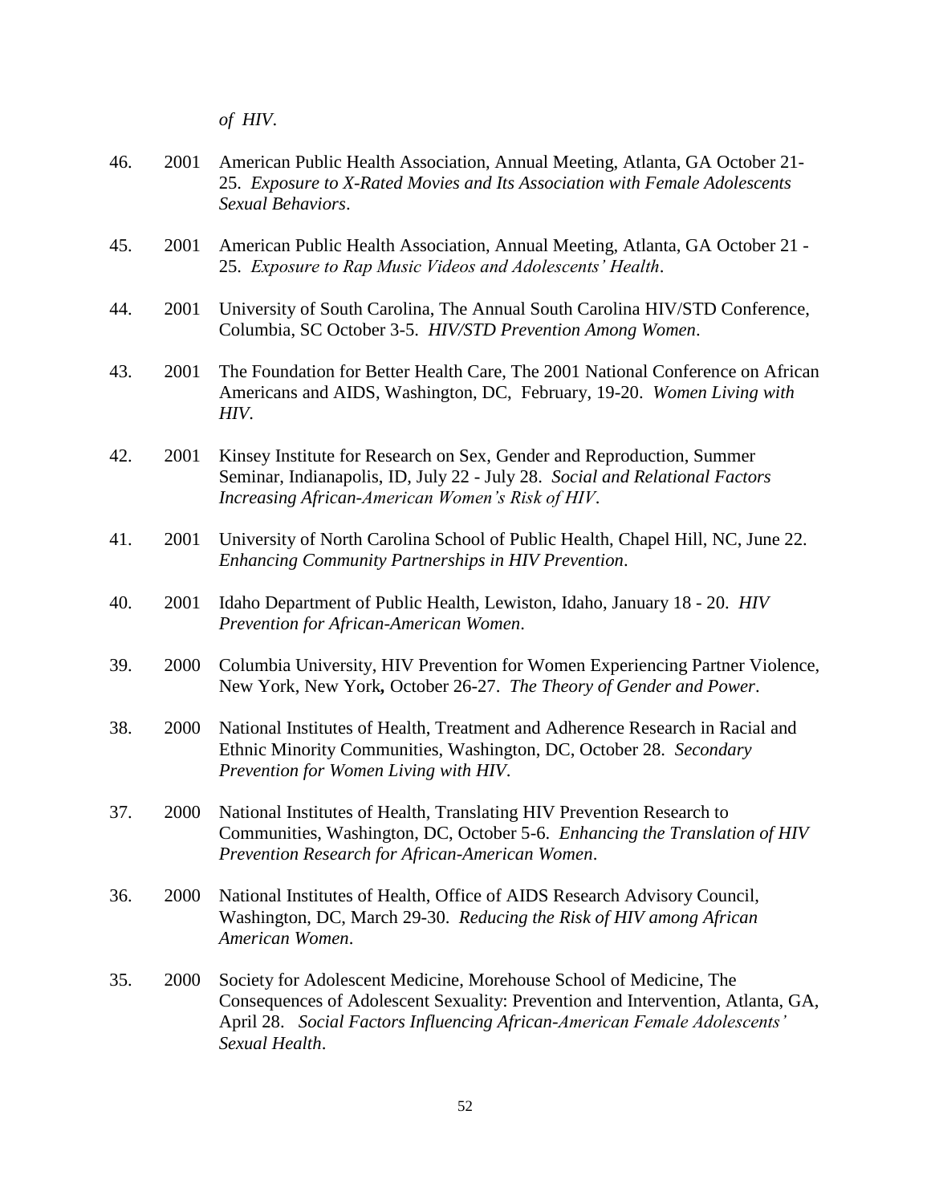*of HIV*.

46. 2001 American Public Health Association, Annual Meeting, Atlanta, GA October 21-25. *Exposure to X-Rated Movies and Its Association with Female Adolescents Sexual Behaviors*.

45. 2001 American Public Health Association, Annual Meeting, Atlanta, GA October 21 - 25. *Exposure to Rap Music Videos and Adolescents' Health*.

44. 2001 University of South Carolina, The Annual South Carolina HIV/STD Conference, Columbia, SC October 3-5. *HIV/STD Prevention Among Women*.

43. 2001 The Foundation for Better Health Care, The 2001 National Conference on African Americans and AIDS, Washington, DC, February, 19-20. *Women Living with HIV*.

42. 2001 Kinsey Institute for Research on Sex, Gender and Reproduction, Summer Seminar, Indianapolis, ID, July 22 - July 28. *Social and Relational Factors Increasing African-American Women's Risk of HIV*.

41. 2001 University of North Carolina School of Public Health, Chapel Hill, NC, June 22. *Enhancing Community Partnerships in HIV Prevention*.

40. 2001 Idaho Department of Public Health, Lewiston, Idaho, January 18 - 20. *HIV Prevention for African-American Women*.

39. 2000 Columbia University, HIV Prevention for Women Experiencing Partner Violence, New York, New York**,** October 26-27. *The Theory of Gender and Power*.

38. 2000 National Institutes of Health, Treatment and Adherence Research in Racial and Ethnic Minority Communities, Washington, DC, October 28. *Secondary Prevention for Women Living with HIV*.

37. 2000 National Institutes of Health, Translating HIV Prevention Research to Communities, Washington, DC, October 5-6. *Enhancing the Translation of HIV Prevention Research for African-American Women*.

36. 2000 National Institutes of Health, Office of AIDS Research Advisory Council, Washington, DC, March 29-30. *Reducing the Risk of HIV among African American Women*.

35. 2000 Society for Adolescent Medicine, Morehouse School of Medicine, The Consequences of Adolescent Sexuality: Prevention and Intervention, Atlanta, GA, April 28. *Social Factors Influencing African-American Female Adolescents' Sexual Health*.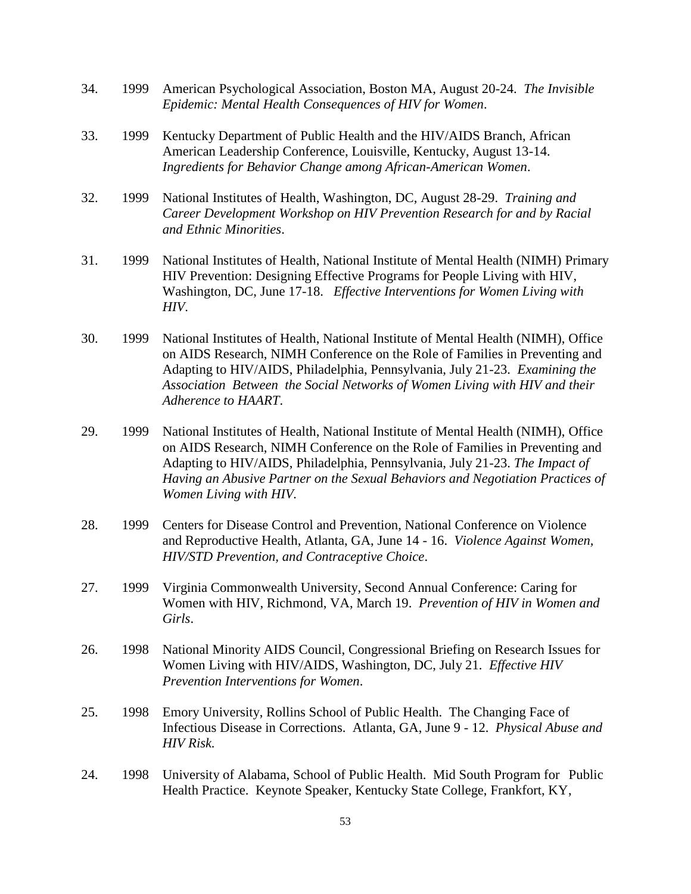34. 1999 American Psychological Association, Boston MA, August 20-24. *The Invisible Epidemic: Mental Health Consequences of HIV for Women*.

33. 1999 Kentucky Department of Public Health and the HIV/AIDS Branch, African American Leadership Conference, Louisville, Kentucky, August 13-14. *Ingredients for Behavior Change among African-American Women*.

32. 1999 National Institutes of Health, Washington, DC, August 28-29. *Training and Career Development Workshop on HIV Prevention Research for and by Racial and Ethnic Minorities*.

31. 1999 National Institutes of Health, National Institute of Mental Health (NIMH) Primary HIV Prevention: Designing Effective Programs for People Living with HIV, Washington, DC, June 17-18. *Effective Interventions for Women Living with HIV*.

30. 1999 National Institutes of Health, National Institute of Mental Health (NIMH), Office on AIDS Research, NIMH Conference on the Role of Families in Preventing and Adapting to HIV/AIDS, Philadelphia, Pennsylvania, July 21-23. *Examining the Association Between the Social Networks of Women Living with HIV and their Adherence to HAART*.

29. 1999 National Institutes of Health, National Institute of Mental Health (NIMH), Office on AIDS Research, NIMH Conference on the Role of Families in Preventing and Adapting to HIV/AIDS, Philadelphia, Pennsylvania, July 21-23. *The Impact of Having an Abusive Partner on the Sexual Behaviors and Negotiation Practices of Women Living with HIV.*

28. 1999 Centers for Disease Control and Prevention, National Conference on Violence and Reproductive Health, Atlanta, GA, June 14 - 16. *Violence Against Women, HIV/STD Prevention, and Contraceptive Choice*.

27. 1999 Virginia Commonwealth University, Second Annual Conference: Caring for Women with HIV, Richmond, VA, March 19. *Prevention of HIV in Women and Girls*.

26. 1998 National Minority AIDS Council, Congressional Briefing on Research Issues for Women Living with HIV/AIDS, Washington, DC, July 21. *Effective HIV Prevention Interventions for Women*.

25. 1998 Emory University, Rollins School of Public Health. The Changing Face of Infectious Disease in Corrections. Atlanta, GA, June 9 - 12. *Physical Abuse and HIV Risk.*

24. 1998 University of Alabama, School of Public Health. Mid South Program for Public Health Practice. Keynote Speaker, Kentucky State College, Frankfort, KY,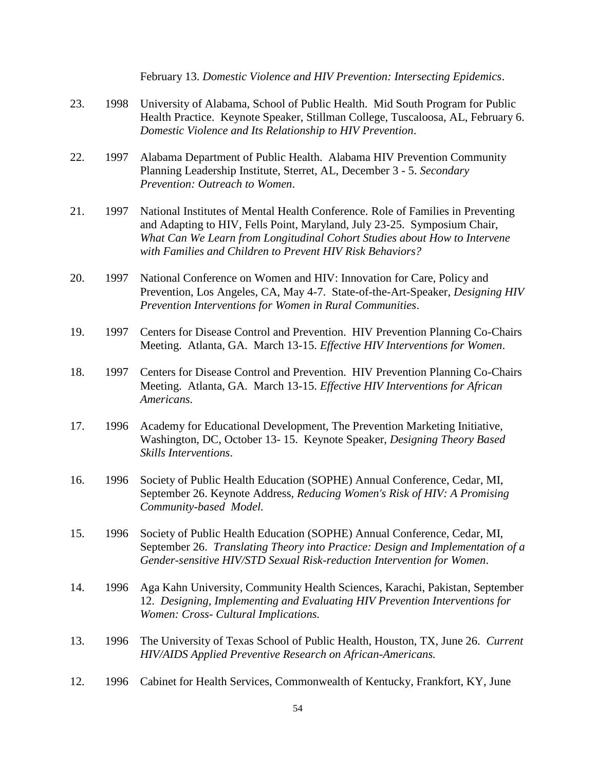February 13. *Domestic Violence and HIV Prevention: Intersecting Epidemics*.

23. 1998 University of Alabama, School of Public Health. Mid South Program for Public Health Practice. Keynote Speaker, Stillman College, Tuscaloosa, AL, February 6. *Domestic Violence and Its Relationship to HIV Prevention*.

22. 1997 Alabama Department of Public Health. Alabama HIV Prevention Community Planning Leadership Institute, Sterret, AL, December 3 - 5. *Secondary Prevention: Outreach to Women*.

21. 1997 National Institutes of Mental Health Conference. Role of Families in Preventing and Adapting to HIV, Fells Point, Maryland, July 23-25. Symposium Chair, *What Can We Learn from Longitudinal Cohort Studies about How to Intervene with Families and Children to Prevent HIV Risk Behaviors?*

20. 1997 National Conference on Women and HIV: Innovation for Care, Policy and Prevention, Los Angeles, CA, May 4-7. State-of-the-Art-Speaker, *Designing HIV Prevention Interventions for Women in Rural Communities*.

19. 1997 Centers for Disease Control and Prevention. HIV Prevention Planning Co-Chairs Meeting. Atlanta, GA. March 13-15. *Effective HIV Interventions for Women*.

18. 1997 Centers for Disease Control and Prevention. HIV Prevention Planning Co-Chairs Meeting. Atlanta, GA. March 13-15. *Effective HIV Interventions for African Americans.*

17. 1996 Academy for Educational Development, The Prevention Marketing Initiative, Washington, DC, October 13- 15. Keynote Speaker, *Designing Theory Based Skills Interventions*.

16. 1996 Society of Public Health Education (SOPHE) Annual Conference, Cedar, MI, September 26. Keynote Address, *Reducing Women's Risk of HIV: A Promising Community-based Model.*

15. 1996 Society of Public Health Education (SOPHE) Annual Conference, Cedar, MI, September 26. *Translating Theory into Practice: Design and Implementation of a Gender-sensitive HIV/STD Sexual Risk-reduction Intervention for Women*.

14. 1996 Aga Kahn University, Community Health Sciences, Karachi, Pakistan, September 12. *Designing, Implementing and Evaluating HIV Prevention Interventions for Women: Cross- Cultural Implications.*

13. 1996 The University of Texas School of Public Health, Houston, TX, June 26. *Current HIV/AIDS Applied Preventive Research on African-Americans.*

12. 1996 Cabinet for Health Services, Commonwealth of Kentucky, Frankfort, KY, June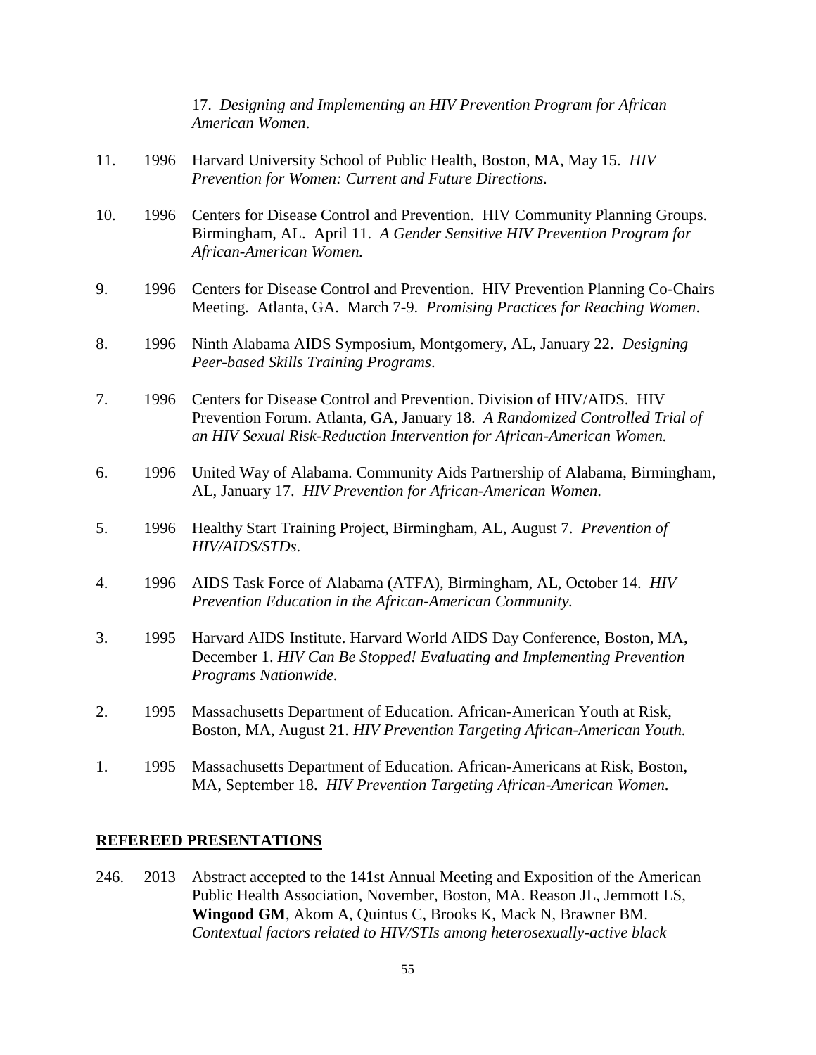17. *Designing and Implementing an HIV Prevention Program for African American Women*.

11. 1996 Harvard University School of Public Health, Boston, MA, May 15. *HIV Prevention for Women: Current and Future Directions.*

10. 1996 Centers for Disease Control and Prevention. HIV Community Planning Groups. Birmingham, AL. April 11. *A Gender Sensitive HIV Prevention Program for African-American Women.*

9. 1996 Centers for Disease Control and Prevention. HIV Prevention Planning Co-Chairs Meeting. Atlanta, GA. March 7-9. *Promising Practices for Reaching Women*.

8. 1996 Ninth Alabama AIDS Symposium, Montgomery, AL, January 22. *Designing Peer-based Skills Training Programs*.

7. 1996 Centers for Disease Control and Prevention. Division of HIV/AIDS. HIV Prevention Forum. Atlanta, GA, January 18. *A Randomized Controlled Trial of an HIV Sexual Risk-Reduction Intervention for African-American Women.*

6. 1996 United Way of Alabama. Community Aids Partnership of Alabama, Birmingham, AL, January 17. *HIV Prevention for African-American Women*.

5. 1996 Healthy Start Training Project, Birmingham, AL, August 7. *Prevention of HIV/AIDS/STDs*.

4. 1996 AIDS Task Force of Alabama (ATFA), Birmingham, AL, October 14. *HIV Prevention Education in the African-American Community.*

3. 1995 Harvard AIDS Institute. Harvard World AIDS Day Conference, Boston, MA, December 1. *HIV Can Be Stopped! Evaluating and Implementing Prevention Programs Nationwide.*

2. 1995 Massachusetts Department of Education. African-American Youth at Risk, Boston, MA, August 21. *HIV Prevention Targeting African-American Youth.*

1. 1995 Massachusetts Department of Education. African-Americans at Risk, Boston, MA, September 18. *HIV Prevention Targeting African-American Women.*

## REFEREED PRESENTATIONS

246. 2013 Abstract accepted to the 141st Annual Meeting and Exposition of the American Public Health Association, November, Boston, MA. Reason JL, Jemmott LS, **Wingood GM**, Akom A, Quintus C, Brooks K, Mack N, Brawner BM. *Contextual factors related to HIV/STIs among heterosexually-active black*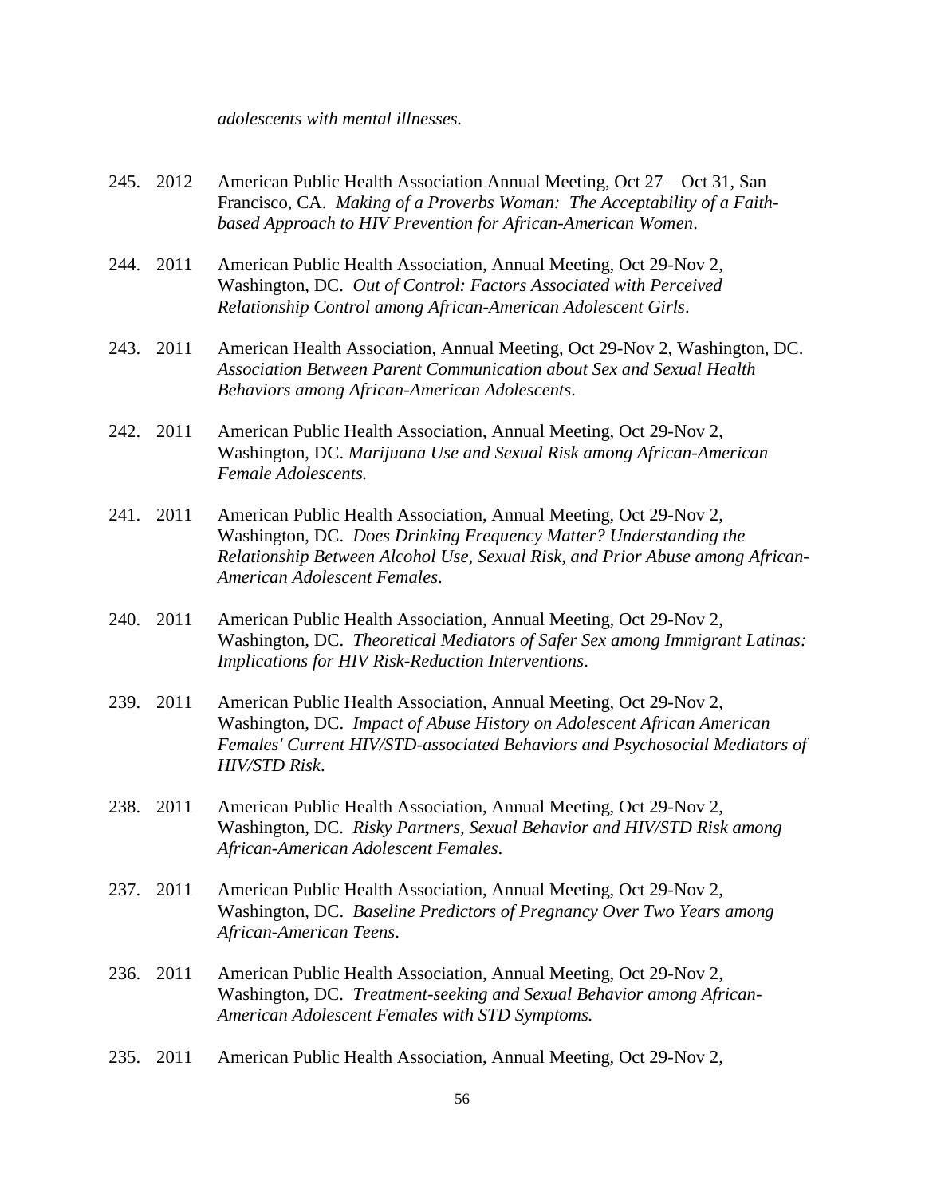*adolescents with mental illnesses.*

245. 2012 American Public Health Association Annual Meeting, Oct 27 – Oct 31, San Francisco, CA. *Making of a Proverbs Woman: The Acceptability of a Faith-based Approach to HIV Prevention for African-American Women*.

244. 2011 American Public Health Association, Annual Meeting, Oct 29-Nov 2, Washington, DC. *Out of Control: Factors Associated with Perceived Relationship Control among African-American Adolescent Girls*.

243. 2011 American Health Association, Annual Meeting, Oct 29-Nov 2, Washington, DC. *Association Between Parent Communication about Sex and Sexual Health Behaviors among African-American Adolescents*.

242. 2011 American Public Health Association, Annual Meeting, Oct 29-Nov 2, Washington, DC. *Marijuana Use and Sexual Risk among African-American Female Adolescents.*

241. 2011 American Public Health Association, Annual Meeting, Oct 29-Nov 2, Washington, DC. *Does Drinking Frequency Matter? Understanding the Relationship Between Alcohol Use, Sexual Risk, and Prior Abuse among African-American Adolescent Females*.

240. 2011 American Public Health Association, Annual Meeting, Oct 29-Nov 2, Washington, DC. *Theoretical Mediators of Safer Sex among Immigrant Latinas: Implications for HIV Risk-Reduction Interventions*.

239. 2011 American Public Health Association, Annual Meeting, Oct 29-Nov 2, Washington, DC. *Impact of Abuse History on Adolescent African American Females' Current HIV/STD-associated Behaviors and Psychosocial Mediators of HIV/STD Risk*.

238. 2011 American Public Health Association, Annual Meeting, Oct 29-Nov 2, Washington, DC. *Risky Partners, Sexual Behavior and HIV/STD Risk among African-American Adolescent Females*.

237. 2011 American Public Health Association, Annual Meeting, Oct 29-Nov 2, Washington, DC. *Baseline Predictors of Pregnancy Over Two Years among African-American Teens*.

236. 2011 American Public Health Association, Annual Meeting, Oct 29-Nov 2, Washington, DC. *Treatment-seeking and Sexual Behavior among African-American Adolescent Females with STD Symptoms.*

235. 2011 American Public Health Association, Annual Meeting, Oct 29-Nov 2,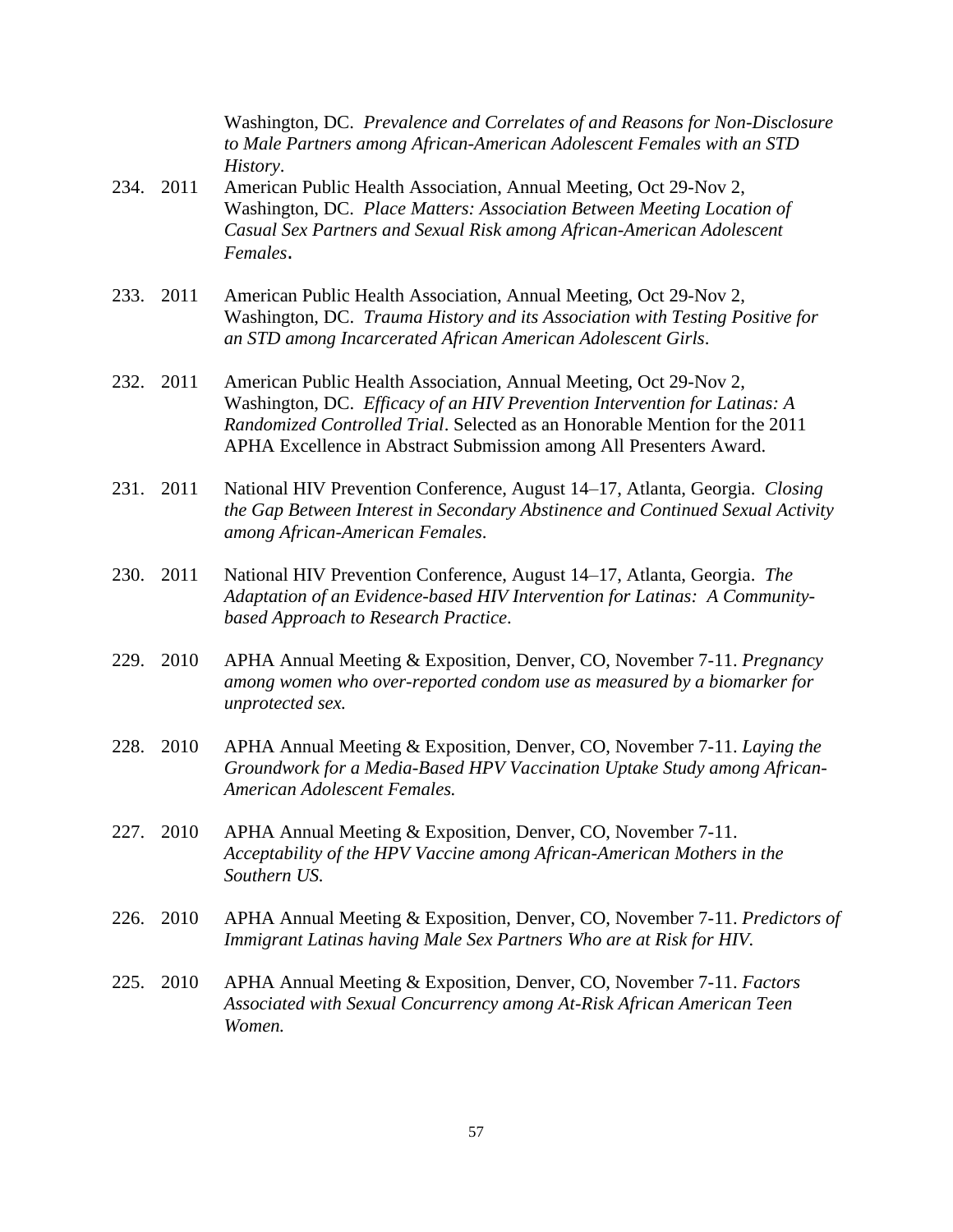Washington, DC. *Prevalence and Correlates of and Reasons for Non-Disclosure to Male Partners among African-American Adolescent Females with an STD History*.

234. 2011 American Public Health Association, Annual Meeting, Oct 29-Nov 2, Washington, DC. *Place Matters: Association Between Meeting Location of Casual Sex Partners and Sexual Risk among African-American Adolescent Females*.

233. 2011 American Public Health Association, Annual Meeting, Oct 29-Nov 2, Washington, DC. *Trauma History and its Association with Testing Positive for an STD among Incarcerated African American Adolescent Girls*.

232. 2011 American Public Health Association, Annual Meeting, Oct 29-Nov 2, Washington, DC. *Efficacy of an HIV Prevention Intervention for Latinas: A Randomized Controlled Trial*. Selected as an Honorable Mention for the 2011 APHA Excellence in Abstract Submission among All Presenters Award.

231. 2011 National HIV Prevention Conference, August 14–17, Atlanta, Georgia. *Closing the Gap Between Interest in Secondary Abstinence and Continued Sexual Activity among African-American Females*.

230. 2011 National HIV Prevention Conference, August 14–17, Atlanta, Georgia. *The Adaptation of an Evidence-based HIV Intervention for Latinas: A Community-based Approach to Research Practice*.

229. 2010 APHA Annual Meeting & Exposition, Denver, CO, November 7-11. *Pregnancy among women who over-reported condom use as measured by a biomarker for unprotected sex.*

228. 2010 APHA Annual Meeting & Exposition, Denver, CO, November 7-11. *Laying the Groundwork for a Media-Based HPV Vaccination Uptake Study among African-American Adolescent Females.*

227. 2010 APHA Annual Meeting & Exposition, Denver, CO, November 7-11. *Acceptability of the HPV Vaccine among African-American Mothers in the Southern US.*

226. 2010 APHA Annual Meeting & Exposition, Denver, CO, November 7-11. *Predictors of Immigrant Latinas having Male Sex Partners Who are at Risk for HIV.*

225. 2010 APHA Annual Meeting & Exposition, Denver, CO, November 7-11. *Factors Associated with Sexual Concurrency among At-Risk African American Teen Women.*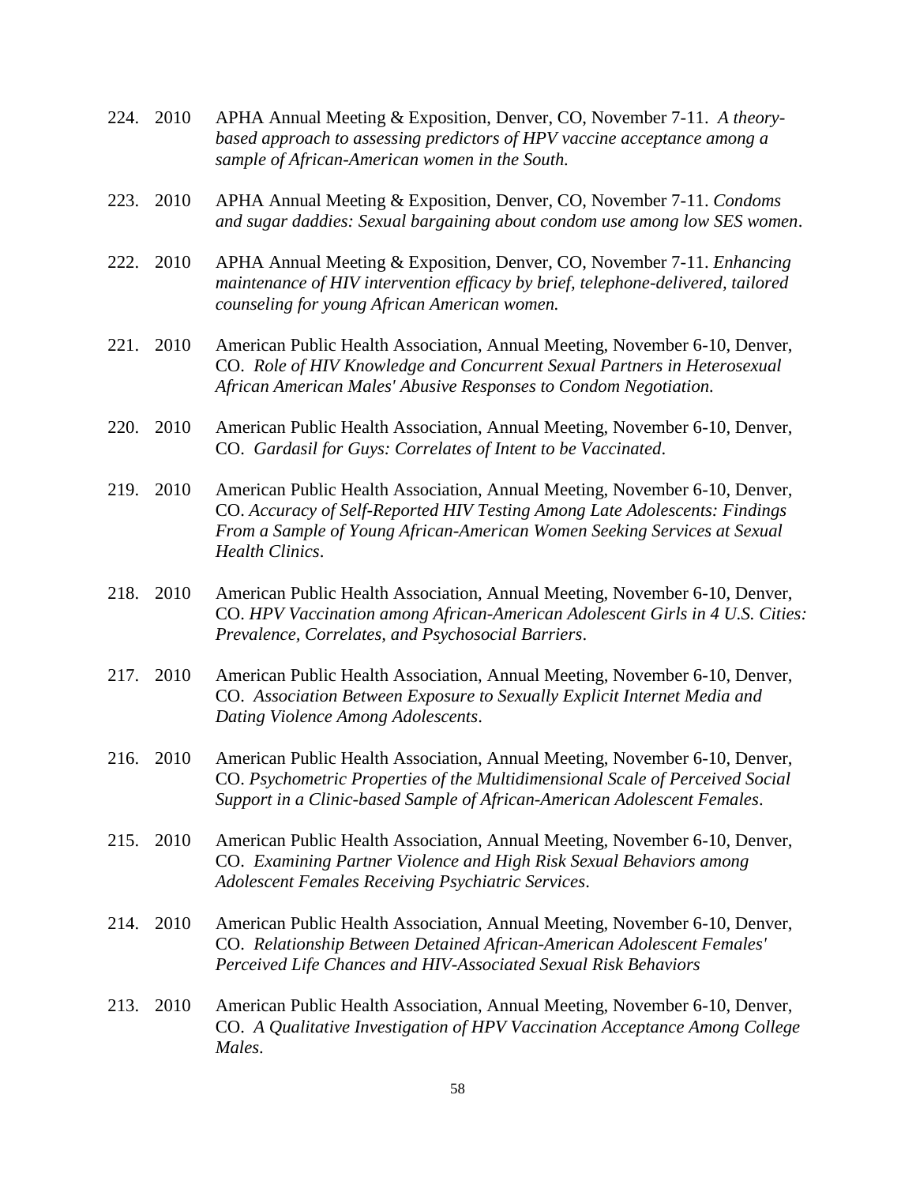224. 2010 APHA Annual Meeting & Exposition, Denver, CO, November 7-11. *A theory-based approach to assessing predictors of HPV vaccine acceptance among a sample of African-American women in the South.*

223. 2010 APHA Annual Meeting & Exposition, Denver, CO, November 7-11. *Condoms and sugar daddies: Sexual bargaining about condom use among low SES women*.

222. 2010 APHA Annual Meeting & Exposition, Denver, CO, November 7-11. *Enhancing maintenance of HIV intervention efficacy by brief, telephone-delivered, tailored counseling for young African American women.*

221. 2010 American Public Health Association, Annual Meeting, November 6-10, Denver, CO. *Role of HIV Knowledge and Concurrent Sexual Partners in Heterosexual African American Males' Abusive Responses to Condom Negotiation*.

220. 2010 American Public Health Association, Annual Meeting, November 6-10, Denver, CO. *Gardasil for Guys: Correlates of Intent to be Vaccinated*.

219. 2010 American Public Health Association, Annual Meeting, November 6-10, Denver, CO. *Accuracy of Self-Reported HIV Testing Among Late Adolescents: Findings From a Sample of Young African-American Women Seeking Services at Sexual Health Clinics*.

218. 2010 American Public Health Association, Annual Meeting, November 6-10, Denver, CO. *HPV Vaccination among African-American Adolescent Girls in 4 U.S. Cities: Prevalence, Correlates, and Psychosocial Barriers*.

217. 2010 American Public Health Association, Annual Meeting, November 6-10, Denver, CO. *Association Between Exposure to Sexually Explicit Internet Media and Dating Violence Among Adolescents*.

216. 2010 American Public Health Association, Annual Meeting, November 6-10, Denver, CO. *Psychometric Properties of the Multidimensional Scale of Perceived Social Support in a Clinic-based Sample of African-American Adolescent Females*.

215. 2010 American Public Health Association, Annual Meeting, November 6-10, Denver, CO. *Examining Partner Violence and High Risk Sexual Behaviors among Adolescent Females Receiving Psychiatric Services*.

214. 2010 American Public Health Association, Annual Meeting, November 6-10, Denver, CO. *Relationship Between Detained African-American Adolescent Females' Perceived Life Chances and HIV-Associated Sexual Risk Behaviors*

213. 2010 American Public Health Association, Annual Meeting, November 6-10, Denver, CO. *A Qualitative Investigation of HPV Vaccination Acceptance Among College Males*.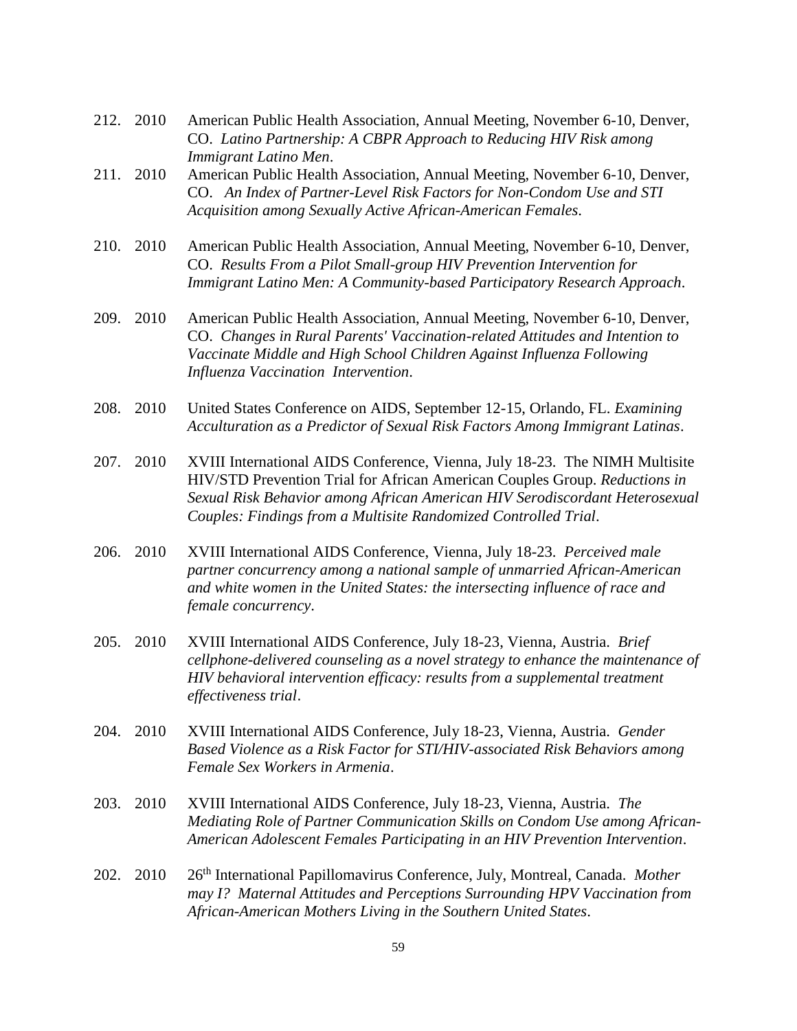212. 2010 American Public Health Association, Annual Meeting, November 6-10, Denver, CO. *Latino Partnership: A CBPR Approach to Reducing HIV Risk among Immigrant Latino Men*.

211. 2010 American Public Health Association, Annual Meeting, November 6-10, Denver, CO. *An Index of Partner-Level Risk Factors for Non-Condom Use and STI Acquisition among Sexually Active African-American Females*.

210. 2010 American Public Health Association, Annual Meeting, November 6-10, Denver, CO. *Results From a Pilot Small-group HIV Prevention Intervention for Immigrant Latino Men: A Community-based Participatory Research Approach*.

209. 2010 American Public Health Association, Annual Meeting, November 6-10, Denver, CO. *Changes in Rural Parents' Vaccination-related Attitudes and Intention to Vaccinate Middle and High School Children Against Influenza Following Influenza Vaccination Intervention*.

208. 2010 United States Conference on AIDS, September 12-15, Orlando, FL. *Examining Acculturation as a Predictor of Sexual Risk Factors Among Immigrant Latinas*.

207. 2010 XVIII International AIDS Conference, Vienna, July 18-23. The NIMH Multisite HIV/STD Prevention Trial for African American Couples Group. *Reductions in Sexual Risk Behavior among African American HIV Serodiscordant Heterosexual Couples: Findings from a Multisite Randomized Controlled Trial*.

206. 2010 XVIII International AIDS Conference, Vienna, July 18-23. *Perceived male partner concurrency among a national sample of unmarried African-American and white women in the United States: the intersecting influence of race and female concurrency*.

205. 2010 XVIII International AIDS Conference, July 18-23, Vienna, Austria. *Brief cellphone-delivered counseling as a novel strategy to enhance the maintenance of HIV behavioral intervention efficacy: results from a supplemental treatment effectiveness trial*.

204. 2010 XVIII International AIDS Conference, July 18-23, Vienna, Austria. *Gender Based Violence as a Risk Factor for STI/HIV-associated Risk Behaviors among Female Sex Workers in Armenia*.

203. 2010 XVIII International AIDS Conference, July 18-23, Vienna, Austria. *The Mediating Role of Partner Communication Skills on Condom Use among African-American Adolescent Females Participating in an HIV Prevention Intervention*.

202. 2010 26th International Papillomavirus Conference, July, Montreal, Canada. *Mother may I? Maternal Attitudes and Perceptions Surrounding HPV Vaccination from African-American Mothers Living in the Southern United States*.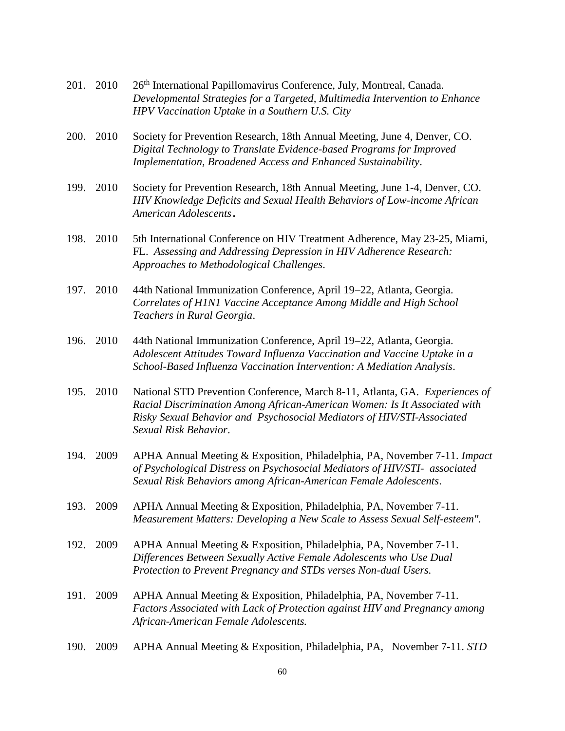201. 2010 26th International Papillomavirus Conference, July, Montreal, Canada. *Developmental Strategies for a Targeted, Multimedia Intervention to Enhance HPV Vaccination Uptake in a Southern U.S. City*

200. 2010 Society for Prevention Research, 18th Annual Meeting, June 4, Denver, CO. *Digital Technology to Translate Evidence-based Programs for Improved Implementation, Broadened Access and Enhanced Sustainability*.

199. 2010 Society for Prevention Research, 18th Annual Meeting, June 1-4, Denver, CO. *HIV Knowledge Deficits and Sexual Health Behaviors of Low-income African American Adolescents*.

198. 2010 5th International Conference on HIV Treatment Adherence, May 23-25, Miami, FL. *Assessing and Addressing Depression in HIV Adherence Research: Approaches to Methodological Challenges*.

197. 2010 44th National Immunization Conference, April 19–22, Atlanta, Georgia. *Correlates of H1N1 Vaccine Acceptance Among Middle and High School Teachers in Rural Georgia*.

196. 2010 44th National Immunization Conference, April 19–22, Atlanta, Georgia. *Adolescent Attitudes Toward Influenza Vaccination and Vaccine Uptake in a School-Based Influenza Vaccination Intervention: A Mediation Analysis*.

195. 2010 National STD Prevention Conference, March 8-11, Atlanta, GA. *Experiences of Racial Discrimination Among African-American Women: Is It Associated with Risky Sexual Behavior and Psychosocial Mediators of HIV/STI-Associated Sexual Risk Behavior*.

194. 2009 APHA Annual Meeting & Exposition, Philadelphia, PA, November 7-11. *Impact of Psychological Distress on Psychosocial Mediators of HIV/STI- associated Sexual Risk Behaviors among African-American Female Adolescents*.

193. 2009 APHA Annual Meeting & Exposition, Philadelphia, PA, November 7-11. *Measurement Matters: Developing a New Scale to Assess Sexual Self-esteem".*

192. 2009 APHA Annual Meeting & Exposition, Philadelphia, PA, November 7-11. *Differences Between Sexually Active Female Adolescents who Use Dual Protection to Prevent Pregnancy and STDs verses Non-dual Users.*

191. 2009 APHA Annual Meeting & Exposition, Philadelphia, PA, November 7-11. *Factors Associated with Lack of Protection against HIV and Pregnancy among African-American Female Adolescents.*

190. 2009 APHA Annual Meeting & Exposition, Philadelphia, PA, November 7-11. *STD*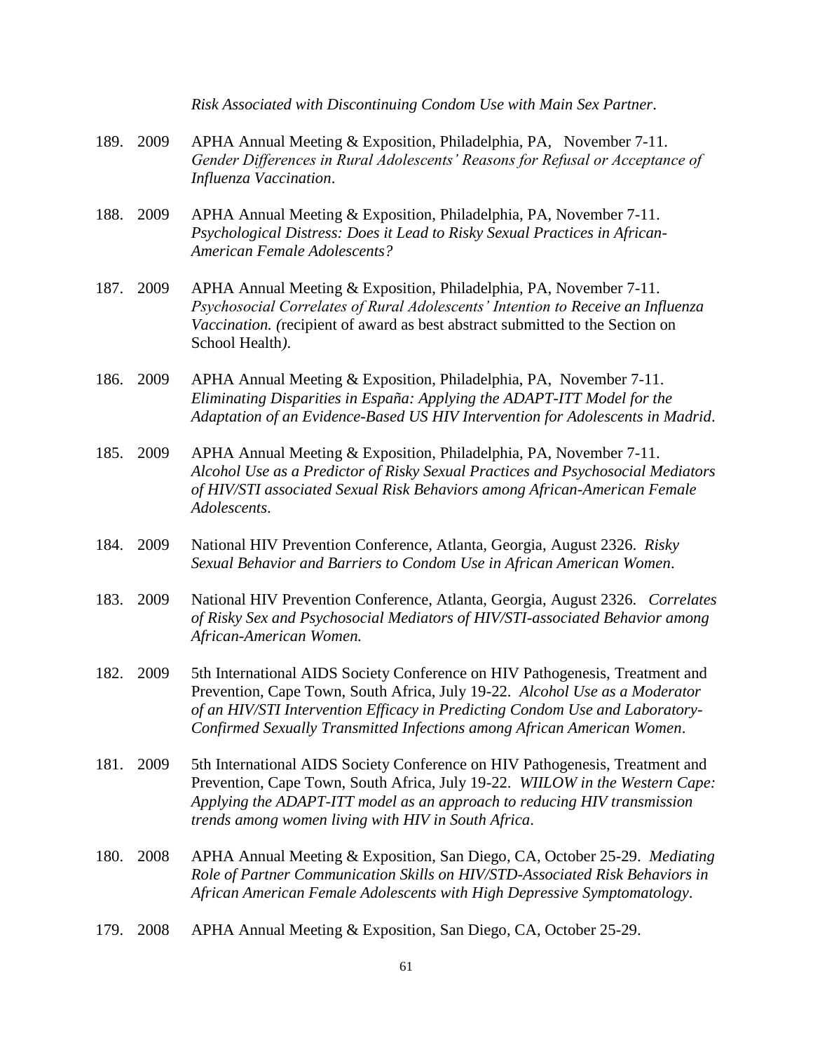*Risk Associated with Discontinuing Condom Use with Main Sex Partner*.

189. 2009 APHA Annual Meeting & Exposition, Philadelphia, PA, November 7-11. *Gender Differences in Rural Adolescents' Reasons for Refusal or Acceptance of Influenza Vaccination*.

188. 2009 APHA Annual Meeting & Exposition, Philadelphia, PA, November 7-11. *Psychological Distress: Does it Lead to Risky Sexual Practices in African-American Female Adolescents?*

187. 2009 APHA Annual Meeting & Exposition, Philadelphia, PA, November 7-11. *Psychosocial Correlates of Rural Adolescents' Intention to Receive an Influenza Vaccination. (*recipient of award as best abstract submitted to the Section on School Health*).*

186. 2009 APHA Annual Meeting & Exposition, Philadelphia, PA, November 7-11. *Eliminating Disparities in España: Applying the ADAPT-ITT Model for the Adaptation of an Evidence-Based US HIV Intervention for Adolescents in Madrid*.

185. 2009 APHA Annual Meeting & Exposition, Philadelphia, PA, November 7-11. *Alcohol Use as a Predictor of Risky Sexual Practices and Psychosocial Mediators of HIV/STI associated Sexual Risk Behaviors among African-American Female Adolescents*.

184. 2009 National HIV Prevention Conference, Atlanta, Georgia, August 2326. *Risky Sexual Behavior and Barriers to Condom Use in African American Women*.

183. 2009 National HIV Prevention Conference, Atlanta, Georgia, August 2326. *Correlates of Risky Sex and Psychosocial Mediators of HIV/STI-associated Behavior among African-American Women.*

182. 2009 5th International AIDS Society Conference on HIV Pathogenesis, Treatment and Prevention, Cape Town, South Africa, July 19-22. *Alcohol Use as a Moderator of an HIV/STI Intervention Efficacy in Predicting Condom Use and Laboratory-Confirmed Sexually Transmitted Infections among African American Women*.

181. 2009 5th International AIDS Society Conference on HIV Pathogenesis, Treatment and Prevention, Cape Town, South Africa, July 19-22. *WIILOW in the Western Cape: Applying the ADAPT-ITT model as an approach to reducing HIV transmission trends among women living with HIV in South Africa*.

180. 2008 APHA Annual Meeting & Exposition, San Diego, CA, October 25-29. *Mediating Role of Partner Communication Skills on HIV/STD-Associated Risk Behaviors in African American Female Adolescents with High Depressive Symptomatology*.

179. 2008 APHA Annual Meeting & Exposition, San Diego, CA, October 25-29.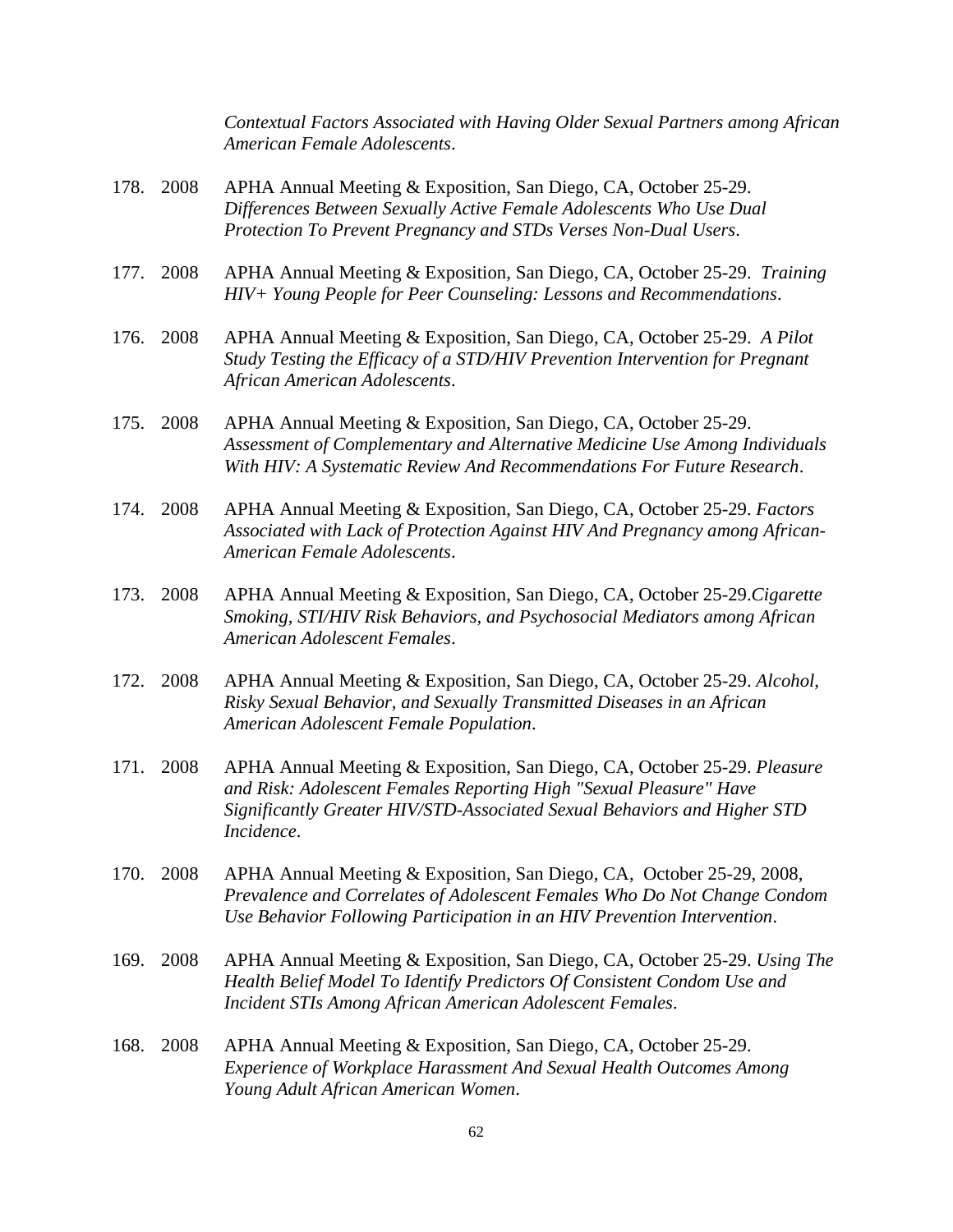*Contextual Factors Associated with Having Older Sexual Partners among African American Female Adolescents*.

178. 2008 APHA Annual Meeting & Exposition, San Diego, CA, October 25-29. *Differences Between Sexually Active Female Adolescents Who Use Dual Protection To Prevent Pregnancy and STDs Verses Non-Dual Users*.

177. 2008 APHA Annual Meeting & Exposition, San Diego, CA, October 25-29. *Training HIV+ Young People for Peer Counseling: Lessons and Recommendations*.

176. 2008 APHA Annual Meeting & Exposition, San Diego, CA, October 25-29. *A Pilot Study Testing the Efficacy of a STD/HIV Prevention Intervention for Pregnant African American Adolescents*.

175. 2008 APHA Annual Meeting & Exposition, San Diego, CA, October 25-29. *Assessment of Complementary and Alternative Medicine Use Among Individuals With HIV: A Systematic Review And Recommendations For Future Research*.

174. 2008 APHA Annual Meeting & Exposition, San Diego, CA, October 25-29. *Factors Associated with Lack of Protection Against HIV And Pregnancy among African-American Female Adolescents*.

173. 2008 APHA Annual Meeting & Exposition, San Diego, CA, October 25-29.*Cigarette Smoking, STI/HIV Risk Behaviors, and Psychosocial Mediators among African American Adolescent Females*.

172. 2008 APHA Annual Meeting & Exposition, San Diego, CA, October 25-29. *Alcohol, Risky Sexual Behavior, and Sexually Transmitted Diseases in an African American Adolescent Female Population*.

171. 2008 APHA Annual Meeting & Exposition, San Diego, CA, October 25-29. *Pleasure and Risk: Adolescent Females Reporting High "Sexual Pleasure" Have Significantly Greater HIV/STD-Associated Sexual Behaviors and Higher STD Incidence*.

170. 2008 APHA Annual Meeting & Exposition, San Diego, CA, October 25-29, 2008, *Prevalence and Correlates of Adolescent Females Who Do Not Change Condom Use Behavior Following Participation in an HIV Prevention Intervention*.

169. 2008 APHA Annual Meeting & Exposition, San Diego, CA, October 25-29. *Using The Health Belief Model To Identify Predictors Of Consistent Condom Use and Incident STIs Among African American Adolescent Females*.

168. 2008 APHA Annual Meeting & Exposition, San Diego, CA, October 25-29. *Experience of Workplace Harassment And Sexual Health Outcomes Among Young Adult African American Women*.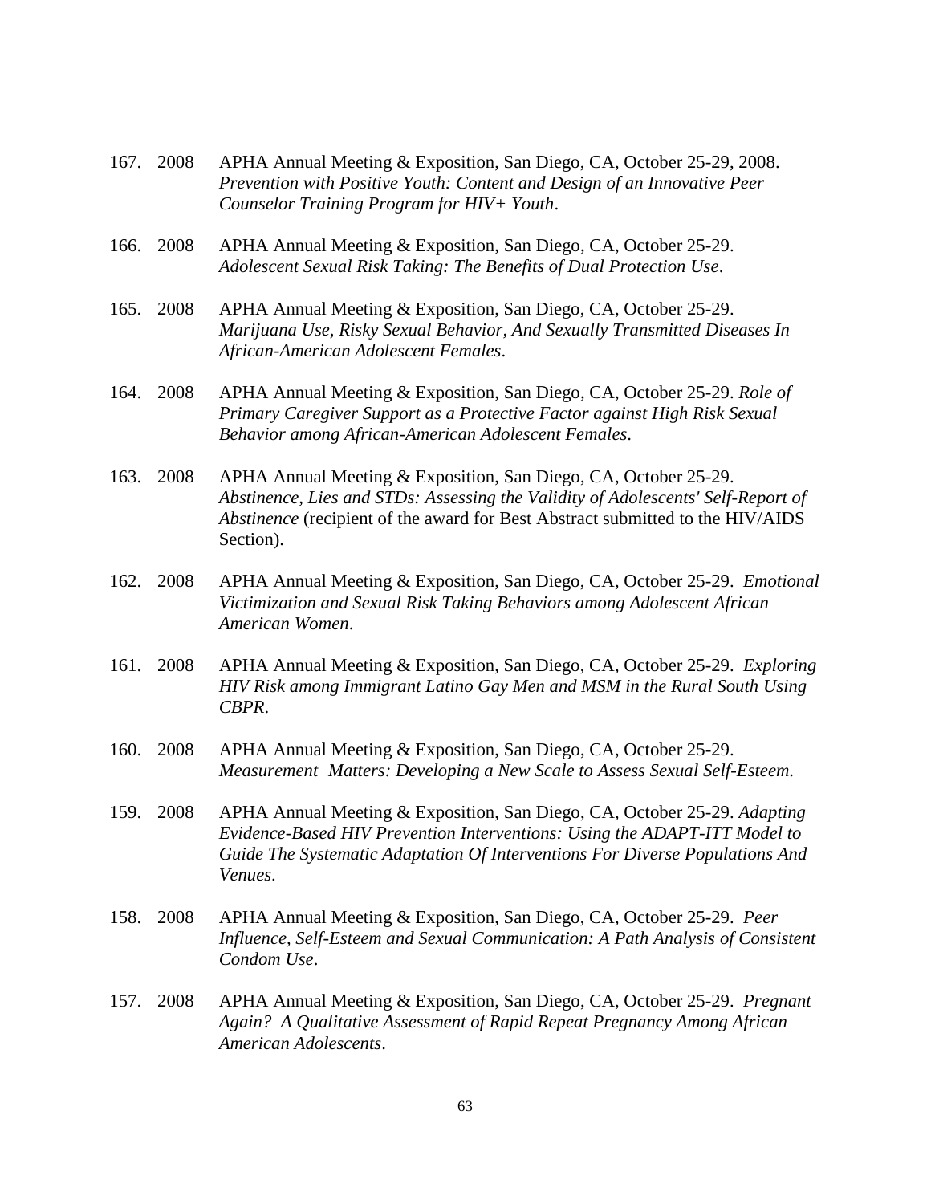167. 2008 APHA Annual Meeting & Exposition, San Diego, CA, October 25-29, 2008. *Prevention with Positive Youth: Content and Design of an Innovative Peer Counselor Training Program for HIV+ Youth*.

166. 2008 APHA Annual Meeting & Exposition, San Diego, CA, October 25-29. *Adolescent Sexual Risk Taking: The Benefits of Dual Protection Use*.

165. 2008 APHA Annual Meeting & Exposition, San Diego, CA, October 25-29. *Marijuana Use, Risky Sexual Behavior, And Sexually Transmitted Diseases In African-American Adolescent Females*.

164. 2008 APHA Annual Meeting & Exposition, San Diego, CA, October 25-29. *Role of Primary Caregiver Support as a Protective Factor against High Risk Sexual Behavior among African-American Adolescent Females*.

163. 2008 APHA Annual Meeting & Exposition, San Diego, CA, October 25-29. *Abstinence, Lies and STDs: Assessing the Validity of Adolescents' Self-Report of Abstinence* (recipient of the award for Best Abstract submitted to the HIV/AIDS Section).

162. 2008 APHA Annual Meeting & Exposition, San Diego, CA, October 25-29. *Emotional Victimization and Sexual Risk Taking Behaviors among Adolescent African American Women*.

161. 2008 APHA Annual Meeting & Exposition, San Diego, CA, October 25-29. *Exploring HIV Risk among Immigrant Latino Gay Men and MSM in the Rural South Using CBPR*.

160. 2008 APHA Annual Meeting & Exposition, San Diego, CA, October 25-29. *Measurement Matters: Developing a New Scale to Assess Sexual Self-Esteem.*

159. 2008 APHA Annual Meeting & Exposition, San Diego, CA, October 25-29. *Adapting Evidence-Based HIV Prevention Interventions: Using the ADAPT-ITT Model to Guide The Systematic Adaptation Of Interventions For Diverse Populations And Venues*.

158. 2008 APHA Annual Meeting & Exposition, San Diego, CA, October 25-29. *Peer Influence, Self-Esteem and Sexual Communication: A Path Analysis of Consistent Condom Use*.

157. 2008 APHA Annual Meeting & Exposition, San Diego, CA, October 25-29. *Pregnant Again? A Qualitative Assessment of Rapid Repeat Pregnancy Among African American Adolescents*.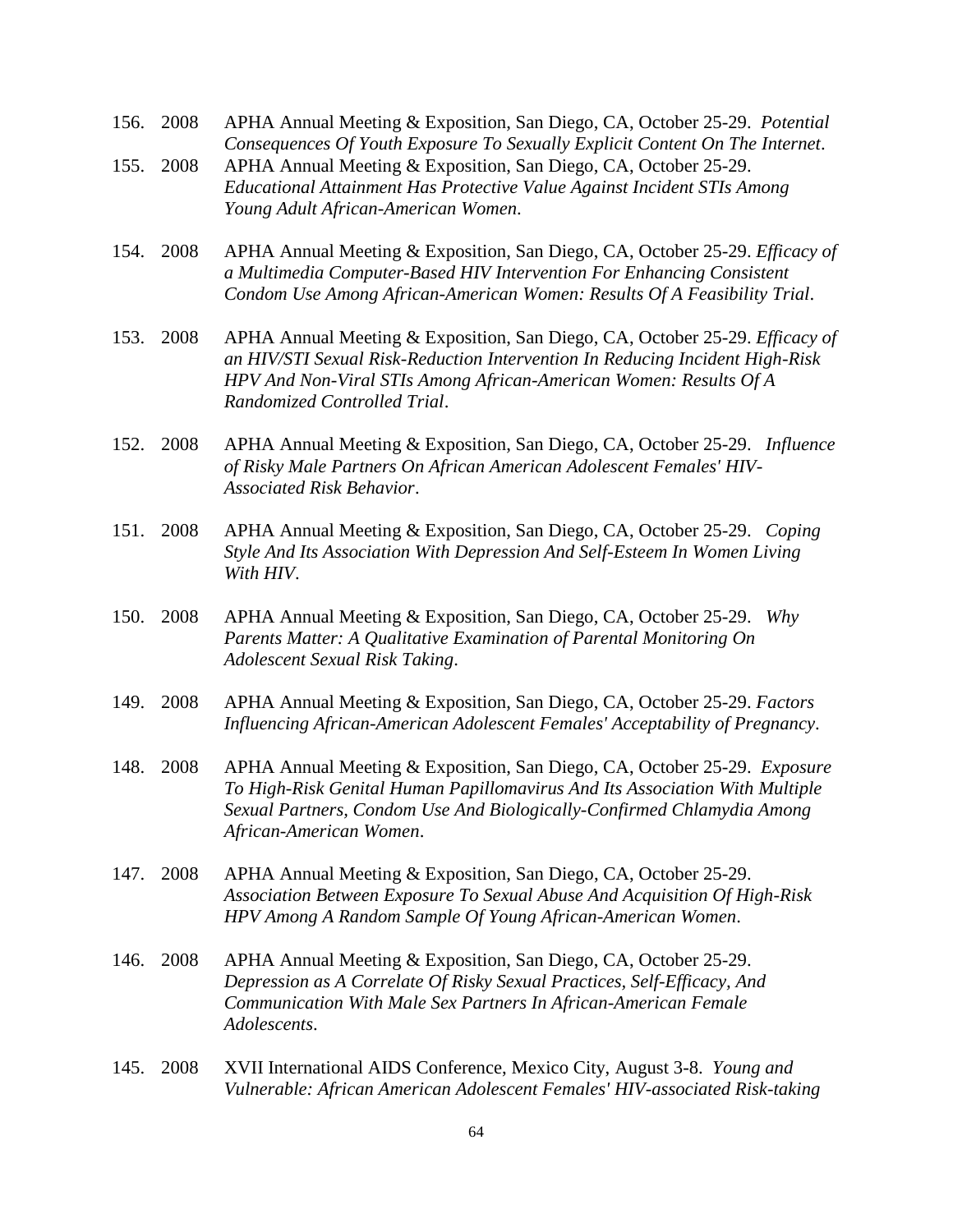156. 2008 APHA Annual Meeting & Exposition, San Diego, CA, October 25-29. *Potential Consequences Of Youth Exposure To Sexually Explicit Content On The Internet*.

155. 2008 APHA Annual Meeting & Exposition, San Diego, CA, October 25-29. *Educational Attainment Has Protective Value Against Incident STIs Among Young Adult African-American Women*.

154. 2008 APHA Annual Meeting & Exposition, San Diego, CA, October 25-29. *Efficacy of a Multimedia Computer-Based HIV Intervention For Enhancing Consistent Condom Use Among African-American Women: Results Of A Feasibility Trial*.

153. 2008 APHA Annual Meeting & Exposition, San Diego, CA, October 25-29. *Efficacy of an HIV/STI Sexual Risk-Reduction Intervention In Reducing Incident High-Risk HPV And Non-Viral STIs Among African-American Women: Results Of A Randomized Controlled Trial*.

152. 2008 APHA Annual Meeting & Exposition, San Diego, CA, October 25-29. *Influence of Risky Male Partners On African American Adolescent Females' HIV-Associated Risk Behavior*.

151. 2008 APHA Annual Meeting & Exposition, San Diego, CA, October 25-29. *Coping Style And Its Association With Depression And Self-Esteem In Women Living With HIV*.

150. 2008 APHA Annual Meeting & Exposition, San Diego, CA, October 25-29. *Why Parents Matter: A Qualitative Examination of Parental Monitoring On Adolescent Sexual Risk Taking*.

149. 2008 APHA Annual Meeting & Exposition, San Diego, CA, October 25-29. *Factors Influencing African-American Adolescent Females' Acceptability of Pregnancy*.

148. 2008 APHA Annual Meeting & Exposition, San Diego, CA, October 25-29. *Exposure To High-Risk Genital Human Papillomavirus And Its Association With Multiple Sexual Partners, Condom Use And Biologically-Confirmed Chlamydia Among African-American Women*.

147. 2008 APHA Annual Meeting & Exposition, San Diego, CA, October 25-29. *Association Between Exposure To Sexual Abuse And Acquisition Of High-Risk HPV Among A Random Sample Of Young African-American Women*.

146. 2008 APHA Annual Meeting & Exposition, San Diego, CA, October 25-29. *Depression as A Correlate Of Risky Sexual Practices, Self-Efficacy, And Communication With Male Sex Partners In African-American Female Adolescents*.

145. 2008 XVII International AIDS Conference, Mexico City, August 3-8. *Young and Vulnerable: African American Adolescent Females' HIV-associated Risk-taking*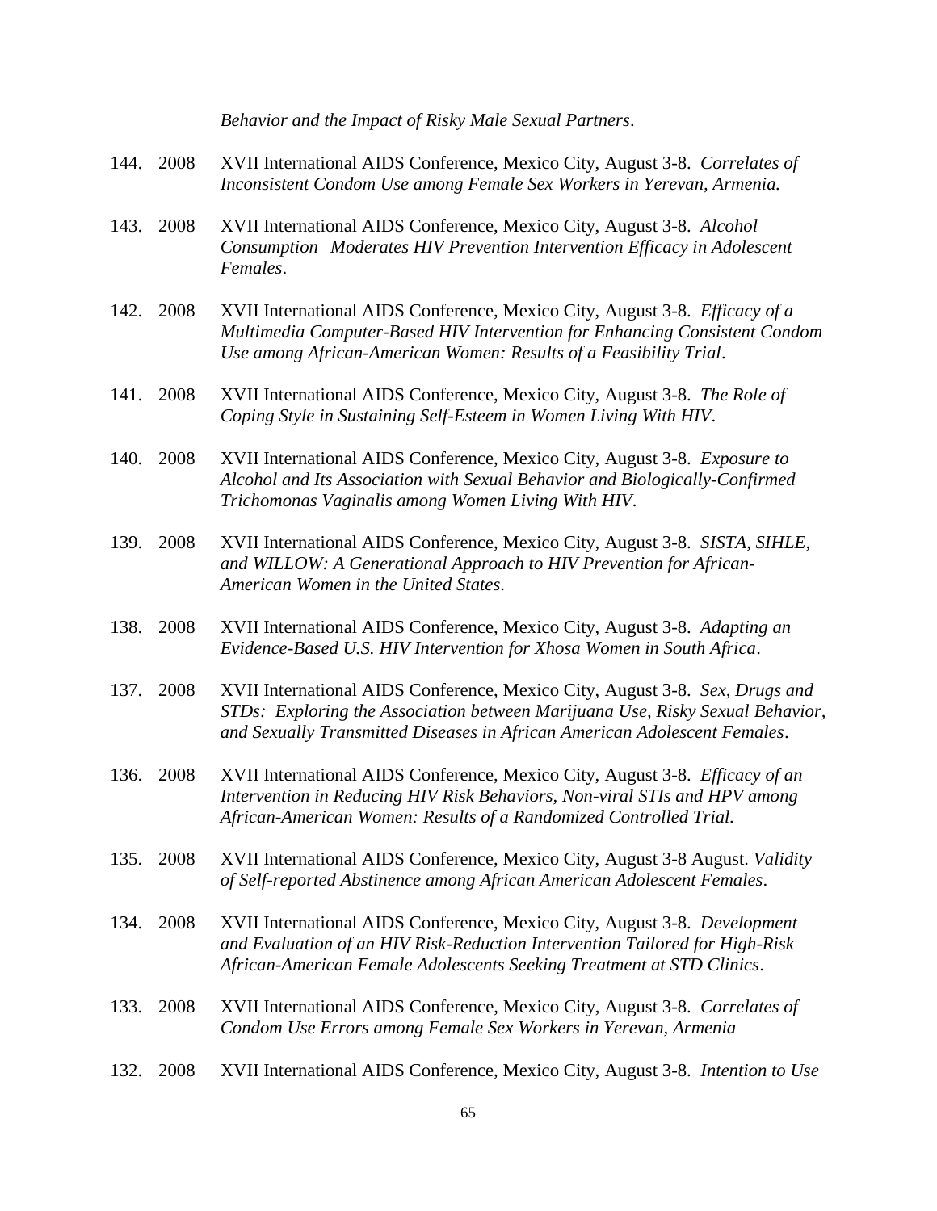*Behavior and the Impact of Risky Male Sexual Partners*.

144. 2008 XVII International AIDS Conference, Mexico City, August 3-8. *Correlates of Inconsistent Condom Use among Female Sex Workers in Yerevan, Armenia.*

143. 2008 XVII International AIDS Conference, Mexico City, August 3-8. *Alcohol Consumption Moderates HIV Prevention Intervention Efficacy in Adolescent Females*.

142. 2008 XVII International AIDS Conference, Mexico City, August 3-8. *Efficacy of a Multimedia Computer-Based HIV Intervention for Enhancing Consistent Condom Use among African-American Women: Results of a Feasibility Trial*.

141. 2008 XVII International AIDS Conference, Mexico City, August 3-8. *The Role of Coping Style in Sustaining Self-Esteem in Women Living With HIV*.

140. 2008 XVII International AIDS Conference, Mexico City, August 3-8. *Exposure to Alcohol and Its Association with Sexual Behavior and Biologically-Confirmed Trichomonas Vaginalis among Women Living With HIV*.

139. 2008 XVII International AIDS Conference, Mexico City, August 3-8. *SISTA, SIHLE, and WILLOW: A Generational Approach to HIV Prevention for African-American Women in the United States*.

138. 2008 XVII International AIDS Conference, Mexico City, August 3-8. *Adapting an Evidence-Based U.S. HIV Intervention for Xhosa Women in South Africa*.

137. 2008 XVII International AIDS Conference, Mexico City, August 3-8. *Sex, Drugs and STDs: Exploring the Association between Marijuana Use, Risky Sexual Behavior, and Sexually Transmitted Diseases in African American Adolescent Females*.

136. 2008 XVII International AIDS Conference, Mexico City, August 3-8. *Efficacy of an Intervention in Reducing HIV Risk Behaviors, Non-viral STIs and HPV among African-American Women: Results of a Randomized Controlled Trial.*

135. 2008 XVII International AIDS Conference, Mexico City, August 3-8 August. *Validity of Self-reported Abstinence among African American Adolescent Females*.

134. 2008 XVII International AIDS Conference, Mexico City, August 3-8. *Development and Evaluation of an HIV Risk-Reduction Intervention Tailored for High-Risk African-American Female Adolescents Seeking Treatment at STD Clinics*.

133. 2008 XVII International AIDS Conference, Mexico City, August 3-8. *Correlates of Condom Use Errors among Female Sex Workers in Yerevan, Armenia*

132. 2008 XVII International AIDS Conference, Mexico City, August 3-8. *Intention to Use*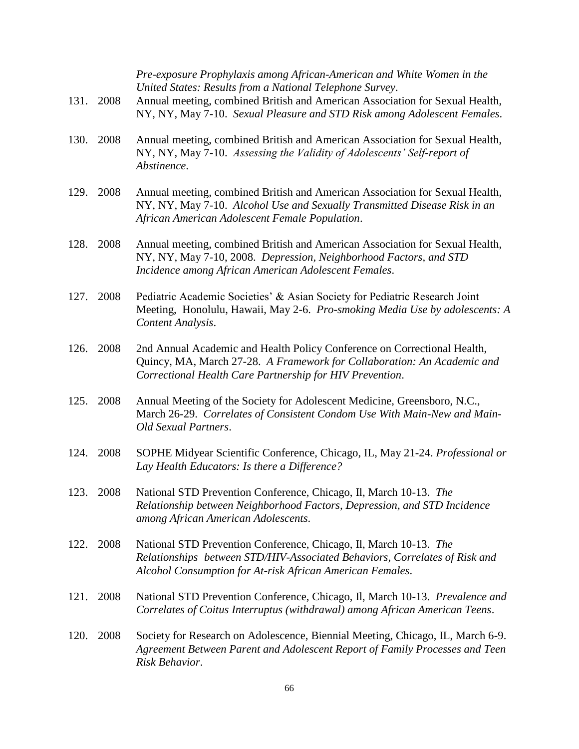*Pre-exposure Prophylaxis among African-American and White Women in the United States: Results from a National Telephone Survey*.

131. 2008 Annual meeting, combined British and American Association for Sexual Health, NY, NY, May 7-10. *Sexual Pleasure and STD Risk among Adolescent Females*.

130. 2008 Annual meeting, combined British and American Association for Sexual Health, NY, NY, May 7-10. *Assessing the Validity of Adolescents' Self-report of Abstinence*.

129. 2008 Annual meeting, combined British and American Association for Sexual Health, NY, NY, May 7-10. *Alcohol Use and Sexually Transmitted Disease Risk in an African American Adolescent Female Population*.

128. 2008 Annual meeting, combined British and American Association for Sexual Health, NY, NY, May 7-10, 2008. *Depression, Neighborhood Factors, and STD Incidence among African American Adolescent Females*.

127. 2008 Pediatric Academic Societies' & Asian Society for Pediatric Research Joint Meeting, Honolulu, Hawaii, May 2-6. *Pro-smoking Media Use by adolescents: A Content Analysis*.

126. 2008 2nd Annual Academic and Health Policy Conference on Correctional Health, Quincy, MA, March 27-28. *A Framework for Collaboration: An Academic and Correctional Health Care Partnership for HIV Prevention*.

125. 2008 Annual Meeting of the Society for Adolescent Medicine, Greensboro, N.C., March 26-29. *Correlates of Consistent Condom Use With Main-New and Main-Old Sexual Partners*.

124. 2008 SOPHE Midyear Scientific Conference, Chicago, IL, May 21-24. *Professional or Lay Health Educators: Is there a Difference?*

123. 2008 National STD Prevention Conference, Chicago, Il, March 10-13. *The Relationship between Neighborhood Factors, Depression, and STD Incidence among African American Adolescents*.

122. 2008 National STD Prevention Conference, Chicago, Il, March 10-13. *The Relationships between STD/HIV-Associated Behaviors, Correlates of Risk and Alcohol Consumption for At-risk African American Females*.

121. 2008 National STD Prevention Conference, Chicago, Il, March 10-13. *Prevalence and Correlates of Coitus Interruptus (withdrawal) among African American Teens*.

120. 2008 Society for Research on Adolescence, Biennial Meeting, Chicago, IL, March 6-9. *Agreement Between Parent and Adolescent Report of Family Processes and Teen Risk Behavior*.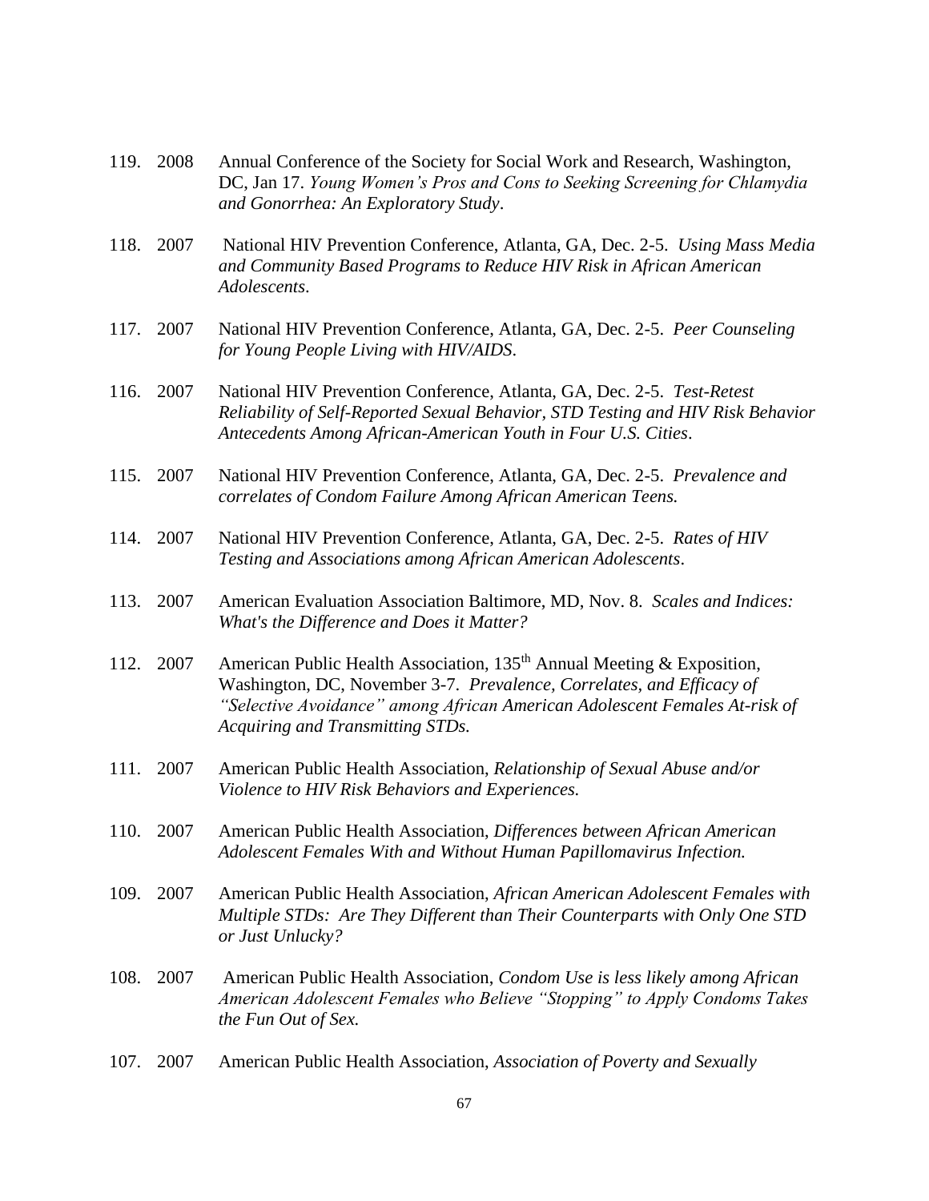119. 2008 Annual Conference of the Society for Social Work and Research, Washington, DC, Jan 17. *Young Women's Pros and Cons to Seeking Screening for Chlamydia and Gonorrhea: An Exploratory Study*.

118. 2007 National HIV Prevention Conference, Atlanta, GA, Dec. 2-5. *Using Mass Media and Community Based Programs to Reduce HIV Risk in African American Adolescents*.

117. 2007 National HIV Prevention Conference, Atlanta, GA, Dec. 2-5. *Peer Counseling for Young People Living with HIV/AIDS*.

116. 2007 National HIV Prevention Conference, Atlanta, GA, Dec. 2-5. *Test-Retest Reliability of Self-Reported Sexual Behavior, STD Testing and HIV Risk Behavior Antecedents Among African-American Youth in Four U.S. Cities*.

115. 2007 National HIV Prevention Conference, Atlanta, GA, Dec. 2-5. *Prevalence and correlates of Condom Failure Among African American Teens.*

114. 2007 National HIV Prevention Conference, Atlanta, GA, Dec. 2-5. *Rates of HIV Testing and Associations among African American Adolescents*.

113. 2007 American Evaluation Association Baltimore, MD, Nov. 8. *Scales and Indices: What's the Difference and Does it Matter?*

112. 2007 American Public Health Association, 135th Annual Meeting & Exposition, Washington, DC, November 3-7. *Prevalence, Correlates, and Efficacy of "Selective Avoidance" among African American Adolescent Females At-risk of Acquiring and Transmitting STDs.*

111. 2007 American Public Health Association, *Relationship of Sexual Abuse and/or Violence to HIV Risk Behaviors and Experiences.*

110. 2007 American Public Health Association, *Differences between African American Adolescent Females With and Without Human Papillomavirus Infection.*

109. 2007 American Public Health Association, *African American Adolescent Females with Multiple STDs: Are They Different than Their Counterparts with Only One STD or Just Unlucky?*

108. 2007 American Public Health Association, *Condom Use is less likely among African American Adolescent Females who Believe "Stopping" to Apply Condoms Takes the Fun Out of Sex.*

107. 2007 American Public Health Association, *Association of Poverty and Sexually*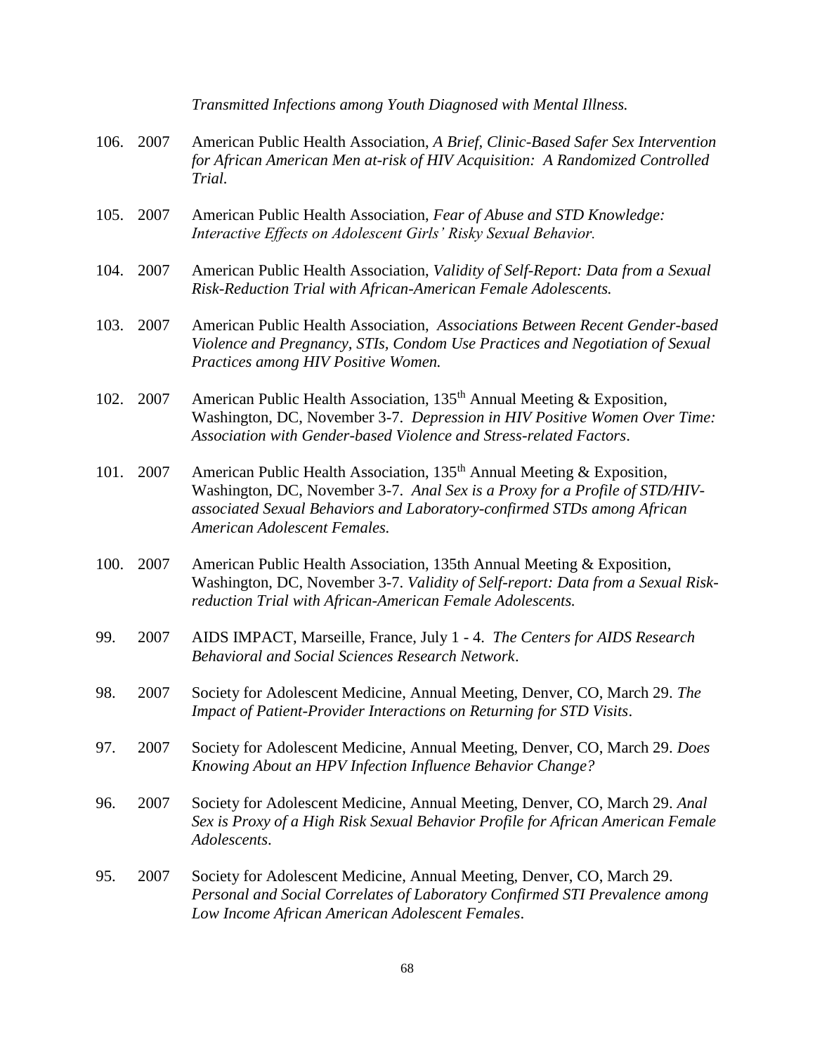*Transmitted Infections among Youth Diagnosed with Mental Illness.*

106. 2007 American Public Health Association, *A Brief, Clinic-Based Safer Sex Intervention for African American Men at-risk of HIV Acquisition: A Randomized Controlled Trial.*

105. 2007 American Public Health Association, *Fear of Abuse and STD Knowledge: Interactive Effects on Adolescent Girls' Risky Sexual Behavior.*

104. 2007 American Public Health Association, *Validity of Self-Report: Data from a Sexual Risk-Reduction Trial with African-American Female Adolescents.*

103. 2007 American Public Health Association, *Associations Between Recent Gender-based Violence and Pregnancy, STIs, Condom Use Practices and Negotiation of Sexual Practices among HIV Positive Women.*

102. 2007 American Public Health Association, 135th Annual Meeting & Exposition, Washington, DC, November 3-7. *Depression in HIV Positive Women Over Time: Association with Gender-based Violence and Stress-related Factors*.

101. 2007 American Public Health Association, 135th Annual Meeting & Exposition, Washington, DC, November 3-7. *Anal Sex is a Proxy for a Profile of STD/HIV-associated Sexual Behaviors and Laboratory-confirmed STDs among African American Adolescent Females.*

100. 2007 American Public Health Association, 135th Annual Meeting & Exposition, Washington, DC, November 3-7. *Validity of Self-report: Data from a Sexual Risk-reduction Trial with African-American Female Adolescents.*

99. 2007 AIDS IMPACT, Marseille, France, July 1 - 4. *The Centers for AIDS Research Behavioral and Social Sciences Research Network*.

98. 2007 Society for Adolescent Medicine, Annual Meeting, Denver, CO, March 29. *The Impact of Patient-Provider Interactions on Returning for STD Visits*.

97. 2007 Society for Adolescent Medicine, Annual Meeting, Denver, CO, March 29. *Does Knowing About an HPV Infection Influence Behavior Change?*

96. 2007 Society for Adolescent Medicine, Annual Meeting, Denver, CO, March 29. *Anal Sex is Proxy of a High Risk Sexual Behavior Profile for African American Female Adolescents*.

95. 2007 Society for Adolescent Medicine, Annual Meeting, Denver, CO, March 29. *Personal and Social Correlates of Laboratory Confirmed STI Prevalence among Low Income African American Adolescent Females*.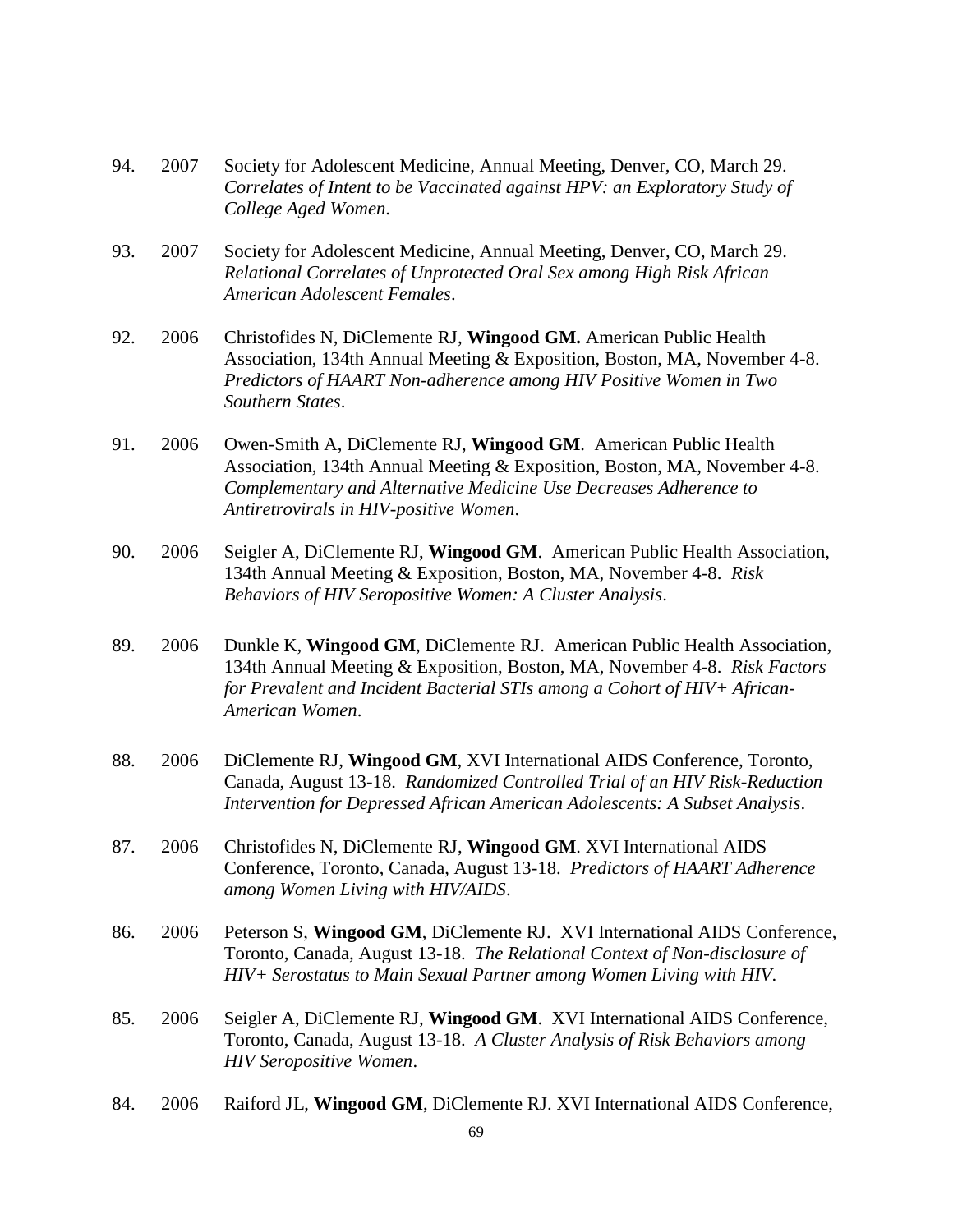94. 2007 Society for Adolescent Medicine, Annual Meeting, Denver, CO, March 29. *Correlates of Intent to be Vaccinated against HPV: an Exploratory Study of College Aged Women*.

93. 2007 Society for Adolescent Medicine, Annual Meeting, Denver, CO, March 29. *Relational Correlates of Unprotected Oral Sex among High Risk African American Adolescent Females*.

92. 2006 Christofides N, DiClemente RJ, **Wingood GM.** American Public Health Association, 134th Annual Meeting & Exposition, Boston, MA, November 4-8. *Predictors of HAART Non-adherence among HIV Positive Women in Two Southern States*.

91. 2006 Owen-Smith A, DiClemente RJ, **Wingood GM**. American Public Health Association, 134th Annual Meeting & Exposition, Boston, MA, November 4-8. *Complementary and Alternative Medicine Use Decreases Adherence to Antiretrovirals in HIV-positive Women*.

90. 2006 Seigler A, DiClemente RJ, **Wingood GM**. American Public Health Association, 134th Annual Meeting & Exposition, Boston, MA, November 4-8. *Risk Behaviors of HIV Seropositive Women: A Cluster Analysis*.

89. 2006 Dunkle K, **Wingood GM**, DiClemente RJ. American Public Health Association, 134th Annual Meeting & Exposition, Boston, MA, November 4-8. *Risk Factors for Prevalent and Incident Bacterial STIs among a Cohort of HIV+ African-American Women*.

88. 2006 DiClemente RJ, **Wingood GM**, XVI International AIDS Conference, Toronto, Canada, August 13-18. *Randomized Controlled Trial of an HIV Risk-Reduction Intervention for Depressed African American Adolescents: A Subset Analysis*.

87. 2006 Christofides N, DiClemente RJ, **Wingood GM**. XVI International AIDS Conference, Toronto, Canada, August 13-18. *Predictors of HAART Adherence among Women Living with HIV/AIDS*.

86. 2006 Peterson S, **Wingood GM**, DiClemente RJ. XVI International AIDS Conference, Toronto, Canada, August 13-18. *The Relational Context of Non-disclosure of HIV+ Serostatus to Main Sexual Partner among Women Living with HIV*.

85. 2006 Seigler A, DiClemente RJ, **Wingood GM**. XVI International AIDS Conference, Toronto, Canada, August 13-18. *A Cluster Analysis of Risk Behaviors among HIV Seropositive Women*.

84. 2006 Raiford JL, **Wingood GM**, DiClemente RJ. XVI International AIDS Conference,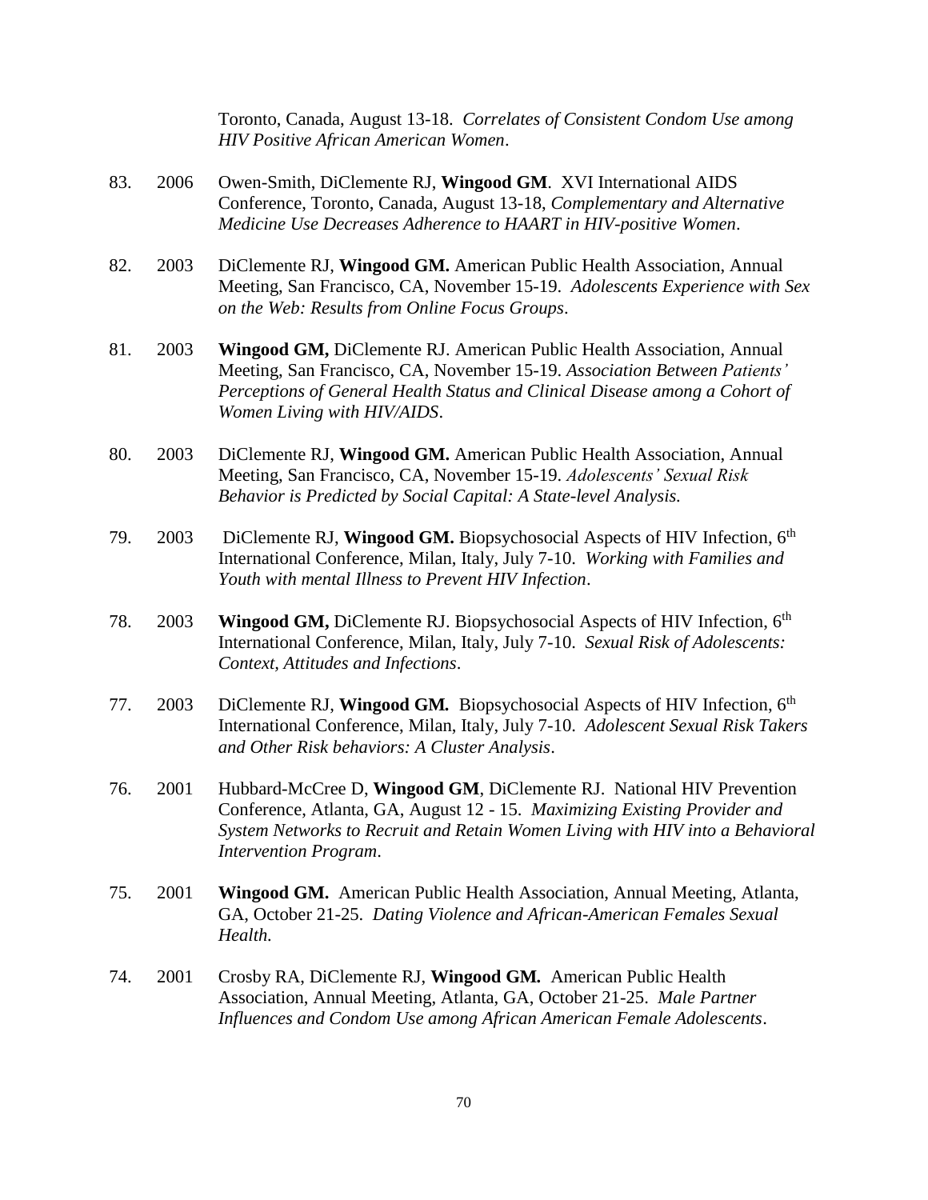Toronto, Canada, August 13-18. *Correlates of Consistent Condom Use among HIV Positive African American Women*.

83. 2006 Owen-Smith, DiClemente RJ, **Wingood GM**. XVI International AIDS Conference, Toronto, Canada, August 13-18, *Complementary and Alternative Medicine Use Decreases Adherence to HAART in HIV-positive Women*.

82. 2003 DiClemente RJ, **Wingood GM.** American Public Health Association, Annual Meeting, San Francisco, CA, November 15-19. *Adolescents Experience with Sex on the Web: Results from Online Focus Groups*.

81. 2003 **Wingood GM,** DiClemente RJ. American Public Health Association, Annual Meeting, San Francisco, CA, November 15-19. *Association Between Patients' Perceptions of General Health Status and Clinical Disease among a Cohort of Women Living with HIV/AIDS*.

80. 2003 DiClemente RJ, **Wingood GM.** American Public Health Association, Annual Meeting, San Francisco, CA, November 15-19. *Adolescents' Sexual Risk Behavior is Predicted by Social Capital: A State-level Analysis.*

79. 2003 DiClemente RJ, **Wingood GM.** Biopsychosocial Aspects of HIV Infection, 6th International Conference, Milan, Italy, July 7-10. *Working with Families and Youth with mental Illness to Prevent HIV Infection*.

78. 2003 **Wingood GM,** DiClemente RJ. Biopsychosocial Aspects of HIV Infection, 6th International Conference, Milan, Italy, July 7-10. *Sexual Risk of Adolescents: Context, Attitudes and Infections*.

77. 2003 DiClemente RJ, **Wingood GM.** Biopsychosocial Aspects of HIV Infection, 6th International Conference, Milan, Italy, July 7-10. *Adolescent Sexual Risk Takers and Other Risk behaviors: A Cluster Analysis*.

76. 2001 Hubbard-McCree D, **Wingood GM**, DiClemente RJ. National HIV Prevention Conference, Atlanta, GA, August 12 - 15. *Maximizing Existing Provider and System Networks to Recruit and Retain Women Living with HIV into a Behavioral Intervention Program*.

75. 2001 **Wingood GM.** American Public Health Association, Annual Meeting, Atlanta, GA, October 21-25. *Dating Violence and African-American Females Sexual Health.*

74. 2001 Crosby RA, DiClemente RJ, **Wingood GM.** American Public Health Association, Annual Meeting, Atlanta, GA, October 21-25. *Male Partner Influences and Condom Use among African American Female Adolescents*.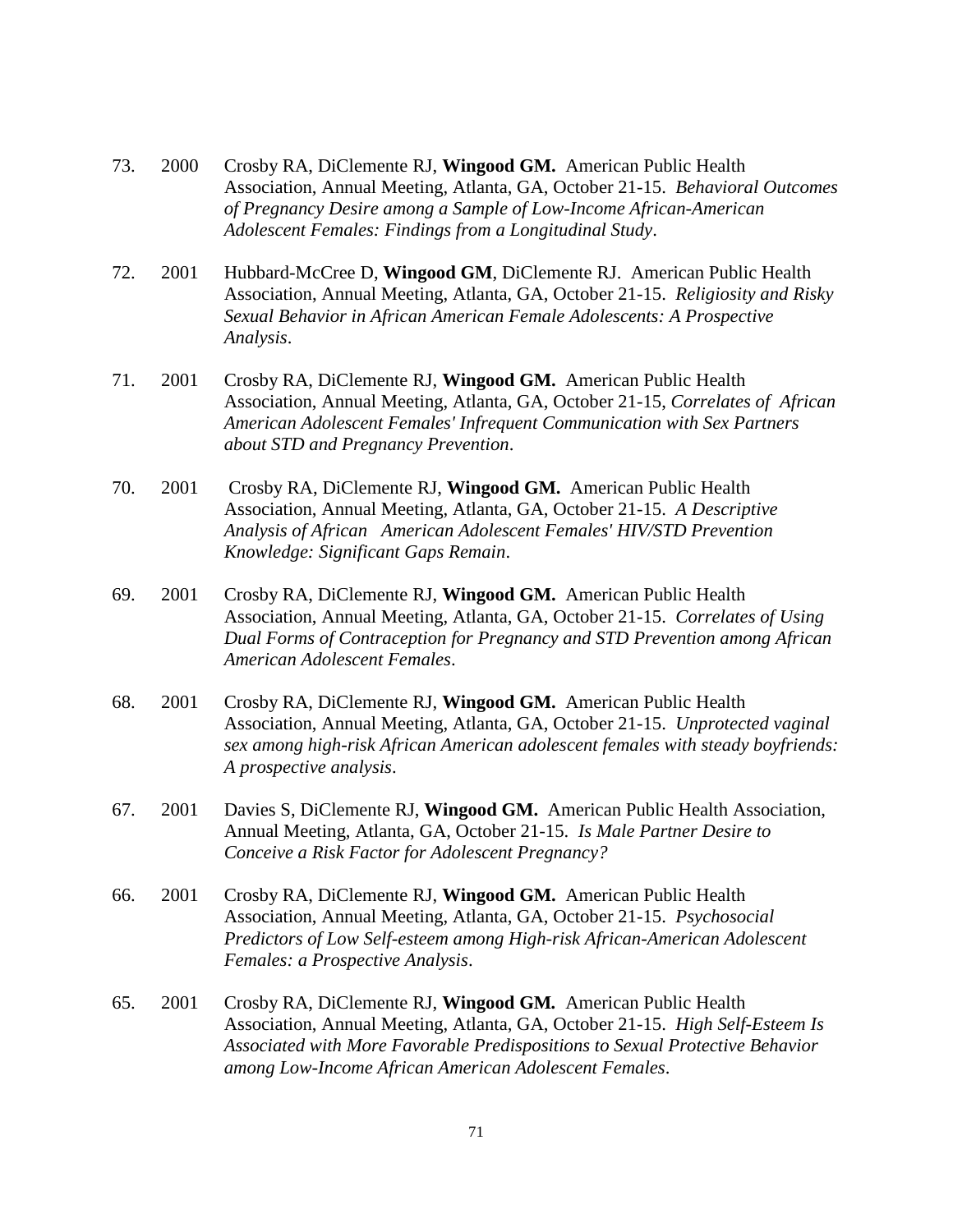73. 2000 Crosby RA, DiClemente RJ, **Wingood GM.** American Public Health Association, Annual Meeting, Atlanta, GA, October 21-15. *Behavioral Outcomes of Pregnancy Desire among a Sample of Low-Income African-American Adolescent Females: Findings from a Longitudinal Study*.

72. 2001 Hubbard-McCree D, **Wingood GM**, DiClemente RJ. American Public Health Association, Annual Meeting, Atlanta, GA, October 21-15. *Religiosity and Risky Sexual Behavior in African American Female Adolescents: A Prospective Analysis*.

71. 2001 Crosby RA, DiClemente RJ, **Wingood GM.** American Public Health Association, Annual Meeting, Atlanta, GA, October 21-15, *Correlates of African American Adolescent Females' Infrequent Communication with Sex Partners about STD and Pregnancy Prevention*.

70. 2001 Crosby RA, DiClemente RJ, **Wingood GM.** American Public Health Association, Annual Meeting, Atlanta, GA, October 21-15. *A Descriptive Analysis of African American Adolescent Females' HIV/STD Prevention Knowledge: Significant Gaps Remain*.

69. 2001 Crosby RA, DiClemente RJ, **Wingood GM.** American Public Health Association, Annual Meeting, Atlanta, GA, October 21-15. *Correlates of Using Dual Forms of Contraception for Pregnancy and STD Prevention among African American Adolescent Females*.

68. 2001 Crosby RA, DiClemente RJ, **Wingood GM.** American Public Health Association, Annual Meeting, Atlanta, GA, October 21-15. *Unprotected vaginal sex among high-risk African American adolescent females with steady boyfriends: A prospective analysis*.

67. 2001 Davies S, DiClemente RJ, **Wingood GM.** American Public Health Association, Annual Meeting, Atlanta, GA, October 21-15. *Is Male Partner Desire to Conceive a Risk Factor for Adolescent Pregnancy?*

66. 2001 Crosby RA, DiClemente RJ, **Wingood GM.** American Public Health Association, Annual Meeting, Atlanta, GA, October 21-15. *Psychosocial Predictors of Low Self-esteem among High-risk African-American Adolescent Females: a Prospective Analysis*.

65. 2001 Crosby RA, DiClemente RJ, **Wingood GM.** American Public Health Association, Annual Meeting, Atlanta, GA, October 21-15. *High Self-Esteem Is Associated with More Favorable Predispositions to Sexual Protective Behavior among Low-Income African American Adolescent Females*.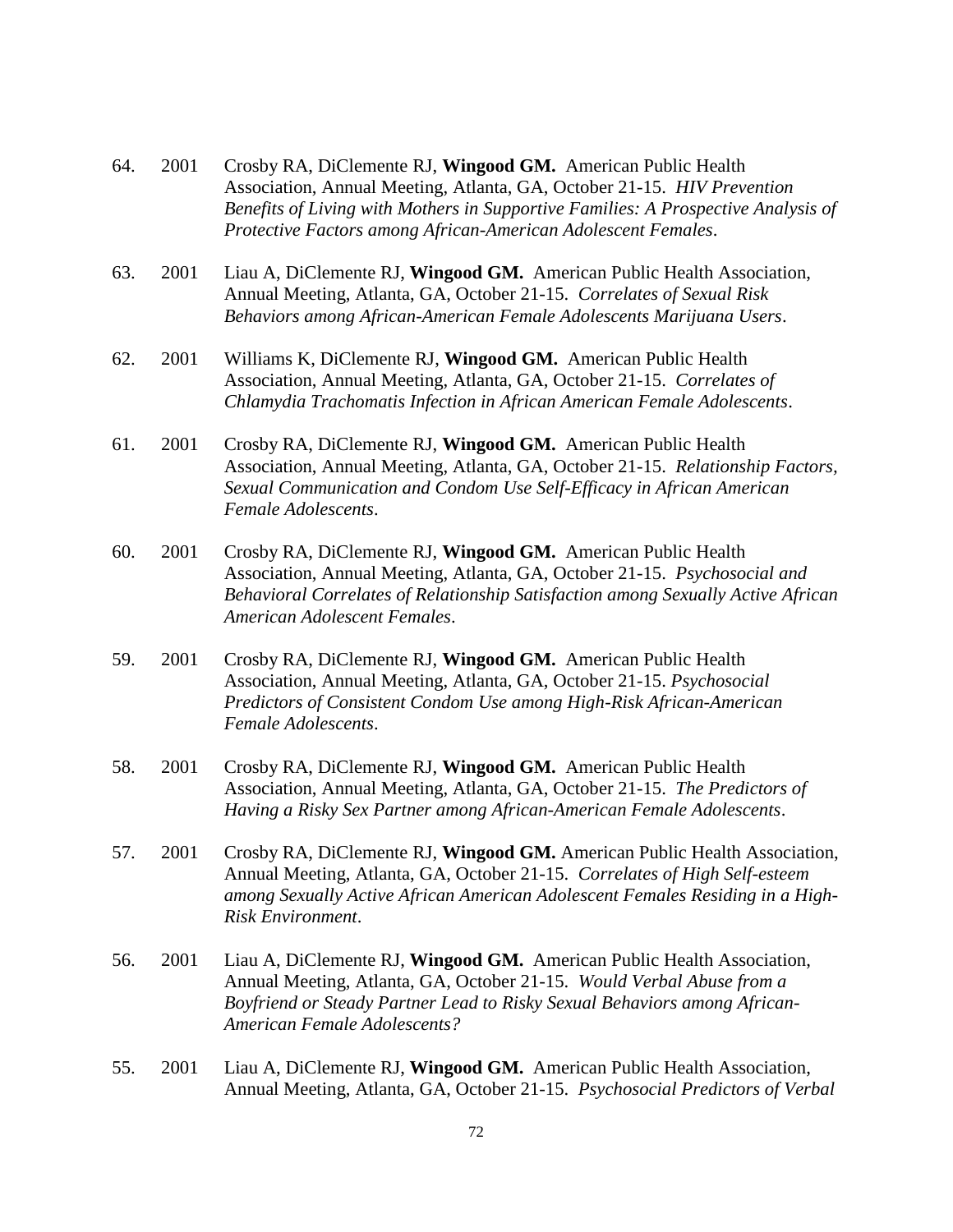64. 2001 Crosby RA, DiClemente RJ, **Wingood GM.** American Public Health Association, Annual Meeting, Atlanta, GA, October 21-15. *HIV Prevention Benefits of Living with Mothers in Supportive Families: A Prospective Analysis of Protective Factors among African-American Adolescent Females*.

63. 2001 Liau A, DiClemente RJ, **Wingood GM.** American Public Health Association, Annual Meeting, Atlanta, GA, October 21-15. *Correlates of Sexual Risk Behaviors among African-American Female Adolescents Marijuana Users*.

62. 2001 Williams K, DiClemente RJ, **Wingood GM.** American Public Health Association, Annual Meeting, Atlanta, GA, October 21-15. *Correlates of Chlamydia Trachomatis Infection in African American Female Adolescents*.

61. 2001 Crosby RA, DiClemente RJ, **Wingood GM.** American Public Health Association, Annual Meeting, Atlanta, GA, October 21-15. *Relationship Factors, Sexual Communication and Condom Use Self-Efficacy in African American Female Adolescents*.

60. 2001 Crosby RA, DiClemente RJ, **Wingood GM.** American Public Health Association, Annual Meeting, Atlanta, GA, October 21-15. *Psychosocial and Behavioral Correlates of Relationship Satisfaction among Sexually Active African American Adolescent Females*.

59. 2001 Crosby RA, DiClemente RJ, **Wingood GM.** American Public Health Association, Annual Meeting, Atlanta, GA, October 21-15. *Psychosocial Predictors of Consistent Condom Use among High-Risk African-American Female Adolescents*.

58. 2001 Crosby RA, DiClemente RJ, **Wingood GM.** American Public Health Association, Annual Meeting, Atlanta, GA, October 21-15. *The Predictors of Having a Risky Sex Partner among African-American Female Adolescents*.

57. 2001 Crosby RA, DiClemente RJ, **Wingood GM.** American Public Health Association, Annual Meeting, Atlanta, GA, October 21-15. *Correlates of High Self-esteem among Sexually Active African American Adolescent Females Residing in a High-Risk Environment*.

56. 2001 Liau A, DiClemente RJ, **Wingood GM.** American Public Health Association, Annual Meeting, Atlanta, GA, October 21-15. *Would Verbal Abuse from a Boyfriend or Steady Partner Lead to Risky Sexual Behaviors among African-American Female Adolescents?*

55. 2001 Liau A, DiClemente RJ, **Wingood GM.** American Public Health Association, Annual Meeting, Atlanta, GA, October 21-15. *Psychosocial Predictors of Verbal*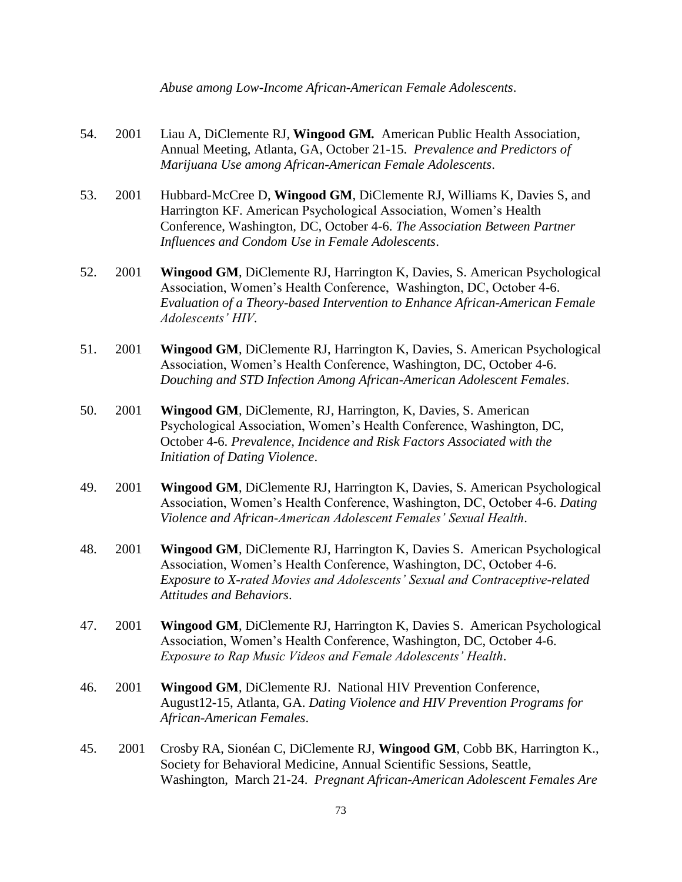*Abuse among Low-Income African-American Female Adolescents*.

54. 2001 Liau A, DiClemente RJ, **Wingood GM.** American Public Health Association, Annual Meeting, Atlanta, GA, October 21-15. *Prevalence and Predictors of Marijuana Use among African-American Female Adolescents*.

53. 2001 Hubbard-McCree D, **Wingood GM**, DiClemente RJ, Williams K, Davies S, and Harrington KF. American Psychological Association, Women's Health Conference, Washington, DC, October 4-6. *The Association Between Partner Influences and Condom Use in Female Adolescents*.

52. 2001 **Wingood GM**, DiClemente RJ, Harrington K, Davies, S. American Psychological Association, Women's Health Conference, Washington, DC, October 4-6. *Evaluation of a Theory-based Intervention to Enhance African-American Female Adolescents' HIV*.

51. 2001 **Wingood GM**, DiClemente RJ, Harrington K, Davies, S. American Psychological Association, Women's Health Conference, Washington, DC, October 4-6. *Douching and STD Infection Among African-American Adolescent Females*.

50. 2001 **Wingood GM**, DiClemente, RJ, Harrington, K, Davies, S. American Psychological Association, Women's Health Conference, Washington, DC, October 4-6. *Prevalence, Incidence and Risk Factors Associated with the Initiation of Dating Violence*.

49. 2001 **Wingood GM**, DiClemente RJ, Harrington K, Davies, S. American Psychological Association, Women's Health Conference, Washington, DC, October 4-6. *Dating Violence and African-American Adolescent Females' Sexual Health*.

48. 2001 **Wingood GM**, DiClemente RJ, Harrington K, Davies S. American Psychological Association, Women's Health Conference, Washington, DC, October 4-6. *Exposure to X-rated Movies and Adolescents' Sexual and Contraceptive-related Attitudes and Behaviors*.

47. 2001 **Wingood GM**, DiClemente RJ, Harrington K, Davies S. American Psychological Association, Women's Health Conference, Washington, DC, October 4-6. *Exposure to Rap Music Videos and Female Adolescents' Health*.

46. 2001 **Wingood GM**, DiClemente RJ. National HIV Prevention Conference, August12-15, Atlanta, GA. *Dating Violence and HIV Prevention Programs for African-American Females*.

45. 2001 Crosby RA, Sionéan C, DiClemente RJ, **Wingood GM**, Cobb BK, Harrington K., Society for Behavioral Medicine, Annual Scientific Sessions, Seattle, Washington, March 21-24. *Pregnant African-American Adolescent Females Are*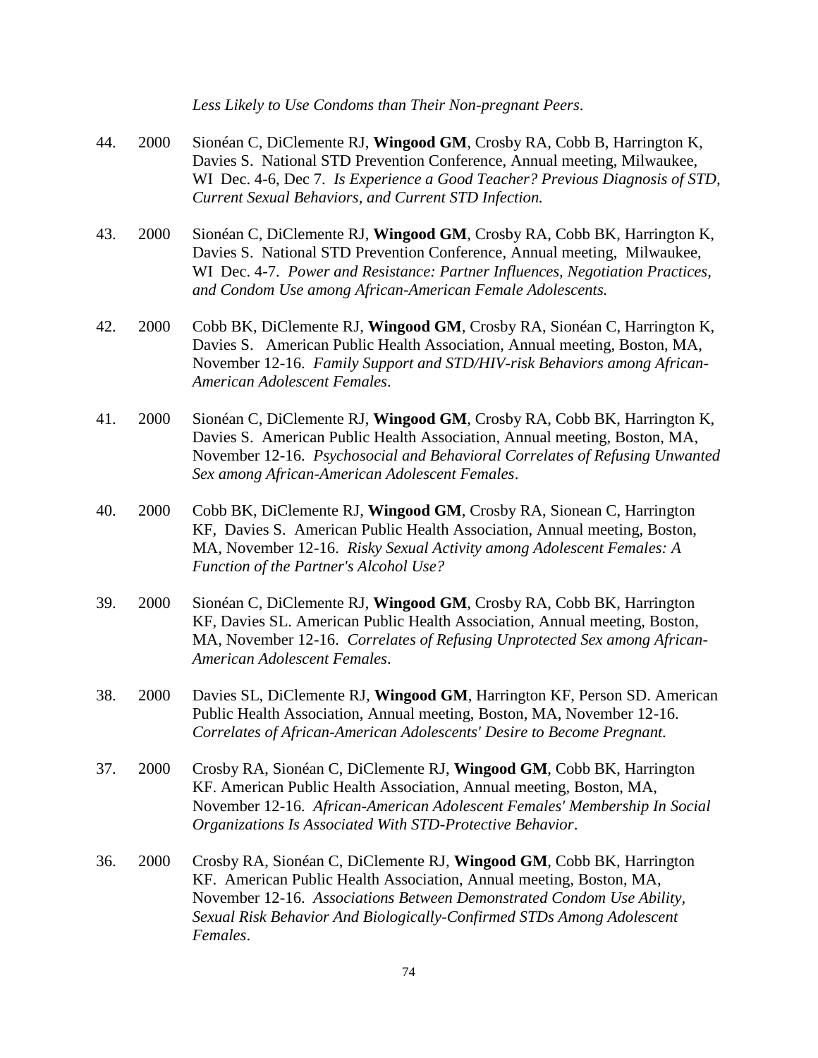*Less Likely to Use Condoms than Their Non-pregnant Peers*.

44. 2000 Sionéan C, DiClemente RJ, **Wingood GM**, Crosby RA, Cobb B, Harrington K, Davies S. National STD Prevention Conference, Annual meeting, Milwaukee, WI Dec. 4-6, Dec 7. *Is Experience a Good Teacher? Previous Diagnosis of STD, Current Sexual Behaviors, and Current STD Infection.*

43. 2000 Sionéan C, DiClemente RJ, **Wingood GM**, Crosby RA, Cobb BK, Harrington K, Davies S. National STD Prevention Conference, Annual meeting, Milwaukee, WI Dec. 4-7. *Power and Resistance: Partner Influences, Negotiation Practices, and Condom Use among African-American Female Adolescents.*

42. 2000 Cobb BK, DiClemente RJ, **Wingood GM**, Crosby RA, Sionéan C, Harrington K, Davies S. American Public Health Association, Annual meeting, Boston, MA, November 12-16. *Family Support and STD/HIV-risk Behaviors among African-American Adolescent Females*.

41. 2000 Sionéan C, DiClemente RJ, **Wingood GM**, Crosby RA, Cobb BK, Harrington K, Davies S. American Public Health Association, Annual meeting, Boston, MA, November 12-16. *Psychosocial and Behavioral Correlates of Refusing Unwanted Sex among African-American Adolescent Females*.

40. 2000 Cobb BK, DiClemente RJ, **Wingood GM**, Crosby RA, Sionean C, Harrington KF, Davies S. American Public Health Association, Annual meeting, Boston, MA, November 12-16. *Risky Sexual Activity among Adolescent Females: A Function of the Partner's Alcohol Use?*

39. 2000 Sionéan C, DiClemente RJ, **Wingood GM**, Crosby RA, Cobb BK, Harrington KF, Davies SL. American Public Health Association, Annual meeting, Boston, MA, November 12-16. *Correlates of Refusing Unprotected Sex among African-American Adolescent Females*.

38. 2000 Davies SL, DiClemente RJ, **Wingood GM**, Harrington KF, Person SD. American Public Health Association, Annual meeting, Boston, MA, November 12-16. *Correlates of African-American Adolescents' Desire to Become Pregnant.*

37. 2000 Crosby RA, Sionéan C, DiClemente RJ, **Wingood GM**, Cobb BK, Harrington KF. American Public Health Association, Annual meeting, Boston, MA, November 12-16. *African-American Adolescent Females' Membership In Social Organizations Is Associated With STD-Protective Behavior*.

36. 2000 Crosby RA, Sionéan C, DiClemente RJ, **Wingood GM**, Cobb BK, Harrington KF. American Public Health Association, Annual meeting, Boston, MA, November 12-16. *Associations Between Demonstrated Condom Use Ability, Sexual Risk Behavior And Biologically-Confirmed STDs Among Adolescent Females*.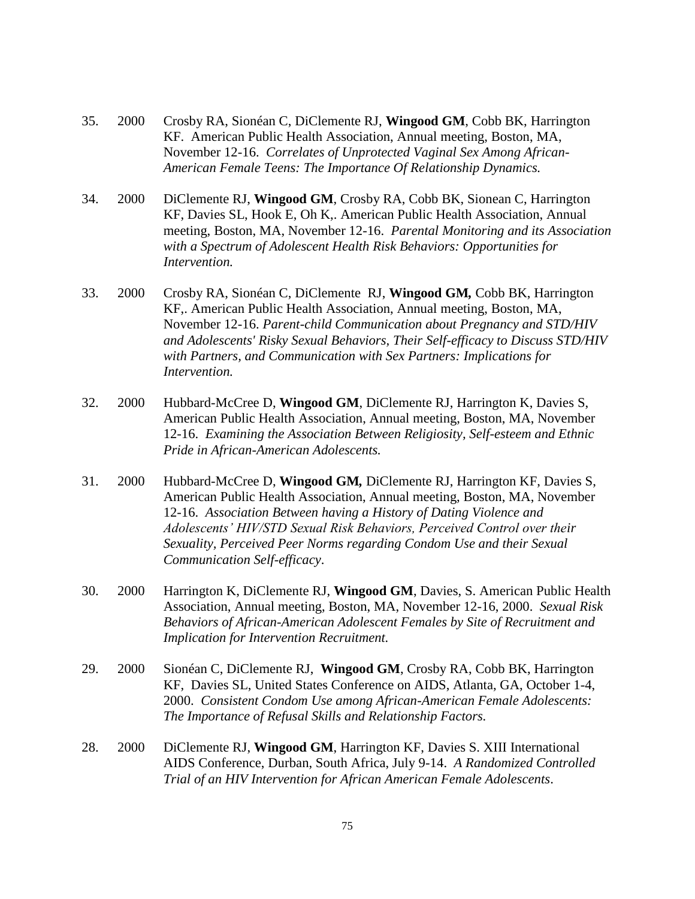35. 2000 Crosby RA, Sionéan C, DiClemente RJ, **Wingood GM**, Cobb BK, Harrington KF. American Public Health Association, Annual meeting, Boston, MA, November 12-16. *Correlates of Unprotected Vaginal Sex Among African-American Female Teens: The Importance Of Relationship Dynamics.*

34. 2000 DiClemente RJ, **Wingood GM**, Crosby RA, Cobb BK, Sionean C, Harrington KF, Davies SL, Hook E, Oh K,. American Public Health Association, Annual meeting, Boston, MA, November 12-16. *Parental Monitoring and its Association with a Spectrum of Adolescent Health Risk Behaviors: Opportunities for Intervention.*

33. 2000 Crosby RA, Sionéan C, DiClemente RJ, **Wingood GM,** Cobb BK, Harrington KF,. American Public Health Association, Annual meeting, Boston, MA, November 12-16. *Parent-child Communication about Pregnancy and STD/HIV and Adolescents' Risky Sexual Behaviors, Their Self-efficacy to Discuss STD/HIV with Partners, and Communication with Sex Partners: Implications for Intervention.*

32. 2000 Hubbard-McCree D, **Wingood GM**, DiClemente RJ, Harrington K, Davies S, American Public Health Association, Annual meeting, Boston, MA, November 12-16. *Examining the Association Between Religiosity, Self-esteem and Ethnic Pride in African-American Adolescents.*

31. 2000 Hubbard-McCree D, **Wingood GM,** DiClemente RJ, Harrington KF, Davies S, American Public Health Association, Annual meeting, Boston, MA, November 12-16. *Association Between having a History of Dating Violence and Adolescents' HIV/STD Sexual Risk Behaviors, Perceived Control over their Sexuality, Perceived Peer Norms regarding Condom Use and their Sexual Communication Self-efficacy*.

30. 2000 Harrington K, DiClemente RJ, **Wingood GM**, Davies, S. American Public Health Association, Annual meeting, Boston, MA, November 12-16, 2000. *Sexual Risk Behaviors of African-American Adolescent Females by Site of Recruitment and Implication for Intervention Recruitment.*

29. 2000 Sionéan C, DiClemente RJ, **Wingood GM**, Crosby RA, Cobb BK, Harrington KF, Davies SL, United States Conference on AIDS, Atlanta, GA, October 1-4, 2000. *Consistent Condom Use among African-American Female Adolescents: The Importance of Refusal Skills and Relationship Factors.*

28. 2000 DiClemente RJ, **Wingood GM**, Harrington KF, Davies S. XIII International AIDS Conference, Durban, South Africa, July 9-14. *A Randomized Controlled Trial of an HIV Intervention for African American Female Adolescents*.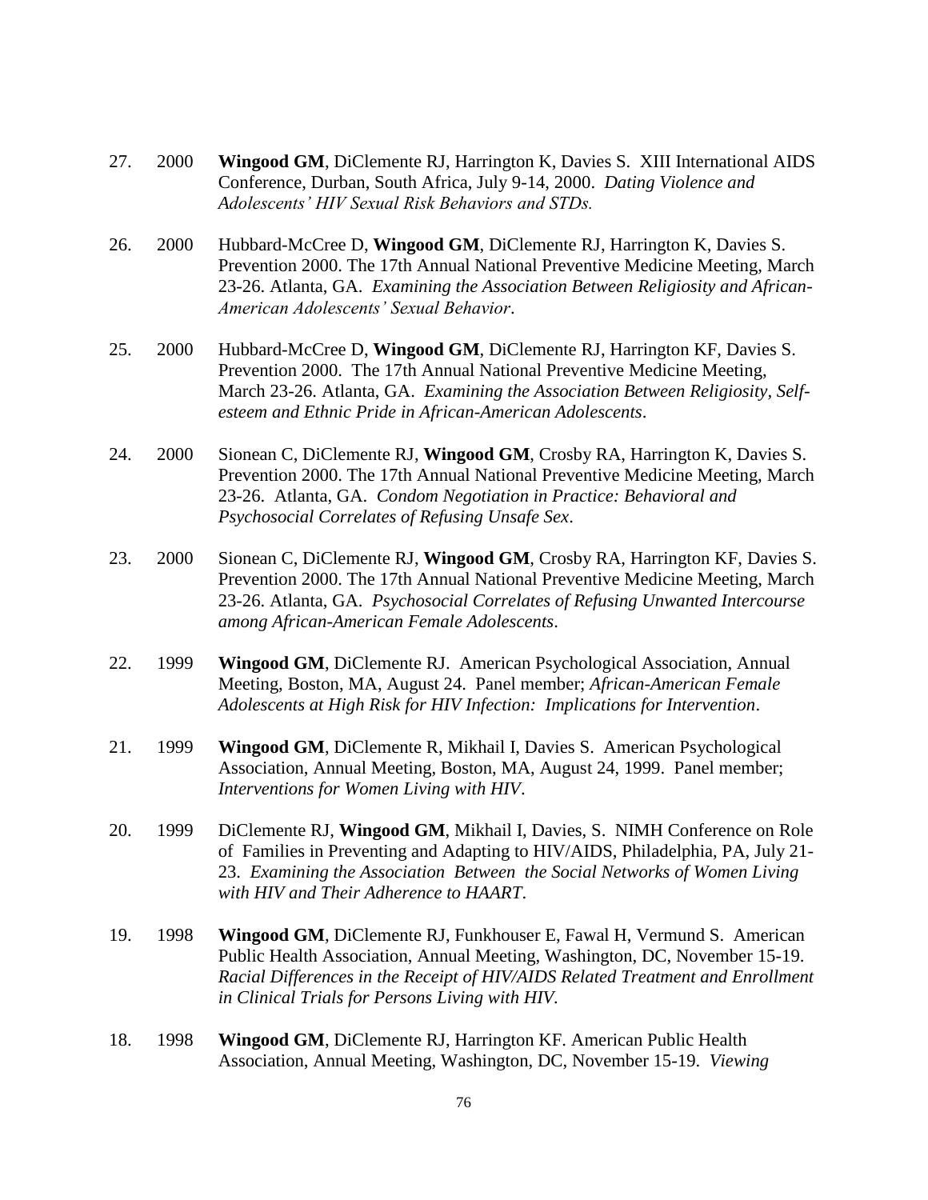27. 2000 **Wingood GM**, DiClemente RJ, Harrington K, Davies S. XIII International AIDS Conference, Durban, South Africa, July 9-14, 2000. *Dating Violence and Adolescents' HIV Sexual Risk Behaviors and STDs.*

26. 2000 Hubbard-McCree D, **Wingood GM**, DiClemente RJ, Harrington K, Davies S. Prevention 2000. The 17th Annual National Preventive Medicine Meeting, March 23-26. Atlanta, GA. *Examining the Association Between Religiosity and African-American Adolescents' Sexual Behavior*.

25. 2000 Hubbard-McCree D, **Wingood GM**, DiClemente RJ, Harrington KF, Davies S. Prevention 2000. The 17th Annual National Preventive Medicine Meeting, March 23-26. Atlanta, GA. *Examining the Association Between Religiosity, Self-esteem and Ethnic Pride in African-American Adolescents*.

24. 2000 Sionean C, DiClemente RJ, **Wingood GM**, Crosby RA, Harrington K, Davies S. Prevention 2000. The 17th Annual National Preventive Medicine Meeting, March 23-26. Atlanta, GA. *Condom Negotiation in Practice: Behavioral and Psychosocial Correlates of Refusing Unsafe Sex*.

23. 2000 Sionean C, DiClemente RJ, **Wingood GM**, Crosby RA, Harrington KF, Davies S. Prevention 2000. The 17th Annual National Preventive Medicine Meeting, March 23-26. Atlanta, GA. *Psychosocial Correlates of Refusing Unwanted Intercourse among African-American Female Adolescents*.

22. 1999 **Wingood GM**, DiClemente RJ. American Psychological Association, Annual Meeting, Boston, MA, August 24. Panel member; *African-American Female Adolescents at High Risk for HIV Infection: Implications for Intervention*.

21. 1999 **Wingood GM**, DiClemente R, Mikhail I, Davies S. American Psychological Association, Annual Meeting, Boston, MA, August 24, 1999. Panel member; *Interventions for Women Living with HIV*.

20. 1999 DiClemente RJ, **Wingood GM**, Mikhail I, Davies, S. NIMH Conference on Role of Families in Preventing and Adapting to HIV/AIDS, Philadelphia, PA, July 21-23. *Examining the Association Between the Social Networks of Women Living with HIV and Their Adherence to HAART*.

19. 1998 **Wingood GM**, DiClemente RJ, Funkhouser E, Fawal H, Vermund S. American Public Health Association, Annual Meeting, Washington, DC, November 15-19. *Racial Differences in the Receipt of HIV/AIDS Related Treatment and Enrollment in Clinical Trials for Persons Living with HIV.*

18. 1998 **Wingood GM**, DiClemente RJ, Harrington KF. American Public Health Association, Annual Meeting, Washington, DC, November 15-19. *Viewing*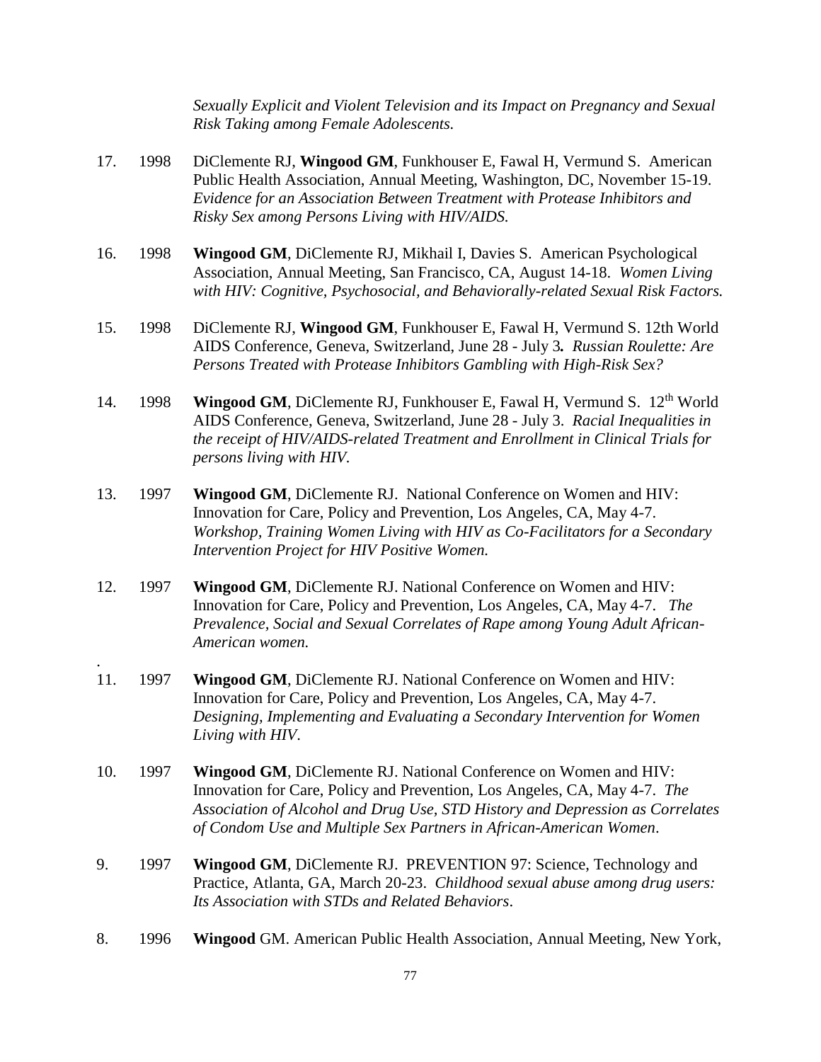*Sexually Explicit and Violent Television and its Impact on Pregnancy and Sexual Risk Taking among Female Adolescents.*

17. 1998 DiClemente RJ, **Wingood GM**, Funkhouser E, Fawal H, Vermund S. American Public Health Association, Annual Meeting, Washington, DC, November 15-19. *Evidence for an Association Between Treatment with Protease Inhibitors and Risky Sex among Persons Living with HIV/AIDS.*

16. 1998 **Wingood GM**, DiClemente RJ, Mikhail I, Davies S. American Psychological Association, Annual Meeting, San Francisco, CA, August 14-18. *Women Living with HIV: Cognitive, Psychosocial, and Behaviorally-related Sexual Risk Factors.*

15. 1998 DiClemente RJ, **Wingood GM**, Funkhouser E, Fawal H, Vermund S. 12th World AIDS Conference, Geneva, Switzerland, June 28 - July 3. *Russian Roulette: Are Persons Treated with Protease Inhibitors Gambling with High-Risk Sex?*

14. 1998 **Wingood GM**, DiClemente RJ, Funkhouser E, Fawal H, Vermund S. 12th World AIDS Conference, Geneva, Switzerland, June 28 - July 3. *Racial Inequalities in the receipt of HIV/AIDS-related Treatment and Enrollment in Clinical Trials for persons living with HIV.*

13. 1997 **Wingood GM**, DiClemente RJ. National Conference on Women and HIV: Innovation for Care, Policy and Prevention, Los Angeles, CA, May 4-7. *Workshop, Training Women Living with HIV as Co-Facilitators for a Secondary Intervention Project for HIV Positive Women.*

12. 1997 **Wingood GM**, DiClemente RJ. National Conference on Women and HIV: Innovation for Care, Policy and Prevention, Los Angeles, CA, May 4-7. *The Prevalence, Social and Sexual Correlates of Rape among Young Adult African-American women.*

11. 1997 **Wingood GM**, DiClemente RJ. National Conference on Women and HIV: Innovation for Care, Policy and Prevention, Los Angeles, CA, May 4-7. *Designing, Implementing and Evaluating a Secondary Intervention for Women Living with HIV*.

10. 1997 **Wingood GM**, DiClemente RJ. National Conference on Women and HIV: Innovation for Care, Policy and Prevention, Los Angeles, CA, May 4-7. *The Association of Alcohol and Drug Use, STD History and Depression as Correlates of Condom Use and Multiple Sex Partners in African-American Women*.

9. 1997 **Wingood GM**, DiClemente RJ. PREVENTION 97: Science, Technology and Practice, Atlanta, GA, March 20-23. *Childhood sexual abuse among drug users: Its Association with STDs and Related Behaviors*.

8. 1996 **Wingood** GM. American Public Health Association, Annual Meeting, New York,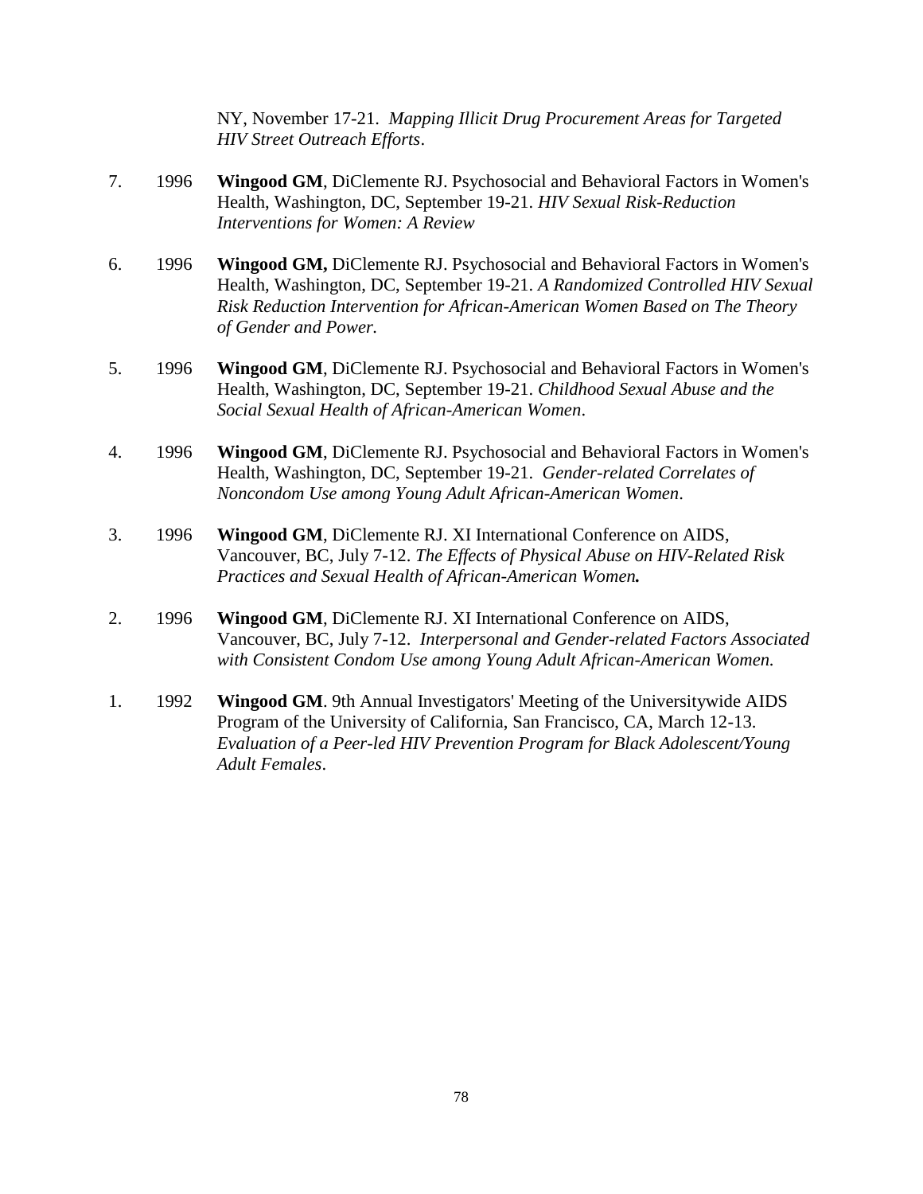NY, November 17-21. *Mapping Illicit Drug Procurement Areas for Targeted HIV Street Outreach Efforts*.

7. 1996 **Wingood GM**, DiClemente RJ. Psychosocial and Behavioral Factors in Women's Health, Washington, DC, September 19-21. *HIV Sexual Risk-Reduction Interventions for Women: A Review*

6. 1996 **Wingood GM,** DiClemente RJ. Psychosocial and Behavioral Factors in Women's Health, Washington, DC, September 19-21. *A Randomized Controlled HIV Sexual Risk Reduction Intervention for African-American Women Based on The Theory of Gender and Power.*

5. 1996 **Wingood GM**, DiClemente RJ. Psychosocial and Behavioral Factors in Women's Health, Washington, DC, September 19-21. *Childhood Sexual Abuse and the Social Sexual Health of African-American Women*.

4. 1996 **Wingood GM**, DiClemente RJ. Psychosocial and Behavioral Factors in Women's Health, Washington, DC, September 19-21. *Gender-related Correlates of Noncondom Use among Young Adult African-American Women*.

3. 1996 **Wingood GM**, DiClemente RJ. XI International Conference on AIDS, Vancouver, BC, July 7-12. *The Effects of Physical Abuse on HIV-Related Risk Practices and Sexual Health of African-American Women.*

2. 1996 **Wingood GM**, DiClemente RJ. XI International Conference on AIDS, Vancouver, BC, July 7-12. *Interpersonal and Gender-related Factors Associated with Consistent Condom Use among Young Adult African-American Women.*

1. 1992 **Wingood GM**. 9th Annual Investigators' Meeting of the Universitywide AIDS Program of the University of California, San Francisco, CA, March 12-13. *Evaluation of a Peer-led HIV Prevention Program for Black Adolescent/Young Adult Females*.